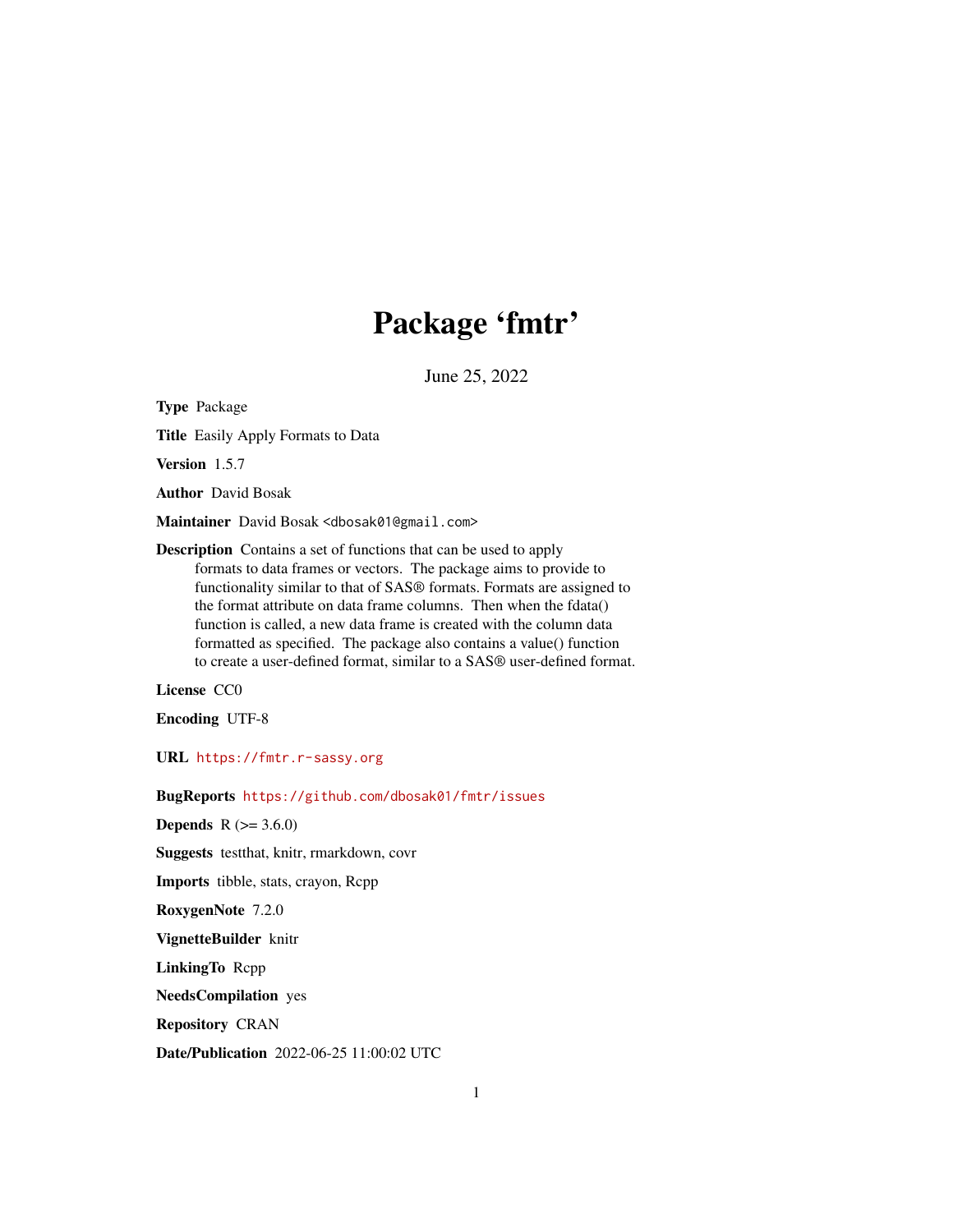# Package 'fmtr'

June 25, 2022

**Type** Package

**Title** Easily Apply Formats to Data

**Version** 1.5.7

**Author** David Bosak

**Maintainer** David Bosak <dbosak01@gmail.com>

**Description** Contains a set of functions that can be used to apply formats to data frames or vectors. The package aims to provide to functionality similar to that of SAS® formats. Formats are assigned to the format attribute on data frame columns. Then when the fdata() function is called, a new data frame is created with the column data formatted as specified. The package also contains a value() function to create a user-defined format, similar to a SAS® user-defined format.

**License** CC0

**Encoding** UTF-8

**URL** https://fmtr.r-sassy.org

**BugReports** https://github.com/dbosak01/fmtr/issues

**Depends** R (>= 3.6.0)

**Suggests** testthat, knitr, rmarkdown, covr

**Imports** tibble, stats, crayon, Rcpp

**RoxygenNote** 7.2.0

**VignetteBuilder** knitr

**LinkingTo** Rcpp

**NeedsCompilation** yes

**Repository** CRAN

**Date/Publication** 2022-06-25 11:00:02 UTC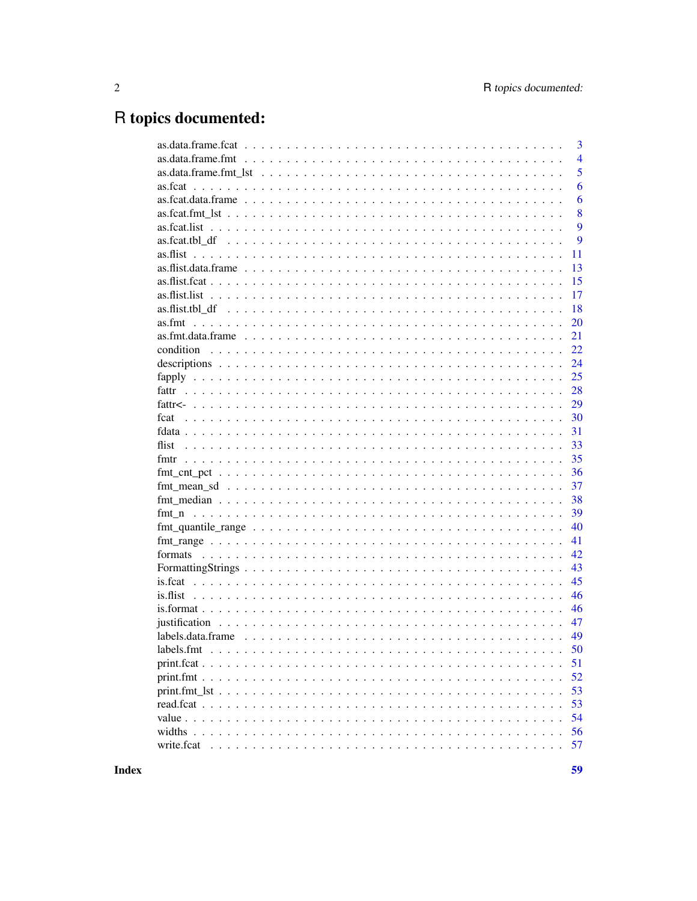# R topics documented:

| | |
|---|---|
| as.data.frame.fcat | 3 |
| as.data.frame.fmt | 4 |
| as.data.frame.fmt_lst | 5 |
| as.fcat | 6 |
| as.fcat.data.frame | 6 |
| as.fcat.fmt_lst | 8 |
| as.fcat.list | 9 |
| as.fcat.tbl_df | 9 |
| as.flist | 11 |
| as.flist.data.frame | 13 |
| as.flist.fcat | 15 |
| as.flist.list | 17 |
| as.flist.tbl_df | 18 |
| as.fmt | 20 |
| as.fmt.data.frame | 21 |
| condition | 22 |
| descriptions | 24 |
| fapply | 25 |
| fattr | 28 |
| fattr<- | 29 |
| fcat | 30 |
| fdata | 31 |
| flist | 33 |
| fmtr | 35 |
| fmt_cnt_pct | 36 |
| fmt_mean_sd | 37 |
| fmt_median | 38 |
| fmt_n | 39 |
| fmt_quantile_range | 40 |
| fmt_range | 41 |
| formats | 42 |
| FormattingStrings | 43 |
| is.fcat | 45 |
| is.flist | 46 |
| is.format | 46 |
| justification | 47 |
| labels.data.frame | 49 |
| labels.fmt | 50 |
| print.fcat | 51 |
| print.fmt | 52 |
| print.fmt_lst | 53 |
| read.fcat | 53 |
| value | 54 |
| widths | 56 |
| write.fcat | 57 |

**Index** **59**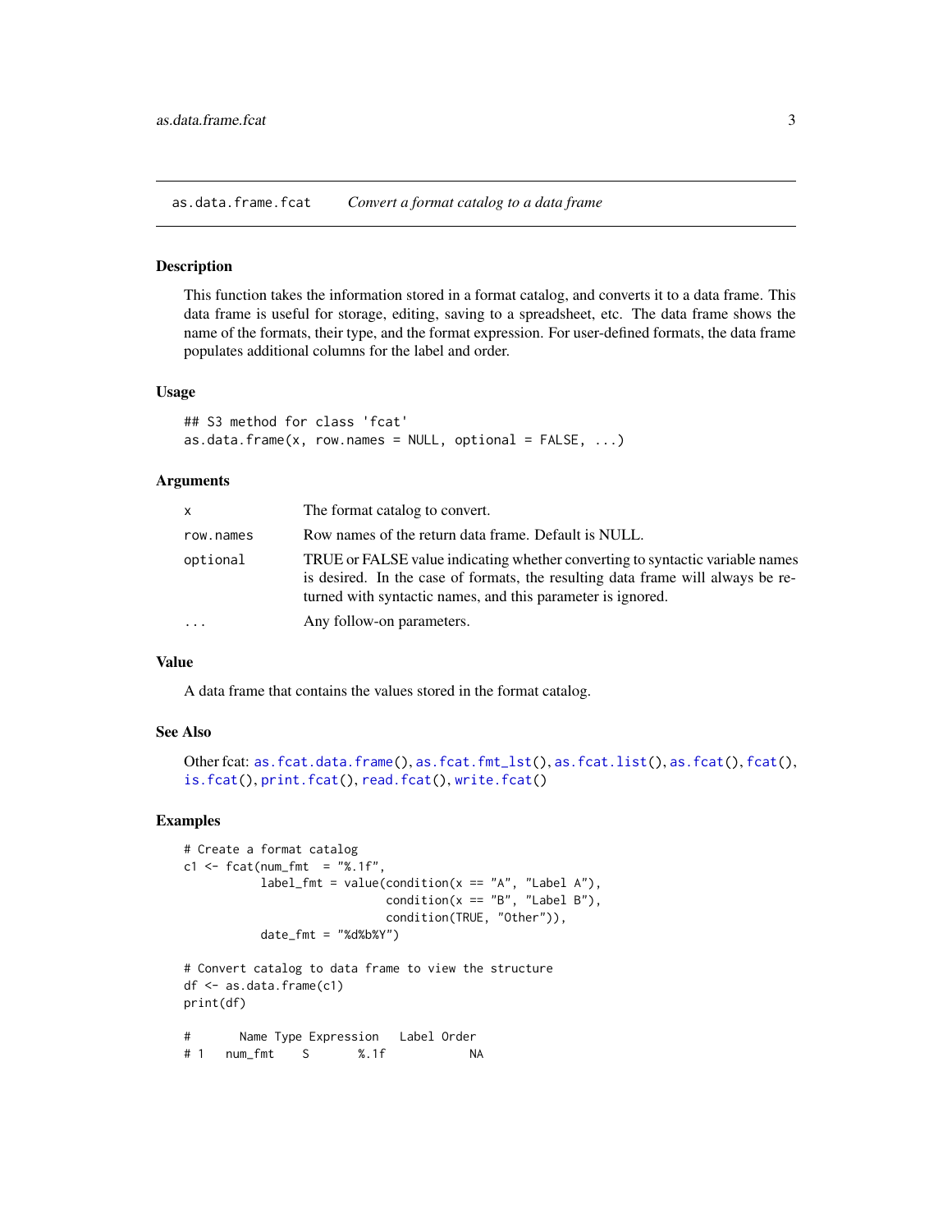## as.data.frame.fcat — *Convert a format catalog to a data frame*

### Description

This function takes the information stored in a format catalog, and converts it to a data frame. This data frame is useful for storage, editing, saving to a spreadsheet, etc. The data frame shows the name of the formats, their type, and the format expression. For user-defined formats, the data frame populates additional columns for the label and order.

### Usage

```
## S3 method for class 'fcat'
as.data.frame(x, row.names = NULL, optional = FALSE, ...)
```

### Arguments

| | |
|---|---|
| `x` | The format catalog to convert. |
| `row.names` | Row names of the return data frame. Default is NULL. |
| `optional` | TRUE or FALSE value indicating whether converting to syntactic variable names is desired. In the case of formats, the resulting data frame will always be returned with syntactic names, and this parameter is ignored. |
| `...` | Any follow-on parameters. |

### Value

A data frame that contains the values stored in the format catalog.

### See Also

Other fcat: `as.fcat.data.frame()`, `as.fcat.fmt_lst()`, `as.fcat.list()`, `as.fcat()`, `fcat()`, `is.fcat()`, `print.fcat()`, `read.fcat()`, `write.fcat()`

### Examples

```
# Create a format catalog
c1 <- fcat(num_fmt  = "%.1f",
           label_fmt = value(condition(x == "A", "Label A"),
                             condition(x == "B", "Label B"),
                             condition(TRUE, "Other")),
           date_fmt = "%d%b%Y")

# Convert catalog to data frame to view the structure
df <- as.data.frame(c1)
print(df)

#       Name Type Expression   Label Order
# 1   num_fmt    S       %.1f            NA
```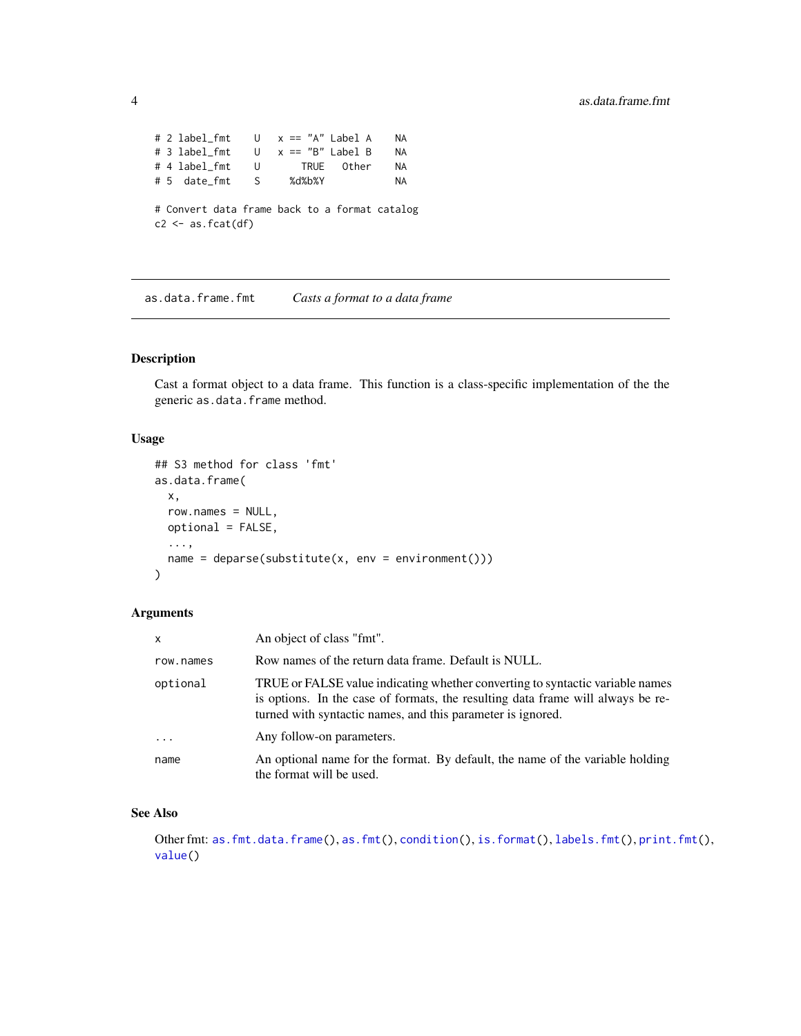```
# 2 label_fmt    U   x == "A" Label A    NA
# 3 label_fmt    U   x == "B" Label B    NA
# 4 label_fmt    U       TRUE   Other    NA
# 5  date_fmt    S     %d%b%Y            NA

# Convert data frame back to a format catalog
c2 <- as.fcat(df)
```

## as.data.frame.fmt — *Casts a format to a data frame*

### Description

Cast a format object to a data frame. This function is a class-specific implementation of the the generic `as.data.frame` method.

### Usage

```
## S3 method for class 'fmt'
as.data.frame(
  x,
  row.names = NULL,
  optional = FALSE,
  ...,
  name = deparse(substitute(x, env = environment()))
)
```

### Arguments

| | |
|---|---|
| `x` | An object of class "fmt". |
| `row.names` | Row names of the return data frame. Default is NULL. |
| `optional` | TRUE or FALSE value indicating whether converting to syntactic variable names is options. In the case of formats, the resulting data frame will always be returned with syntactic names, and this parameter is ignored. |
| `...` | Any follow-on parameters. |
| `name` | An optional name for the format. By default, the name of the variable holding the format will be used. |

### See Also

Other fmt: `as.fmt.data.frame()`, `as.fmt()`, `condition()`, `is.format()`, `labels.fmt()`, `print.fmt()`, `value()`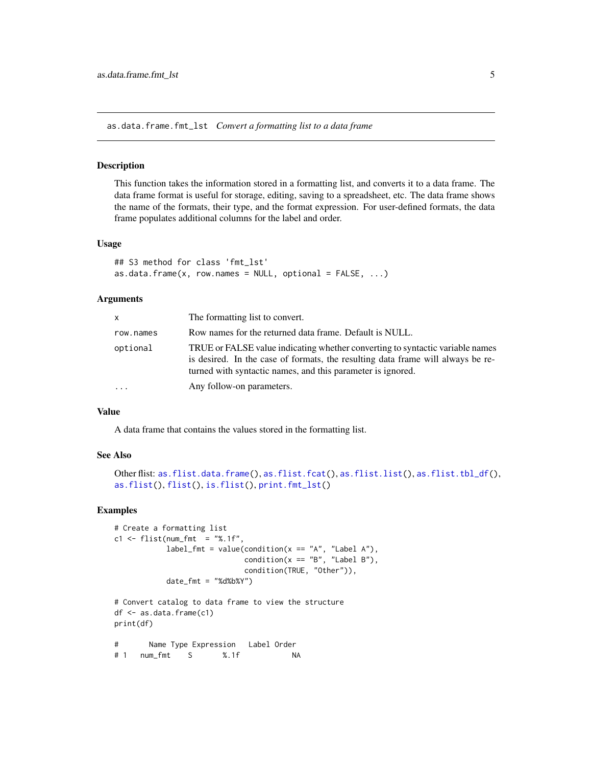as.data.frame.fmt_lst *Convert a formatting list to a data frame*

## Description

This function takes the information stored in a formatting list, and converts it to a data frame. The data frame format is useful for storage, editing, saving to a spreadsheet, etc. The data frame shows the name of the formats, their type, and the format expression. For user-defined formats, the data frame populates additional columns for the label and order.

## Usage

```
## S3 method for class 'fmt_lst'
as.data.frame(x, row.names = NULL, optional = FALSE, ...)
```

## Arguments

| | |
|---|---|
| x | The formatting list to convert. |
| row.names | Row names for the returned data frame. Default is NULL. |
| optional | TRUE or FALSE value indicating whether converting to syntactic variable names is desired. In the case of formats, the resulting data frame will always be returned with syntactic names, and this parameter is ignored. |
| ... | Any follow-on parameters. |

## Value

A data frame that contains the values stored in the formatting list.

## See Also

Other flist: as.flist.data.frame(), as.flist.fcat(), as.flist.list(), as.flist.tbl_df(), as.flist(), flist(), is.flist(), print.fmt_lst()

## Examples

```
# Create a formatting list
c1 <- flist(num_fmt  = "%.1f",
            label_fmt = value(condition(x == "A", "Label A"),
                              condition(x == "B", "Label B"),
                              condition(TRUE, "Other")),
            date_fmt = "%d%b%Y")

# Convert catalog to data frame to view the structure
df <- as.data.frame(c1)
print(df)

#       Name Type Expression   Label Order
# 1   num_fmt    S       %.1f            NA
```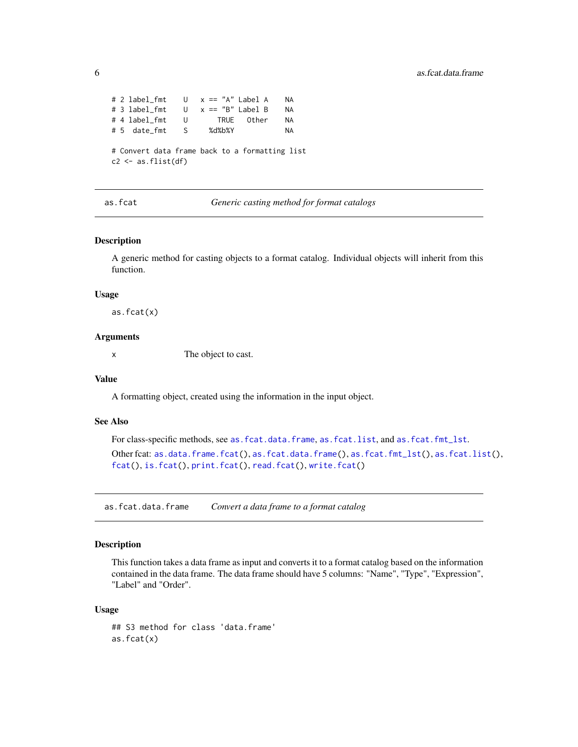```
# 2 label_fmt    U   x == "A" Label A    NA
# 3 label_fmt    U   x == "B" Label B    NA
# 4 label_fmt    U       TRUE   Other    NA
# 5  date_fmt    S     %d%b%Y            NA

# Convert data frame back to a formatting list
c2 <- as.flist(df)
```

---

`as.fcat` *Generic casting method for format catalogs*

---

### Description

A generic method for casting objects to a format catalog. Individual objects will inherit from this function.

### Usage

```
as.fcat(x)
```

### Arguments

| | |
|---|---|
| x | The object to cast. |

### Value

A formatting object, created using the information in the input object.

### See Also

For class-specific methods, see `as.fcat.data.frame`, `as.fcat.list`, and `as.fcat.fmt_lst`.

Other fcat: `as.data.frame.fcat()`, `as.fcat.data.frame()`, `as.fcat.fmt_lst()`, `as.fcat.list()`, `fcat()`, `is.fcat()`, `print.fcat()`, `read.fcat()`, `write.fcat()`

---

`as.fcat.data.frame` *Convert a data frame to a format catalog*

---

### Description

This function takes a data frame as input and converts it to a format catalog based on the information contained in the data frame. The data frame should have 5 columns: "Name", "Type", "Expression", "Label" and "Order".

### Usage

```
## S3 method for class 'data.frame'
as.fcat(x)
```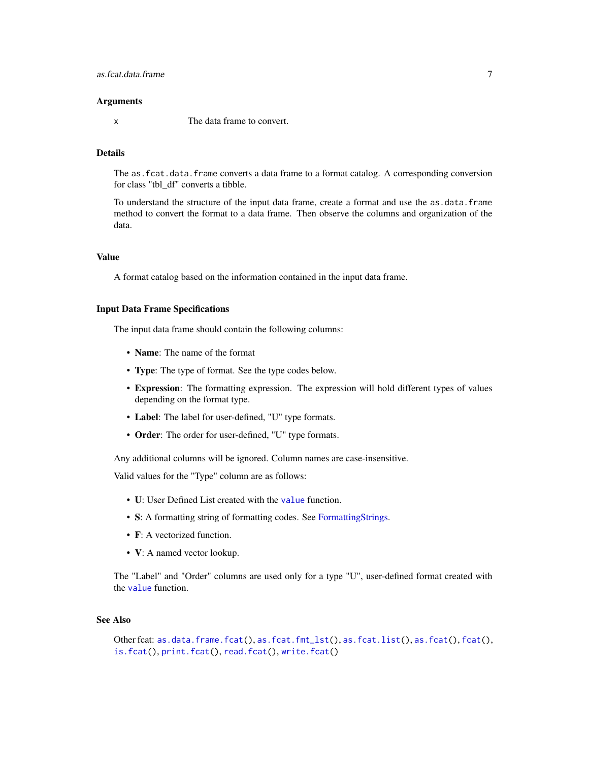### Arguments

x    The data frame to convert.

### Details

The `as.fcat.data.frame` converts a data frame to a format catalog. A corresponding conversion for class "tbl_df" converts a tibble.

To understand the structure of the input data frame, create a format and use the `as.data.frame` method to convert the format to a data frame. Then observe the columns and organization of the data.

### Value

A format catalog based on the information contained in the input data frame.

### Input Data Frame Specifications

The input data frame should contain the following columns:

- **Name**: The name of the format
- **Type**: The type of format. See the type codes below.
- **Expression**: The formatting expression. The expression will hold different types of values depending on the format type.
- **Label**: The label for user-defined, "U" type formats.
- **Order**: The order for user-defined, "U" type formats.

Any additional columns will be ignored. Column names are case-insensitive.

Valid values for the "Type" column are as follows:

- **U**: User Defined List created with the `value` function.
- **S**: A formatting string of formatting codes. See FormattingStrings.
- **F**: A vectorized function.
- **V**: A named vector lookup.

The "Label" and "Order" columns are used only for a type "U", user-defined format created with the `value` function.

### See Also

Other fcat: `as.data.frame.fcat()`, `as.fcat.fmt_lst()`, `as.fcat.list()`, `as.fcat()`, `fcat()`, `is.fcat()`, `print.fcat()`, `read.fcat()`, `write.fcat()`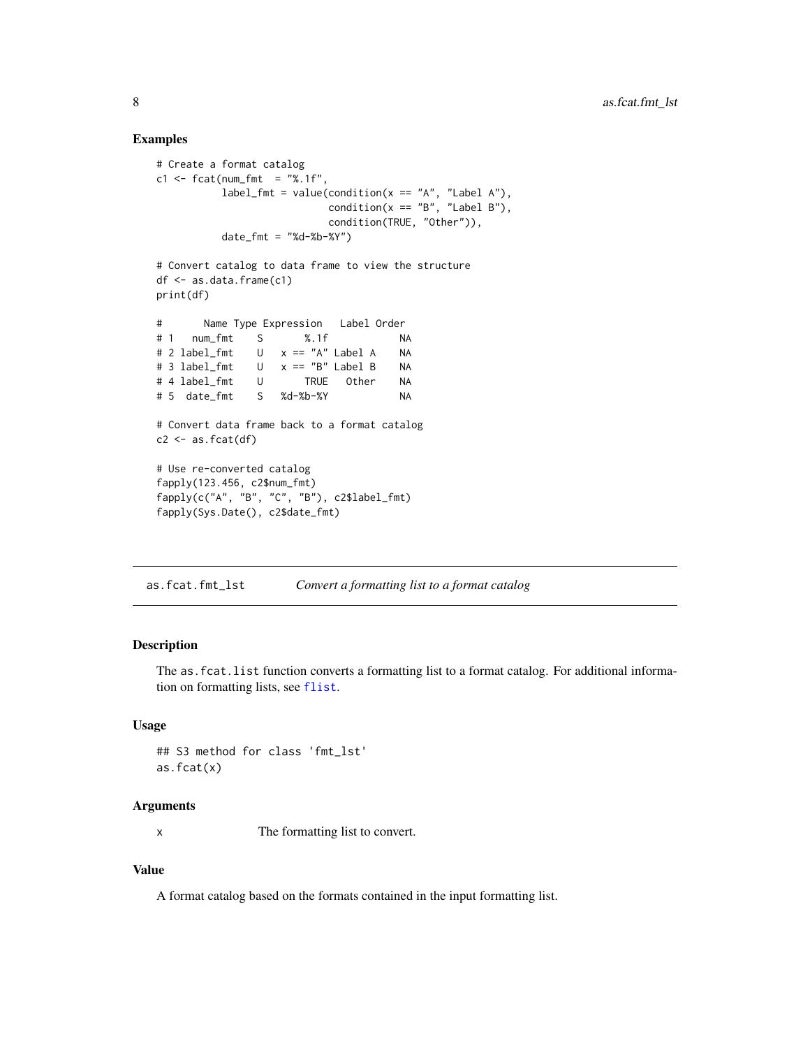## Examples

```
# Create a format catalog
c1 <- fcat(num_fmt  = "%.1f",
           label_fmt = value(condition(x == "A", "Label A"),
                             condition(x == "B", "Label B"),
                             condition(TRUE, "Other")),
           date_fmt = "%d-%b-%Y")

# Convert catalog to data frame to view the structure
df <- as.data.frame(c1)
print(df)

#       Name Type Expression   Label Order
# 1   num_fmt    S       %.1f            NA
# 2 label_fmt    U   x == "A" Label A    NA
# 3 label_fmt    U   x == "B" Label B    NA
# 4 label_fmt    U       TRUE   Other    NA
# 5  date_fmt    S   %d-%b-%Y            NA

# Convert data frame back to a format catalog
c2 <- as.fcat(df)

# Use re-converted catalog
fapply(123.456, c2$num_fmt)
fapply(c("A", "B", "C", "B"), c2$label_fmt)
fapply(Sys.Date(), c2$date_fmt)
```

---

`as.fcat.fmt_lst` *Convert a formatting list to a format catalog*

---

### Description

The `as.fcat.list` function converts a formatting list to a format catalog. For additional information on formatting lists, see `flist`.

### Usage

```
## S3 method for class 'fmt_lst'
as.fcat(x)
```

### Arguments

| | |
|---|---|
| x | The formatting list to convert. |

### Value

A format catalog based on the formats contained in the input formatting list.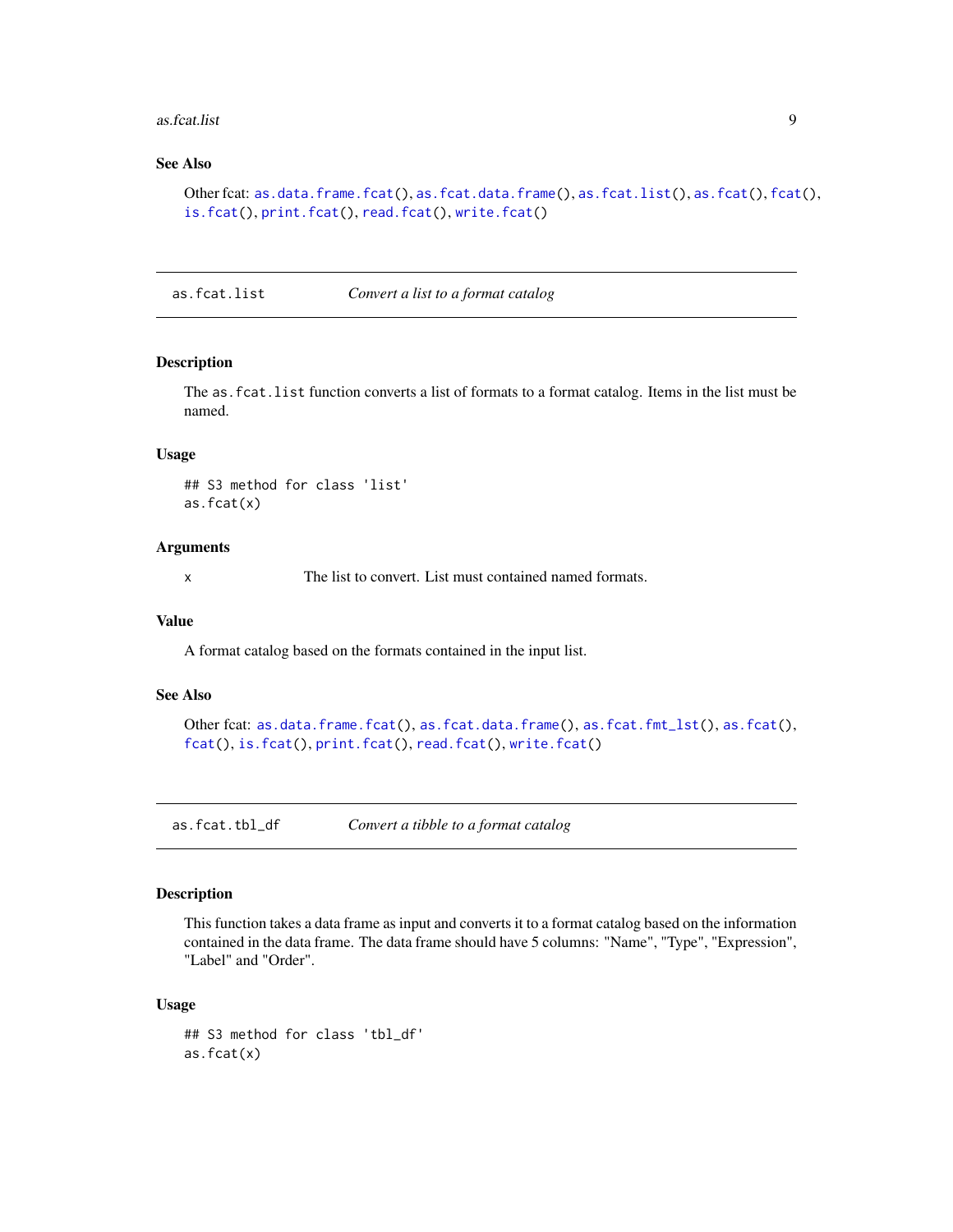### See Also

Other fcat: as.data.frame.fcat(), as.fcat.data.frame(), as.fcat.list(), as.fcat(), fcat(), is.fcat(), print.fcat(), read.fcat(), write.fcat()

---

## as.fcat.list    *Convert a list to a format catalog*

### Description

The `as.fcat.list` function converts a list of formats to a format catalog. Items in the list must be named.

### Usage

```
## S3 method for class 'list'
as.fcat(x)
```

### Arguments

| | |
|---|---|
| x | The list to convert. List must contained named formats. |

### Value

A format catalog based on the formats contained in the input list.

### See Also

Other fcat: as.data.frame.fcat(), as.fcat.data.frame(), as.fcat.fmt_lst(), as.fcat(), fcat(), is.fcat(), print.fcat(), read.fcat(), write.fcat()

---

## as.fcat.tbl_df    *Convert a tibble to a format catalog*

### Description

This function takes a data frame as input and converts it to a format catalog based on the information contained in the data frame. The data frame should have 5 columns: "Name", "Type", "Expression", "Label" and "Order".

### Usage

```
## S3 method for class 'tbl_df'
as.fcat(x)
```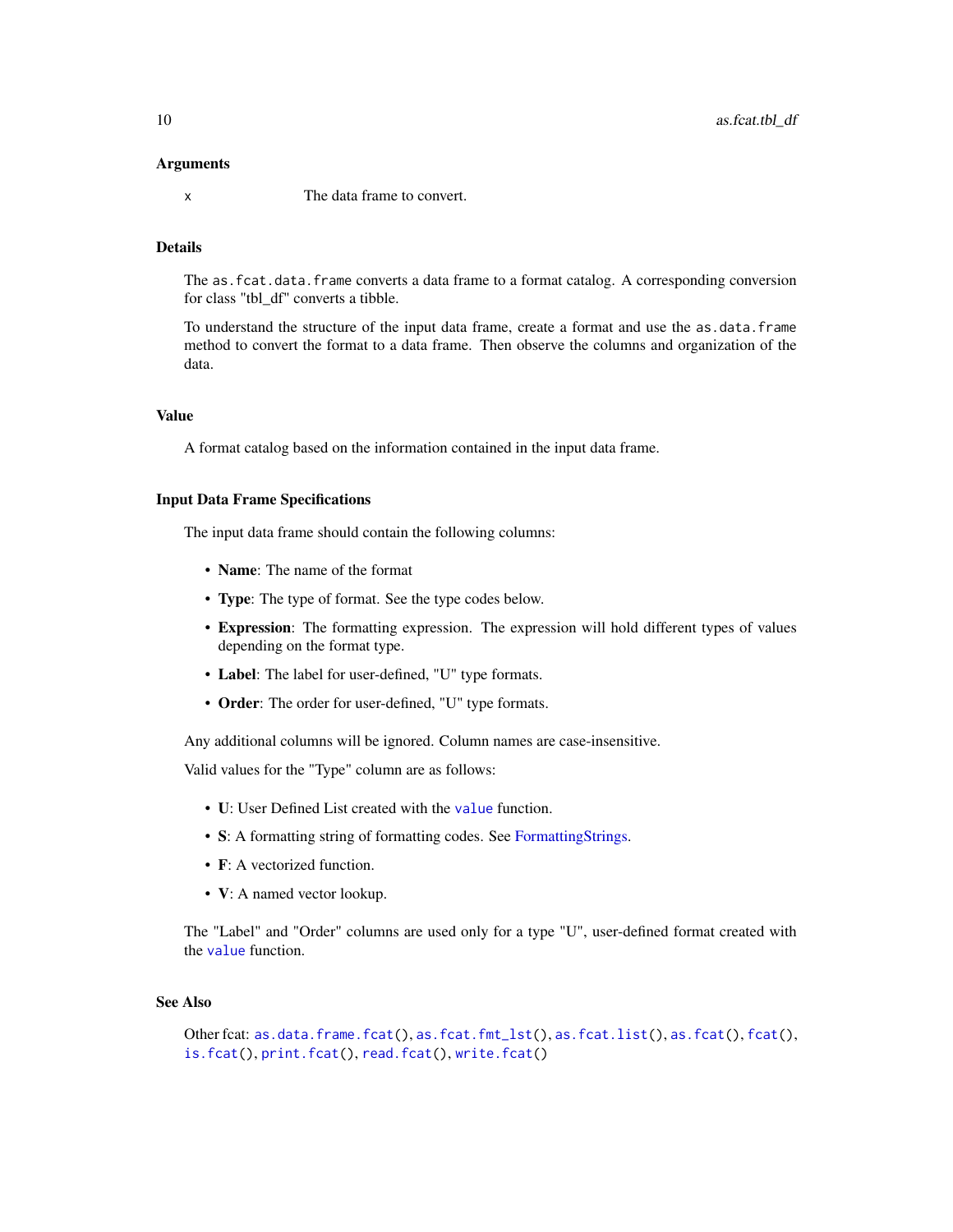### Arguments

`x` The data frame to convert.

### Details

The `as.fcat.data.frame` converts a data frame to a format catalog. A corresponding conversion for class "tbl_df" converts a tibble.

To understand the structure of the input data frame, create a format and use the `as.data.frame` method to convert the format to a data frame. Then observe the columns and organization of the data.

### Value

A format catalog based on the information contained in the input data frame.

### Input Data Frame Specifications

The input data frame should contain the following columns:

- **Name**: The name of the format
- **Type**: The type of format. See the type codes below.
- **Expression**: The formatting expression. The expression will hold different types of values depending on the format type.
- **Label**: The label for user-defined, "U" type formats.
- **Order**: The order for user-defined, "U" type formats.

Any additional columns will be ignored. Column names are case-insensitive.

Valid values for the "Type" column are as follows:

- **U**: User Defined List created with the `value` function.
- **S**: A formatting string of formatting codes. See FormattingStrings.
- **F**: A vectorized function.
- **V**: A named vector lookup.

The "Label" and "Order" columns are used only for a type "U", user-defined format created with the `value` function.

### See Also

Other fcat: `as.data.frame.fcat()`, `as.fcat.fmt_lst()`, `as.fcat.list()`, `as.fcat()`, `fcat()`, `is.fcat()`, `print.fcat()`, `read.fcat()`, `write.fcat()`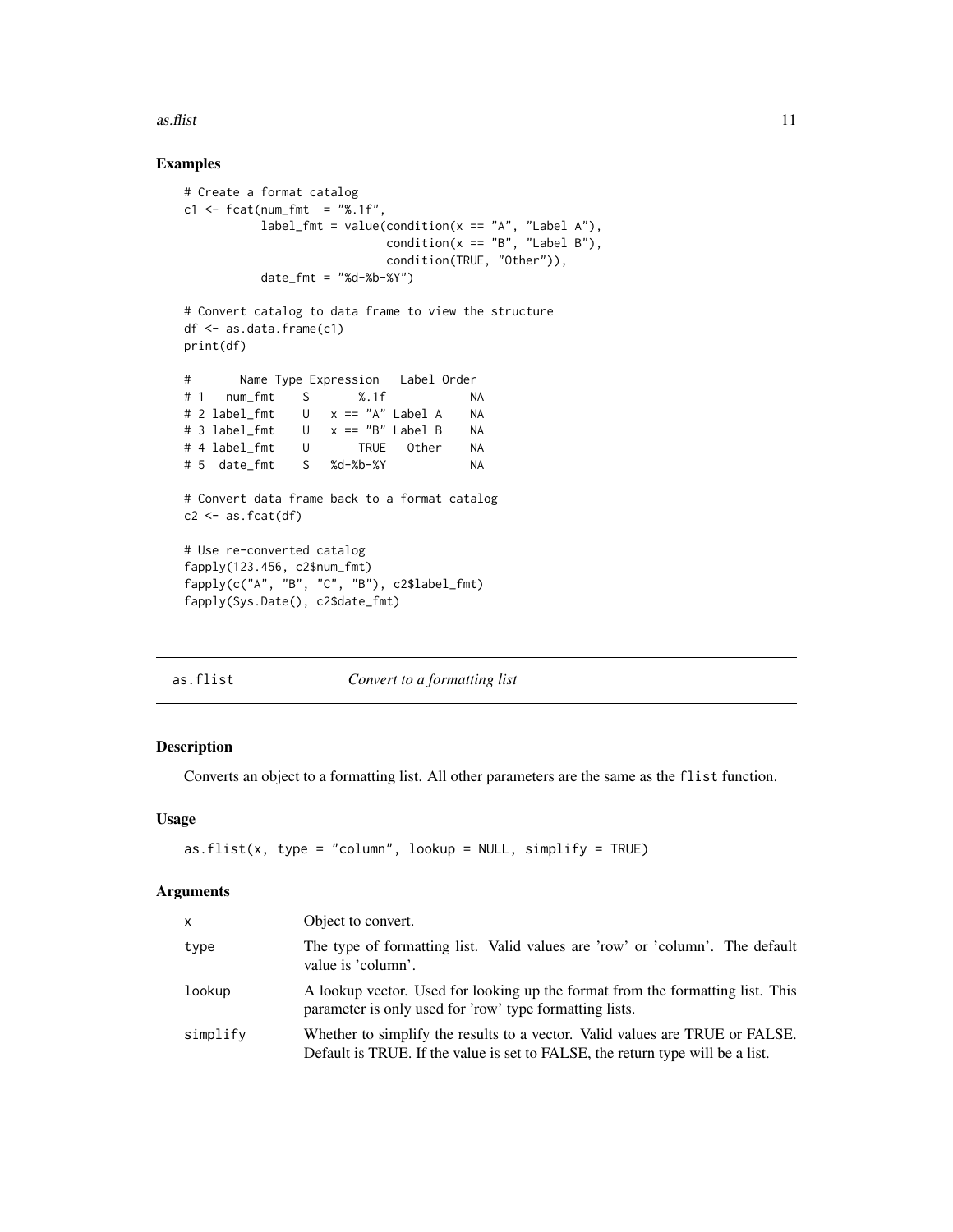## Examples

```
# Create a format catalog
c1 <- fcat(num_fmt  = "%.1f",
           label_fmt = value(condition(x == "A", "Label A"),
                             condition(x == "B", "Label B"),
                             condition(TRUE, "Other")),
           date_fmt = "%d-%b-%Y")

# Convert catalog to data frame to view the structure
df <- as.data.frame(c1)
print(df)

#       Name Type Expression   Label Order
# 1   num_fmt    S       %.1f            NA
# 2 label_fmt    U   x == "A" Label A    NA
# 3 label_fmt    U   x == "B" Label B    NA
# 4 label_fmt    U       TRUE   Other    NA
# 5  date_fmt    S   %d-%b-%Y            NA

# Convert data frame back to a format catalog
c2 <- as.fcat(df)

# Use re-converted catalog
fapply(123.456, c2$num_fmt)
fapply(c("A", "B", "C", "B"), c2$label_fmt)
fapply(Sys.Date(), c2$date_fmt)
```

---

## as.flist — *Convert to a formatting list*

### Description

Converts an object to a formatting list. All other parameters are the same as the `flist` function.

### Usage

```
as.flist(x, type = "column", lookup = NULL, simplify = TRUE)
```

### Arguments

| | |
|---|---|
| x | Object to convert. |
| type | The type of formatting list. Valid values are 'row' or 'column'. The default value is 'column'. |
| lookup | A lookup vector. Used for looking up the format from the formatting list. This parameter is only used for 'row' type formatting lists. |
| simplify | Whether to simplify the results to a vector. Valid values are TRUE or FALSE. Default is TRUE. If the value is set to FALSE, the return type will be a list. |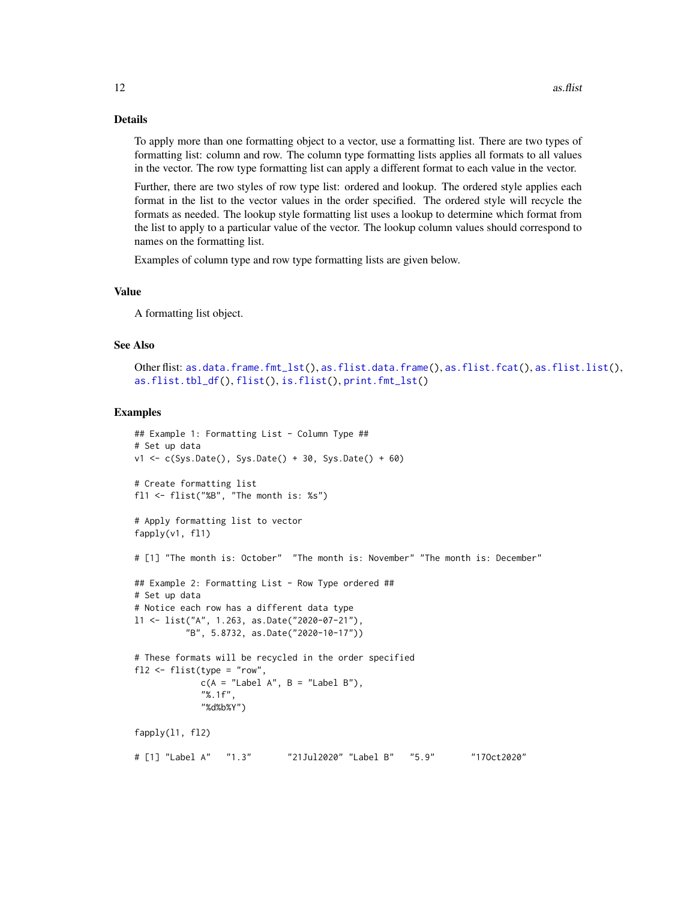### Details

To apply more than one formatting object to a vector, use a formatting list. There are two types of formatting list: column and row. The column type formatting lists applies all formats to all values in the vector. The row type formatting list can apply a different format to each value in the vector.

Further, there are two styles of row type list: ordered and lookup. The ordered style applies each format in the list to the vector values in the order specified. The ordered style will recycle the formats as needed. The lookup style formatting list uses a lookup to determine which format from the list to apply to a particular value of the vector. The lookup column values should correspond to names on the formatting list.

Examples of column type and row type formatting lists are given below.

### Value

A formatting list object.

### See Also

Other flist: as.data.frame.fmt_lst(), as.flist.data.frame(), as.flist.fcat(), as.flist.list(), as.flist.tbl_df(), flist(), is.flist(), print.fmt_lst()

### Examples

```
## Example 1: Formatting List - Column Type ##
# Set up data
v1 <- c(Sys.Date(), Sys.Date() + 30, Sys.Date() + 60)

# Create formatting list
fl1 <- flist("%B", "The month is: %s")

# Apply formatting list to vector
fapply(v1, fl1)

# [1] "The month is: October"  "The month is: November" "The month is: December"

## Example 2: Formatting List - Row Type ordered ##
# Set up data
# Notice each row has a different data type
l1 <- list("A", 1.263, as.Date("2020-07-21"),
          "B", 5.8732, as.Date("2020-10-17"))

# These formats will be recycled in the order specified
fl2 <- flist(type = "row",
             c(A = "Label A", B = "Label B"),
             "%.1f",
             "%d%b%Y")

fapply(l1, fl2)

# [1] "Label A"   "1.3"       "21Jul2020" "Label B"   "5.9"       "17Oct2020"
```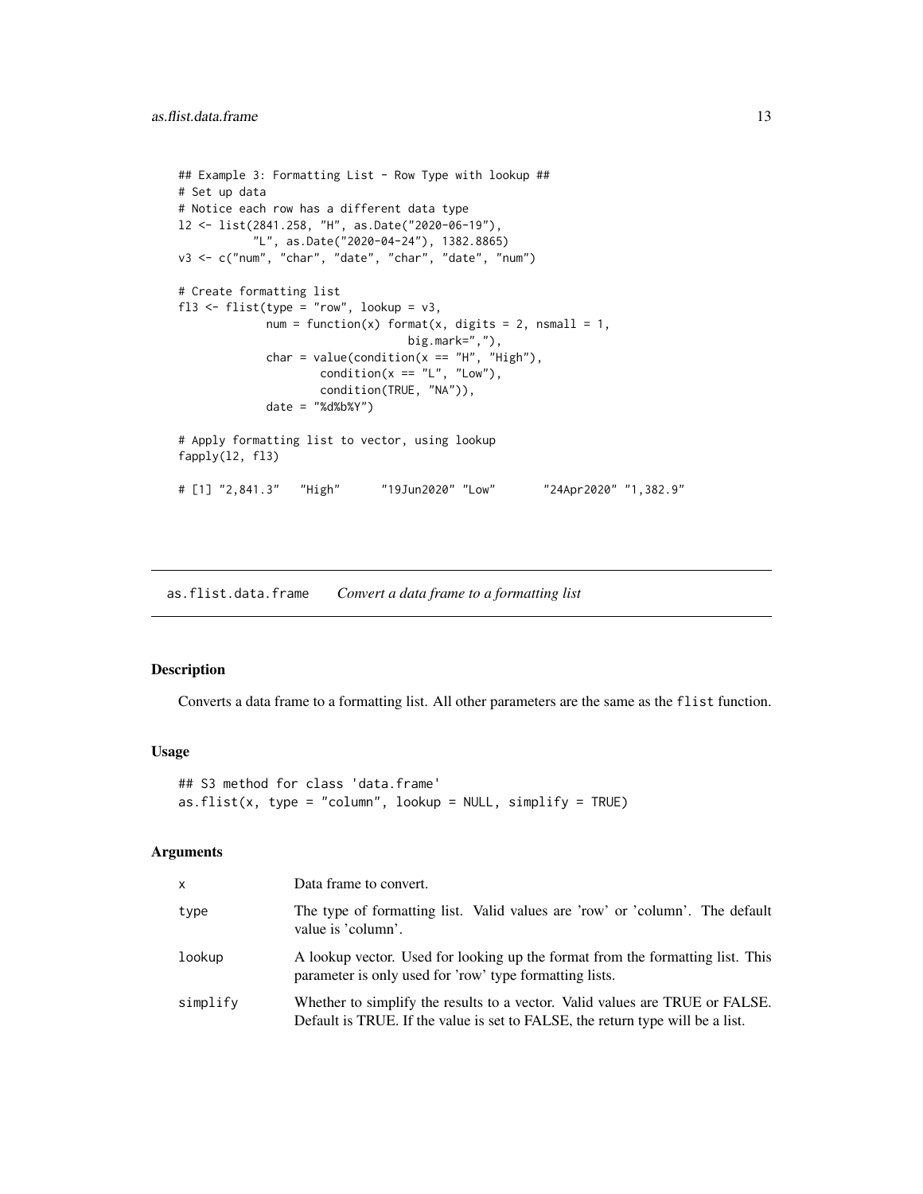```
## Example 3: Formatting List - Row Type with lookup ##
# Set up data
# Notice each row has a different data type
l2 <- list(2841.258, "H", as.Date("2020-06-19"),
           "L", as.Date("2020-04-24"), 1382.8865)
v3 <- c("num", "char", "date", "char", "date", "num")

# Create formatting list
fl3 <- flist(type = "row", lookup = v3,
             num = function(x) format(x, digits = 2, nsmall = 1,
                                  big.mark=","),
             char = value(condition(x == "H", "High"),
                     condition(x == "L", "Low"),
                     condition(TRUE, "NA")),
             date = "%d%b%Y")

# Apply formatting list to vector, using lookup
fapply(l2, fl3)

# [1] "2,841.3"   "High"      "19Jun2020" "Low"       "24Apr2020" "1,382.9"
```

## as.flist.data.frame — *Convert a data frame to a formatting list*

### Description

Converts a data frame to a formatting list. All other parameters are the same as the `flist` function.

### Usage

```
## S3 method for class 'data.frame'
as.flist(x, type = "column", lookup = NULL, simplify = TRUE)
```

### Arguments

| | |
|---|---|
| `x` | Data frame to convert. |
| `type` | The type of formatting list. Valid values are 'row' or 'column'. The default value is 'column'. |
| `lookup` | A lookup vector. Used for looking up the format from the formatting list. This parameter is only used for 'row' type formatting lists. |
| `simplify` | Whether to simplify the results to a vector. Valid values are TRUE or FALSE. Default is TRUE. If the value is set to FALSE, the return type will be a list. |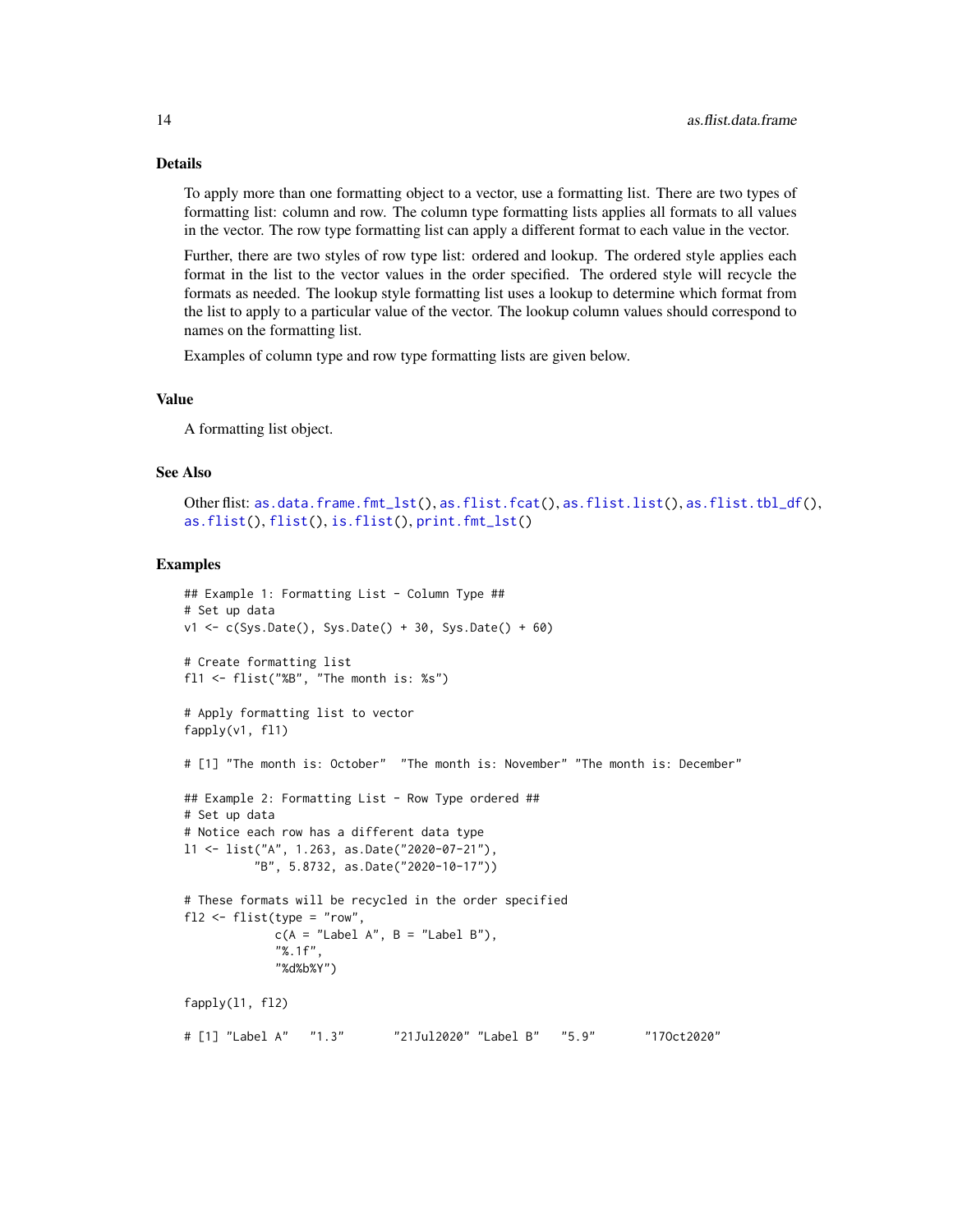### Details

To apply more than one formatting object to a vector, use a formatting list. There are two types of formatting list: column and row. The column type formatting lists applies all formats to all values in the vector. The row type formatting list can apply a different format to each value in the vector.

Further, there are two styles of row type list: ordered and lookup. The ordered style applies each format in the list to the vector values in the order specified. The ordered style will recycle the formats as needed. The lookup style formatting list uses a lookup to determine which format from the list to apply to a particular value of the vector. The lookup column values should correspond to names on the formatting list.

Examples of column type and row type formatting lists are given below.

### Value

A formatting list object.

### See Also

Other flist: `as.data.frame.fmt_lst()`, `as.flist.fcat()`, `as.flist.list()`, `as.flist.tbl_df()`, `as.flist()`, `flist()`, `is.flist()`, `print.fmt_lst()`

### Examples

```
## Example 1: Formatting List - Column Type ##
# Set up data
v1 <- c(Sys.Date(), Sys.Date() + 30, Sys.Date() + 60)

# Create formatting list
fl1 <- flist("%B", "The month is: %s")

# Apply formatting list to vector
fapply(v1, fl1)

# [1] "The month is: October"  "The month is: November" "The month is: December"

## Example 2: Formatting List - Row Type ordered ##
# Set up data
# Notice each row has a different data type
l1 <- list("A", 1.263, as.Date("2020-07-21"),
          "B", 5.8732, as.Date("2020-10-17"))

# These formats will be recycled in the order specified
fl2 <- flist(type = "row",
             c(A = "Label A", B = "Label B"),
             "%.1f",
             "%d%b%Y")

fapply(l1, fl2)

# [1] "Label A"   "1.3"       "21Jul2020" "Label B"   "5.9"       "17Oct2020"
```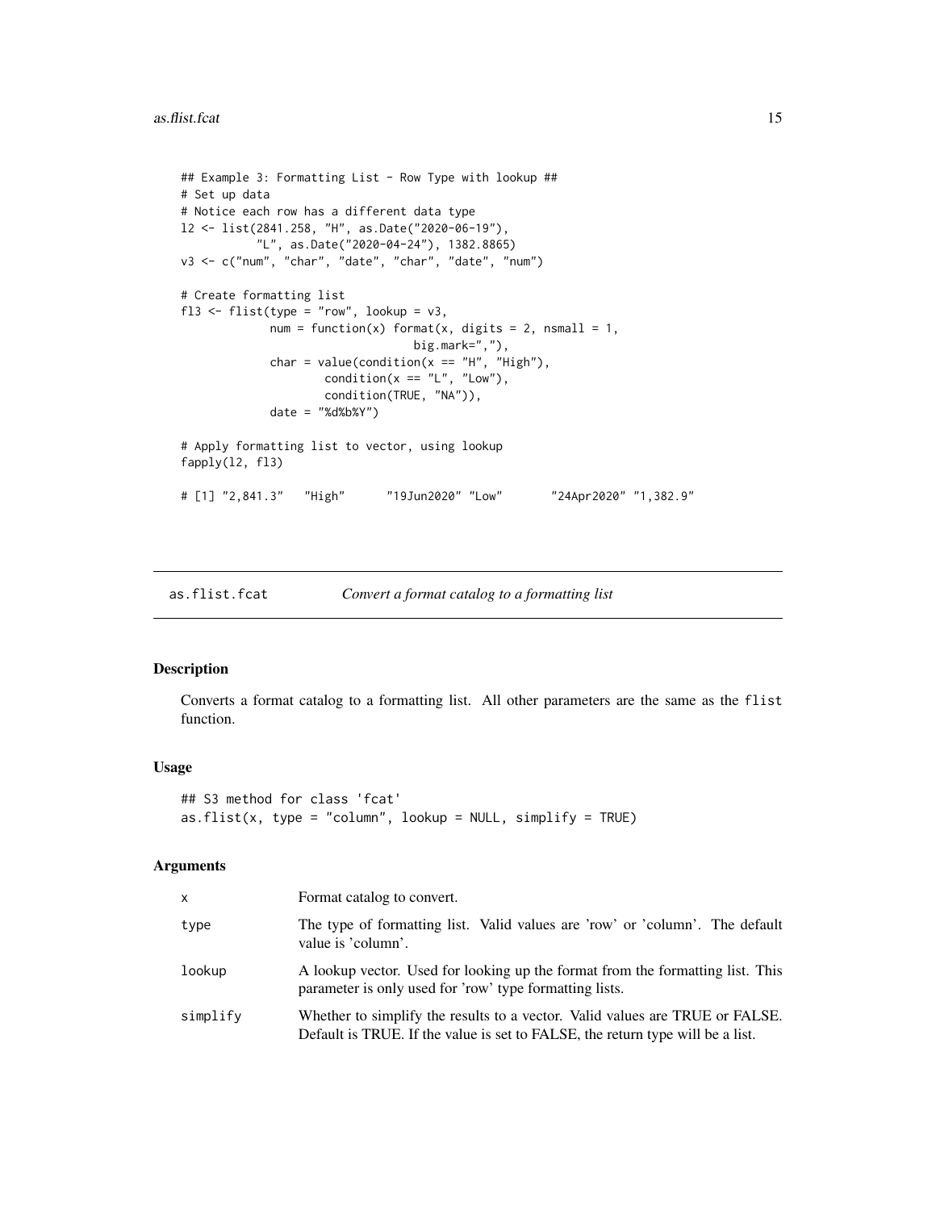```
## Example 3: Formatting List - Row Type with lookup ##
# Set up data
# Notice each row has a different data type
l2 <- list(2841.258, "H", as.Date("2020-06-19"),
           "L", as.Date("2020-04-24"), 1382.8865)
v3 <- c("num", "char", "date", "char", "date", "num")

# Create formatting list
fl3 <- flist(type = "row", lookup = v3,
             num = function(x) format(x, digits = 2, nsmall = 1,
                                  big.mark=","),
             char = value(condition(x == "H", "High"),
                     condition(x == "L", "Low"),
                     condition(TRUE, "NA")),
             date = "%d%b%Y")

# Apply formatting list to vector, using lookup
fapply(l2, fl3)

# [1] "2,841.3"   "High"      "19Jun2020" "Low"       "24Apr2020" "1,382.9"
```

## as.flist.fcat — *Convert a format catalog to a formatting list*

### Description

Converts a format catalog to a formatting list. All other parameters are the same as the `flist` function.

### Usage

```
## S3 method for class 'fcat'
as.flist(x, type = "column", lookup = NULL, simplify = TRUE)
```

### Arguments

| | |
|---|---|
| `x` | Format catalog to convert. |
| `type` | The type of formatting list. Valid values are 'row' or 'column'. The default value is 'column'. |
| `lookup` | A lookup vector. Used for looking up the format from the formatting list. This parameter is only used for 'row' type formatting lists. |
| `simplify` | Whether to simplify the results to a vector. Valid values are TRUE or FALSE. Default is TRUE. If the value is set to FALSE, the return type will be a list. |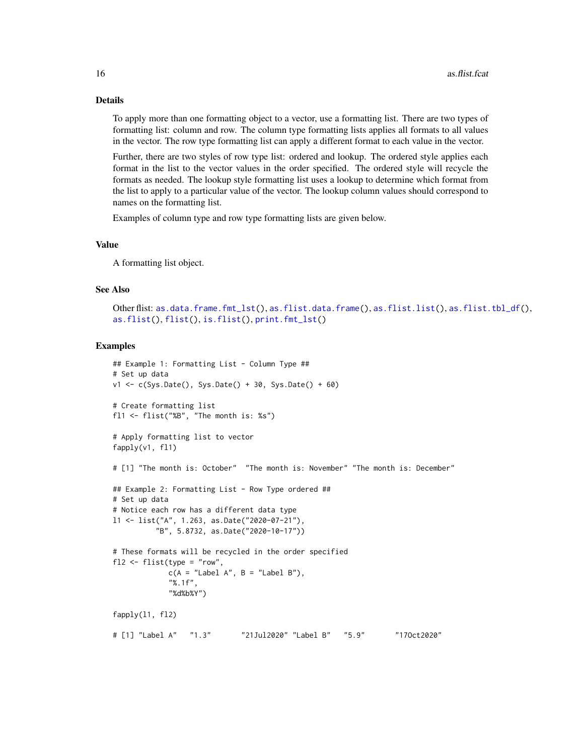### Details

To apply more than one formatting object to a vector, use a formatting list. There are two types of formatting list: column and row. The column type formatting lists applies all formats to all values in the vector. The row type formatting list can apply a different format to each value in the vector.

Further, there are two styles of row type list: ordered and lookup. The ordered style applies each format in the list to the vector values in the order specified. The ordered style will recycle the formats as needed. The lookup style formatting list uses a lookup to determine which format from the list to apply to a particular value of the vector. The lookup column values should correspond to names on the formatting list.

Examples of column type and row type formatting lists are given below.

### Value

A formatting list object.

### See Also

Other flist: as.data.frame.fmt_lst(), as.flist.data.frame(), as.flist.list(), as.flist.tbl_df(), as.flist(), flist(), is.flist(), print.fmt_lst()

### Examples

```
## Example 1: Formatting List - Column Type ##
# Set up data
v1 <- c(Sys.Date(), Sys.Date() + 30, Sys.Date() + 60)

# Create formatting list
fl1 <- flist("%B", "The month is: %s")

# Apply formatting list to vector
fapply(v1, fl1)

# [1] "The month is: October"  "The month is: November" "The month is: December"

## Example 2: Formatting List - Row Type ordered ##
# Set up data
# Notice each row has a different data type
l1 <- list("A", 1.263, as.Date("2020-07-21"),
          "B", 5.8732, as.Date("2020-10-17"))

# These formats will be recycled in the order specified
fl2 <- flist(type = "row",
             c(A = "Label A", B = "Label B"),
             "%.1f",
             "%d%b%Y")

fapply(l1, fl2)

# [1] "Label A"   "1.3"       "21Jul2020" "Label B"   "5.9"       "17Oct2020"
```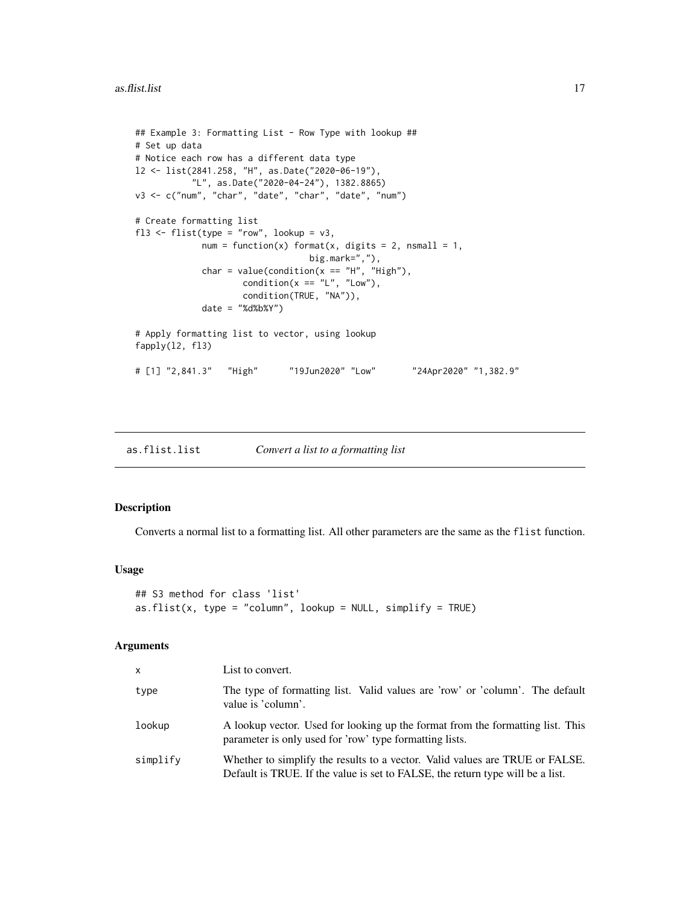```
## Example 3: Formatting List - Row Type with lookup ##
# Set up data
# Notice each row has a different data type
l2 <- list(2841.258, "H", as.Date("2020-06-19"),
          "L", as.Date("2020-04-24"), 1382.8865)
v3 <- c("num", "char", "date", "char", "date", "num")

# Create formatting list
fl3 <- flist(type = "row", lookup = v3,
             num = function(x) format(x, digits = 2, nsmall = 1,
                                  big.mark=","),
             char = value(condition(x == "H", "High"),
                    condition(x == "L", "Low"),
                    condition(TRUE, "NA")),
             date = "%d%b%Y")

# Apply formatting list to vector, using lookup
fapply(l2, fl3)

# [1] "2,841.3"   "High"      "19Jun2020" "Low"       "24Apr2020" "1,382.9"
```

---

as.flist.list &nbsp;&nbsp;&nbsp;&nbsp; *Convert a list to a formatting list*

---

## Description

Converts a normal list to a formatting list. All other parameters are the same as the `flist` function.

## Usage

```
## S3 method for class 'list'
as.flist(x, type = "column", lookup = NULL, simplify = TRUE)
```

## Arguments

| | |
|---|---|
| x | List to convert. |
| type | The type of formatting list. Valid values are 'row' or 'column'. The default value is 'column'. |
| lookup | A lookup vector. Used for looking up the format from the formatting list. This parameter is only used for 'row' type formatting lists. |
| simplify | Whether to simplify the results to a vector. Valid values are TRUE or FALSE. Default is TRUE. If the value is set to FALSE, the return type will be a list. |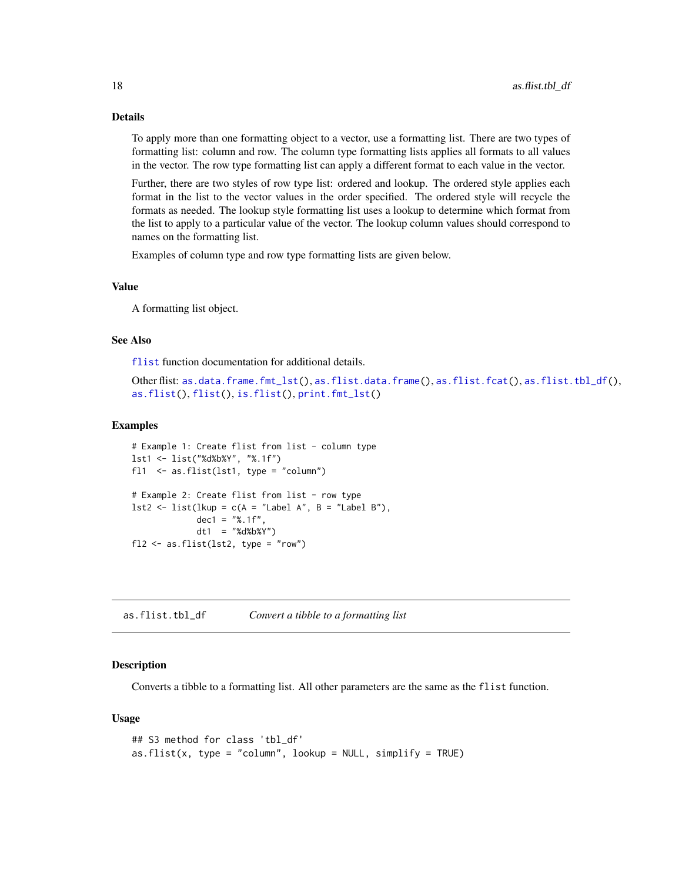### Details

To apply more than one formatting object to a vector, use a formatting list. There are two types of formatting list: column and row. The column type formatting lists applies all formats to all values in the vector. The row type formatting list can apply a different format to each value in the vector.

Further, there are two styles of row type list: ordered and lookup. The ordered style applies each format in the list to the vector values in the order specified. The ordered style will recycle the formats as needed. The lookup style formatting list uses a lookup to determine which format from the list to apply to a particular value of the vector. The lookup column values should correspond to names on the formatting list.

Examples of column type and row type formatting lists are given below.

### Value

A formatting list object.

### See Also

flist function documentation for additional details.

Other flist: as.data.frame.fmt_lst(), as.flist.data.frame(), as.flist.fcat(), as.flist.tbl_df(), as.flist(), flist(), is.flist(), print.fmt_lst()

### Examples

```
# Example 1: Create flist from list - column type
lst1 <- list("%d%b%Y", "%.1f")
fl1  <- as.flist(lst1, type = "column")

# Example 2: Create flist from list - row type
lst2 <- list(lkup = c(A = "Label A", B = "Label B"),
             dec1 = "%.1f",
             dt1  = "%d%b%Y")
fl2 <- as.flist(lst2, type = "row")
```

---

## as.flist.tbl_df — *Convert a tibble to a formatting list*

### Description

Converts a tibble to a formatting list. All other parameters are the same as the flist function.

### Usage

```
## S3 method for class 'tbl_df'
as.flist(x, type = "column", lookup = NULL, simplify = TRUE)
```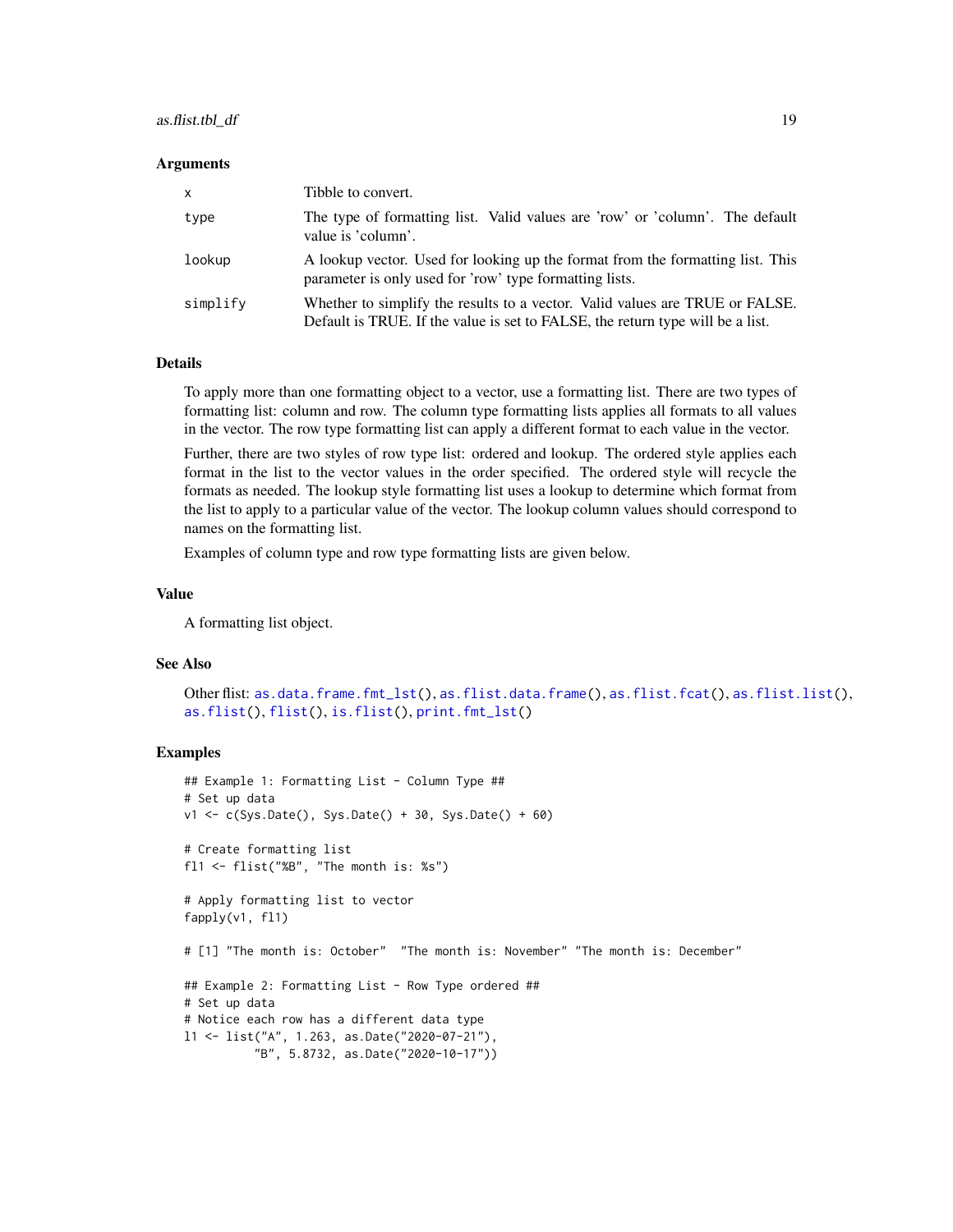### Arguments

| | |
|---|---|
| x | Tibble to convert. |
| type | The type of formatting list. Valid values are 'row' or 'column'. The default value is 'column'. |
| lookup | A lookup vector. Used for looking up the format from the formatting list. This parameter is only used for 'row' type formatting lists. |
| simplify | Whether to simplify the results to a vector. Valid values are TRUE or FALSE. Default is TRUE. If the value is set to FALSE, the return type will be a list. |

### Details

To apply more than one formatting object to a vector, use a formatting list. There are two types of formatting list: column and row. The column type formatting lists applies all formats to all values in the vector. The row type formatting list can apply a different format to each value in the vector.

Further, there are two styles of row type list: ordered and lookup. The ordered style applies each format in the list to the vector values in the order specified. The ordered style will recycle the formats as needed. The lookup style formatting list uses a lookup to determine which format from the list to apply to a particular value of the vector. The lookup column values should correspond to names on the formatting list.

Examples of column type and row type formatting lists are given below.

### Value

A formatting list object.

### See Also

Other flist: as.data.frame.fmt_lst(), as.flist.data.frame(), as.flist.fcat(), as.flist.list(), as.flist(), flist(), is.flist(), print.fmt_lst()

### Examples

```
## Example 1: Formatting List - Column Type ##
# Set up data
v1 <- c(Sys.Date(), Sys.Date() + 30, Sys.Date() + 60)

# Create formatting list
fl1 <- flist("%B", "The month is: %s")

# Apply formatting list to vector
fapply(v1, fl1)

# [1] "The month is: October"  "The month is: November" "The month is: December"

## Example 2: Formatting List - Row Type ordered ##
# Set up data
# Notice each row has a different data type
l1 <- list("A", 1.263, as.Date("2020-07-21"),
           "B", 5.8732, as.Date("2020-10-17"))
```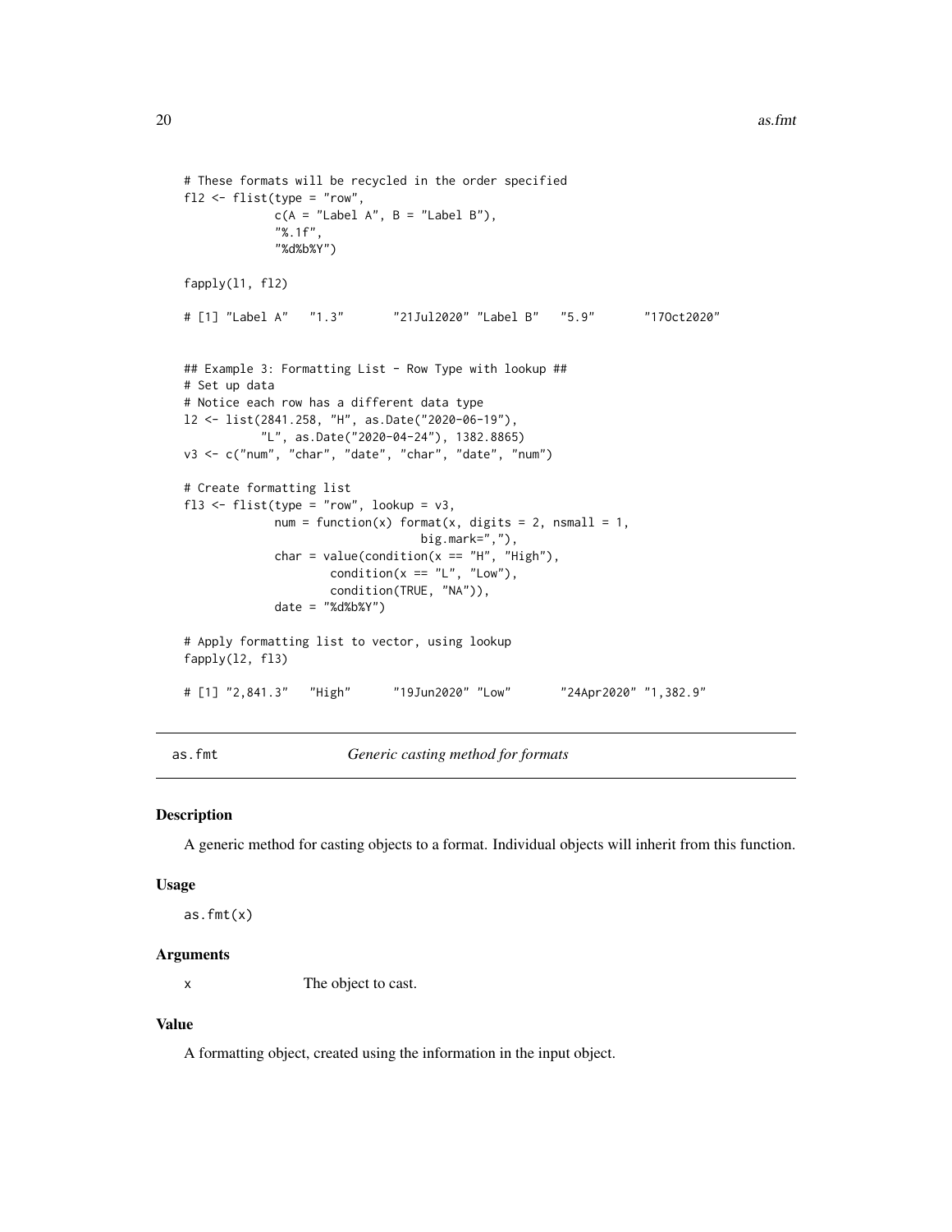```
# These formats will be recycled in the order specified
fl2 <- flist(type = "row",
             c(A = "Label A", B = "Label B"),
             "%.1f",
             "%d%b%Y")

fapply(l1, fl2)

# [1] "Label A"   "1.3"       "21Jul2020" "Label B"   "5.9"       "17Oct2020"


## Example 3: Formatting List - Row Type with lookup ##
# Set up data
# Notice each row has a different data type
l2 <- list(2841.258, "H", as.Date("2020-06-19"),
           "L", as.Date("2020-04-24"), 1382.8865)
v3 <- c("num", "char", "date", "char", "date", "num")

# Create formatting list
fl3 <- flist(type = "row", lookup = v3,
             num = function(x) format(x, digits = 2, nsmall = 1,
                                      big.mark=","),
             char = value(condition(x == "H", "High"),
                     condition(x == "L", "Low"),
                     condition(TRUE, "NA")),
             date = "%d%b%Y")

# Apply formatting list to vector, using lookup
fapply(l2, fl3)

# [1] "2,841.3"   "High"      "19Jun2020" "Low"       "24Apr2020" "1,382.9"
```

## as.fmt *Generic casting method for formats*

### Description

A generic method for casting objects to a format. Individual objects will inherit from this function.

### Usage

```
as.fmt(x)
```

### Arguments

| | |
|---|---|
| x | The object to cast. |

### Value

A formatting object, created using the information in the input object.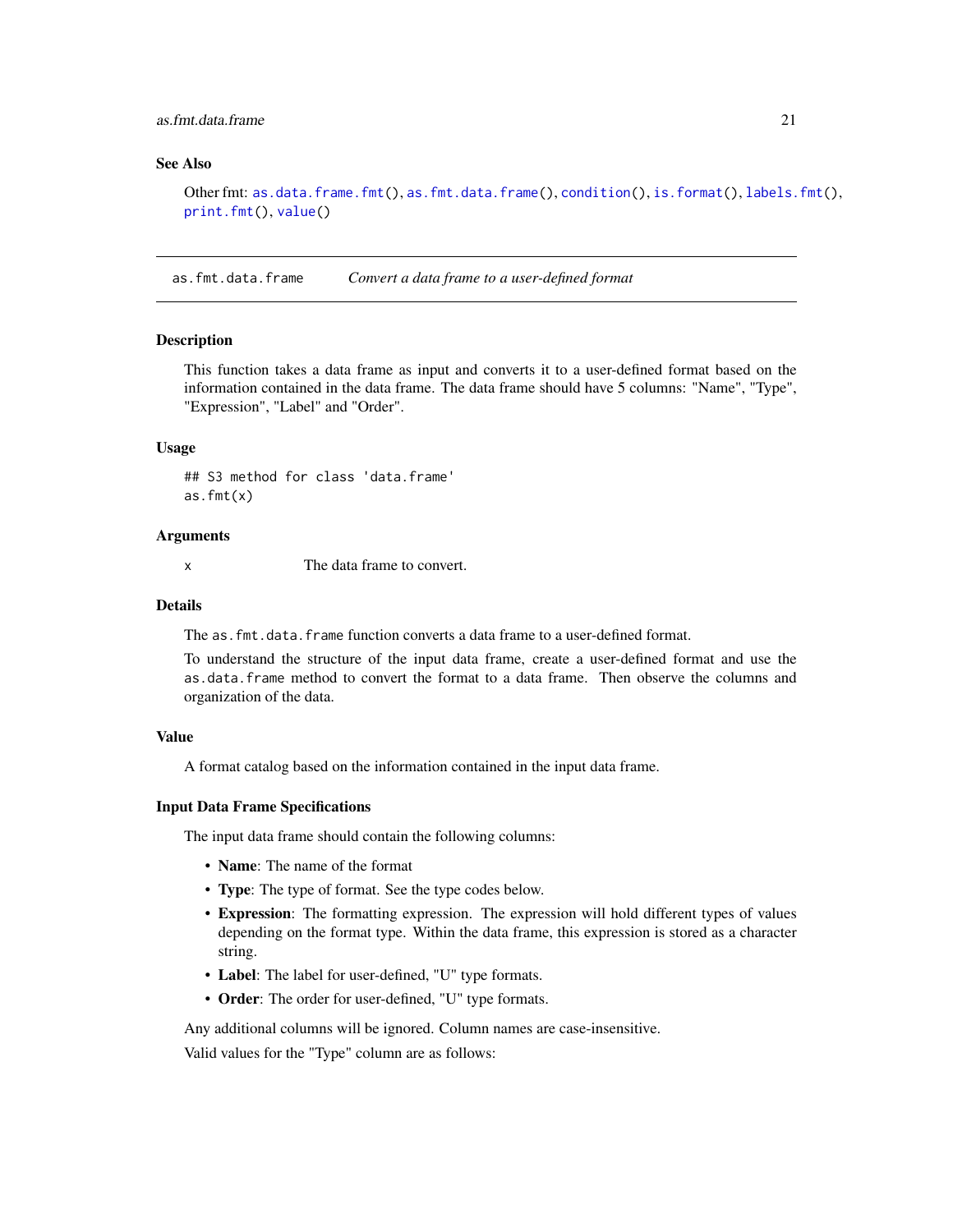### See Also

Other fmt: `as.data.frame.fmt()`, `as.fmt.data.frame()`, `condition()`, `is.format()`, `labels.fmt()`, `print.fmt()`, `value()`

---

## as.fmt.data.frame — *Convert a data frame to a user-defined format*

### Description

This function takes a data frame as input and converts it to a user-defined format based on the information contained in the data frame. The data frame should have 5 columns: "Name", "Type", "Expression", "Label" and "Order".

### Usage

```
## S3 method for class 'data.frame'
as.fmt(x)
```

### Arguments

| | |
|---|---|
| x | The data frame to convert. |

### Details

The `as.fmt.data.frame` function converts a data frame to a user-defined format.

To understand the structure of the input data frame, create a user-defined format and use the `as.data.frame` method to convert the format to a data frame. Then observe the columns and organization of the data.

### Value

A format catalog based on the information contained in the input data frame.

### Input Data Frame Specifications

The input data frame should contain the following columns:

- **Name**: The name of the format
- **Type**: The type of format. See the type codes below.
- **Expression**: The formatting expression. The expression will hold different types of values depending on the format type. Within the data frame, this expression is stored as a character string.
- **Label**: The label for user-defined, "U" type formats.
- **Order**: The order for user-defined, "U" type formats.

Any additional columns will be ignored. Column names are case-insensitive.

Valid values for the "Type" column are as follows: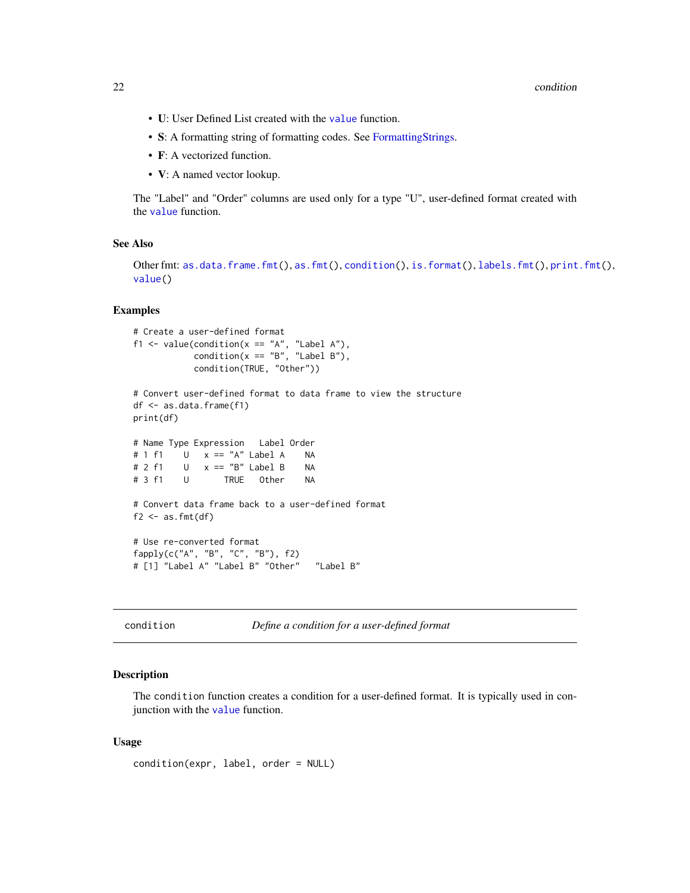- **U**: User Defined List created with the `value` function.
- **S**: A formatting string of formatting codes. See FormattingStrings.
- **F**: A vectorized function.
- **V**: A named vector lookup.

The "Label" and "Order" columns are used only for a type "U", user-defined format created with the `value` function.

### See Also

Other fmt: `as.data.frame.fmt()`, `as.fmt()`, `condition()`, `is.format()`, `labels.fmt()`, `print.fmt()`, `value()`

### Examples

```
# Create a user-defined format
f1 <- value(condition(x == "A", "Label A"),
            condition(x == "B", "Label B"),
            condition(TRUE, "Other"))

# Convert user-defined format to data frame to view the structure
df <- as.data.frame(f1)
print(df)

# Name Type Expression   Label Order
# 1 f1    U   x == "A" Label A    NA
# 2 f1    U   x == "B" Label B    NA
# 3 f1    U       TRUE   Other    NA

# Convert data frame back to a user-defined format
f2 <- as.fmt(df)

# Use re-converted format
fapply(c("A", "B", "C", "B"), f2)
# [1] "Label A" "Label B" "Other"   "Label B"
```

---

## condition — *Define a condition for a user-defined format*

### Description

The `condition` function creates a condition for a user-defined format. It is typically used in conjunction with the `value` function.

### Usage

```
condition(expr, label, order = NULL)
```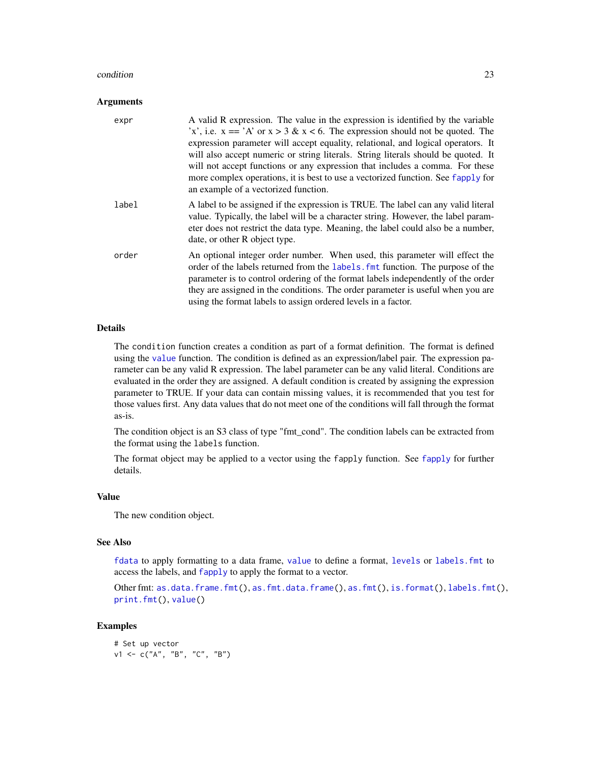### Arguments

| | |
|---|---|
| `expr` | A valid R expression. The value in the expression is identified by the variable 'x', i.e. x == 'A' or x > 3 & x < 6. The expression should not be quoted. The expression parameter will accept equality, relational, and logical operators. It will also accept numeric or string literals. String literals should be quoted. It will not accept functions or any expression that includes a comma. For these more complex operations, it is best to use a vectorized function. See `fapply` for an example of a vectorized function. |
| `label` | A label to be assigned if the expression is TRUE. The label can any valid literal value. Typically, the label will be a character string. However, the label parameter does not restrict the data type. Meaning, the label could also be a number, date, or other R object type. |
| `order` | An optional integer order number. When used, this parameter will effect the order of the labels returned from the `labels.fmt` function. The purpose of the parameter is to control ordering of the format labels independently of the order they are assigned in the conditions. The order parameter is useful when you are using the format labels to assign ordered levels in a factor. |

### Details

The `condition` function creates a condition as part of a format definition. The format is defined using the `value` function. The condition is defined as an expression/label pair. The expression parameter can be any valid R expression. The label parameter can be any valid literal. Conditions are evaluated in the order they are assigned. A default condition is created by assigning the expression parameter to TRUE. If your data can contain missing values, it is recommended that you test for those values first. Any data values that do not meet one of the conditions will fall through the format as-is.

The condition object is an S3 class of type "fmt_cond". The condition labels can be extracted from the format using the `labels` function.

The format object may be applied to a vector using the `fapply` function. See `fapply` for further details.

### Value

The new condition object.

### See Also

`fdata` to apply formatting to a data frame, `value` to define a format, `levels` or `labels.fmt` to access the labels, and `fapply` to apply the format to a vector.

Other fmt: `as.data.frame.fmt()`, `as.fmt.data.frame()`, `as.fmt()`, `is.format()`, `labels.fmt()`, `print.fmt()`, `value()`

### Examples

```
# Set up vector
v1 <- c("A", "B", "C", "B")
```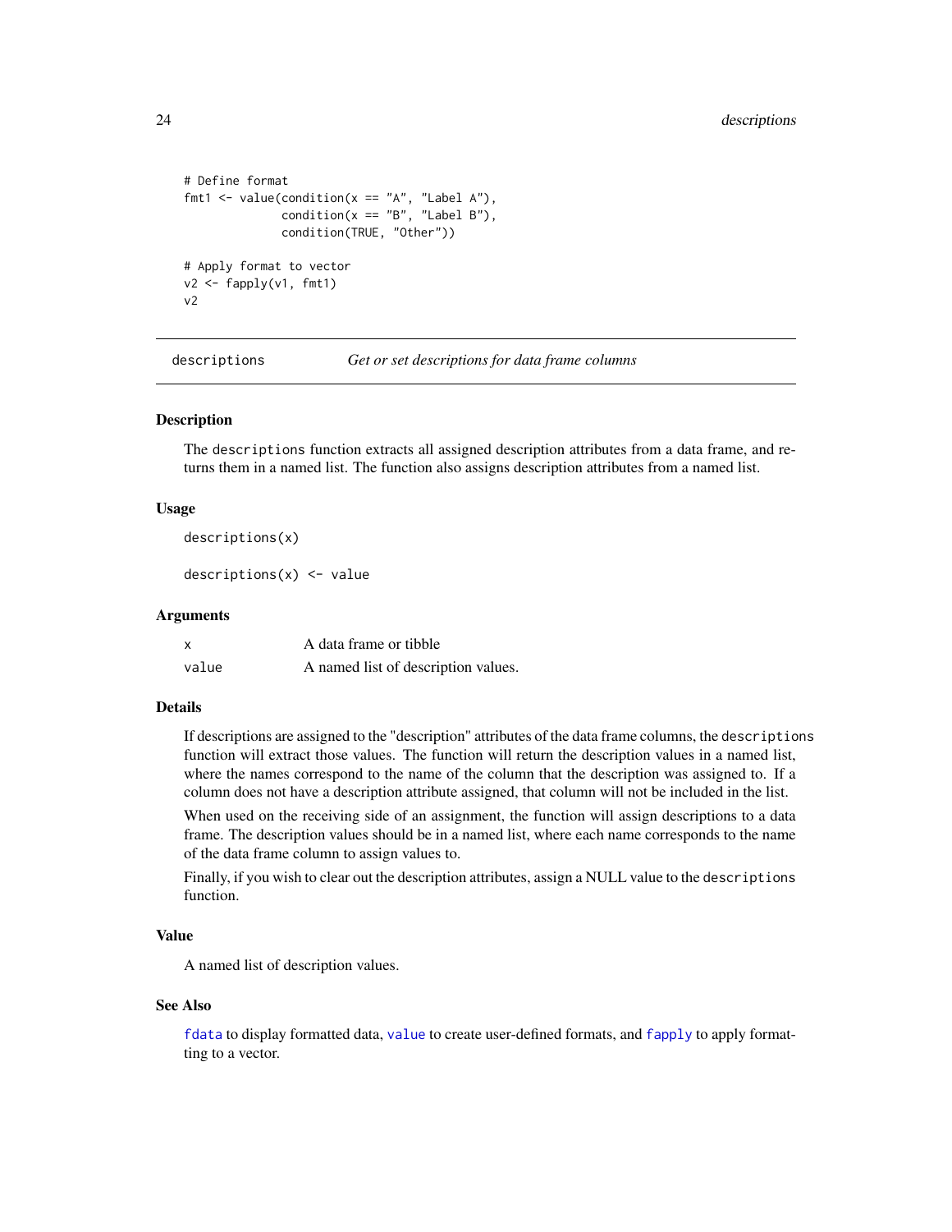```
# Define format
fmt1 <- value(condition(x == "A", "Label A"),
              condition(x == "B", "Label B"),
              condition(TRUE, "Other"))

# Apply format to vector
v2 <- fapply(v1, fmt1)
v2
```

## descriptions — *Get or set descriptions for data frame columns*

### Description

The `descriptions` function extracts all assigned description attributes from a data frame, and returns them in a named list. The function also assigns description attributes from a named list.

### Usage

```
descriptions(x)

descriptions(x) <- value
```

### Arguments

| | |
|---|---|
| `x` | A data frame or tibble |
| `value` | A named list of description values. |

### Details

If descriptions are assigned to the "description" attributes of the data frame columns, the `descriptions` function will extract those values. The function will return the description values in a named list, where the names correspond to the name of the column that the description was assigned to. If a column does not have a description attribute assigned, that column will not be included in the list.

When used on the receiving side of an assignment, the function will assign descriptions to a data frame. The description values should be in a named list, where each name corresponds to the name of the data frame column to assign values to.

Finally, if you wish to clear out the description attributes, assign a NULL value to the `descriptions` function.

### Value

A named list of description values.

### See Also

`fdata` to display formatted data, `value` to create user-defined formats, and `fapply` to apply formatting to a vector.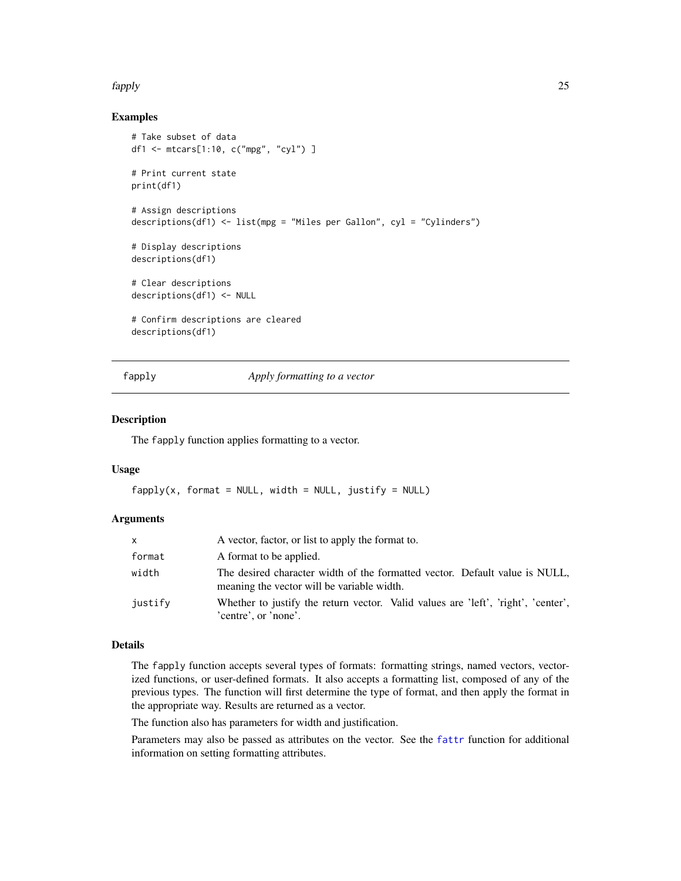## Examples

```
# Take subset of data
df1 <- mtcars[1:10, c("mpg", "cyl") ]

# Print current state
print(df1)

# Assign descriptions
descriptions(df1) <- list(mpg = "Miles per Gallon", cyl = "Cylinders")

# Display descriptions
descriptions(df1)

# Clear descriptions
descriptions(df1) <- NULL

# Confirm descriptions are cleared
descriptions(df1)
```

---

# fapply — *Apply formatting to a vector*

---

## Description

The `fapply` function applies formatting to a vector.

## Usage

```
fapply(x, format = NULL, width = NULL, justify = NULL)
```

## Arguments

| | |
|---|---|
| `x` | A vector, factor, or list to apply the format to. |
| `format` | A format to be applied. |
| `width` | The desired character width of the formatted vector. Default value is NULL, meaning the vector will be variable width. |
| `justify` | Whether to justify the return vector. Valid values are 'left', 'right', 'center', 'centre', or 'none'. |

## Details

The `fapply` function accepts several types of formats: formatting strings, named vectors, vectorized functions, or user-defined formats. It also accepts a formatting list, composed of any of the previous types. The function will first determine the type of format, and then apply the format in the appropriate way. Results are returned as a vector.

The function also has parameters for width and justification.

Parameters may also be passed as attributes on the vector. See the `fattr` function for additional information on setting formatting attributes.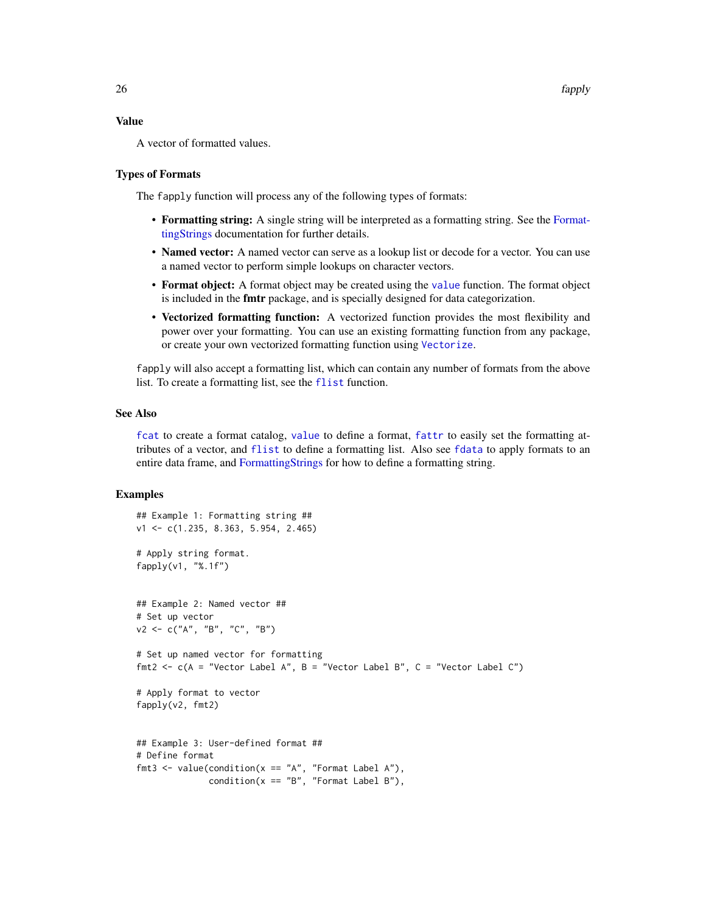### Value

A vector of formatted values.

### Types of Formats

The `fapply` function will process any of the following types of formats:

- **Formatting string:** A single string will be interpreted as a formatting string. See the FormattingStrings documentation for further details.
- **Named vector:** A named vector can serve as a lookup list or decode for a vector. You can use a named vector to perform simple lookups on character vectors.
- **Format object:** A format object may be created using the `value` function. The format object is included in the **fmtr** package, and is specially designed for data categorization.
- **Vectorized formatting function:** A vectorized function provides the most flexibility and power over your formatting. You can use an existing formatting function from any package, or create your own vectorized formatting function using `Vectorize`.

`fapply` will also accept a formatting list, which can contain any number of formats from the above list. To create a formatting list, see the `flist` function.

### See Also

`fcat` to create a format catalog, `value` to define a format, `fattr` to easily set the formatting attributes of a vector, and `flist` to define a formatting list. Also see `fdata` to apply formats to an entire data frame, and FormattingStrings for how to define a formatting string.

### Examples

```
## Example 1: Formatting string ##
v1 <- c(1.235, 8.363, 5.954, 2.465)

# Apply string format.
fapply(v1, "%.1f")


## Example 2: Named vector ##
# Set up vector
v2 <- c("A", "B", "C", "B")

# Set up named vector for formatting
fmt2 <- c(A = "Vector Label A", B = "Vector Label B", C = "Vector Label C")

# Apply format to vector
fapply(v2, fmt2)


## Example 3: User-defined format ##
# Define format
fmt3 <- value(condition(x == "A", "Format Label A"),
              condition(x == "B", "Format Label B"),
```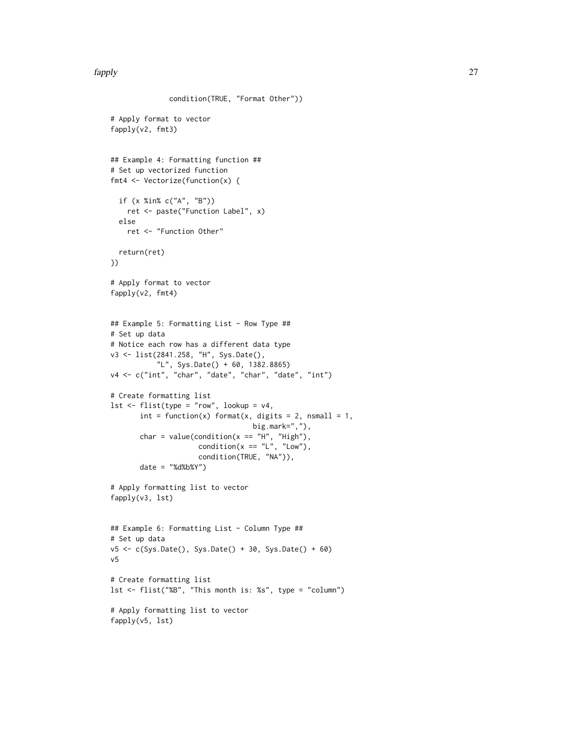```
              condition(TRUE, "Format Other"))

# Apply format to vector
fapply(v2, fmt3)


## Example 4: Formatting function ##
# Set up vectorized function
fmt4 <- Vectorize(function(x) {

  if (x %in% c("A", "B"))
    ret <- paste("Function Label", x)
  else
    ret <- "Function Other"

  return(ret)
})

# Apply format to vector
fapply(v2, fmt4)


## Example 5: Formatting List - Row Type ##
# Set up data
# Notice each row has a different data type
v3 <- list(2841.258, "H", Sys.Date(),
           "L", Sys.Date() + 60, 1382.8865)
v4 <- c("int", "char", "date", "char", "date", "int")

# Create formatting list
lst <- flist(type = "row", lookup = v4,
       int = function(x) format(x, digits = 2, nsmall = 1,
                                big.mark=","),
       char = value(condition(x == "H", "High"),
                    condition(x == "L", "Low"),
                    condition(TRUE, "NA")),
       date = "%d%b%Y")

# Apply formatting list to vector
fapply(v3, lst)


## Example 6: Formatting List - Column Type ##
# Set up data
v5 <- c(Sys.Date(), Sys.Date() + 30, Sys.Date() + 60)
v5

# Create formatting list
lst <- flist("%B", "This month is: %s", type = "column")

# Apply formatting list to vector
fapply(v5, lst)
```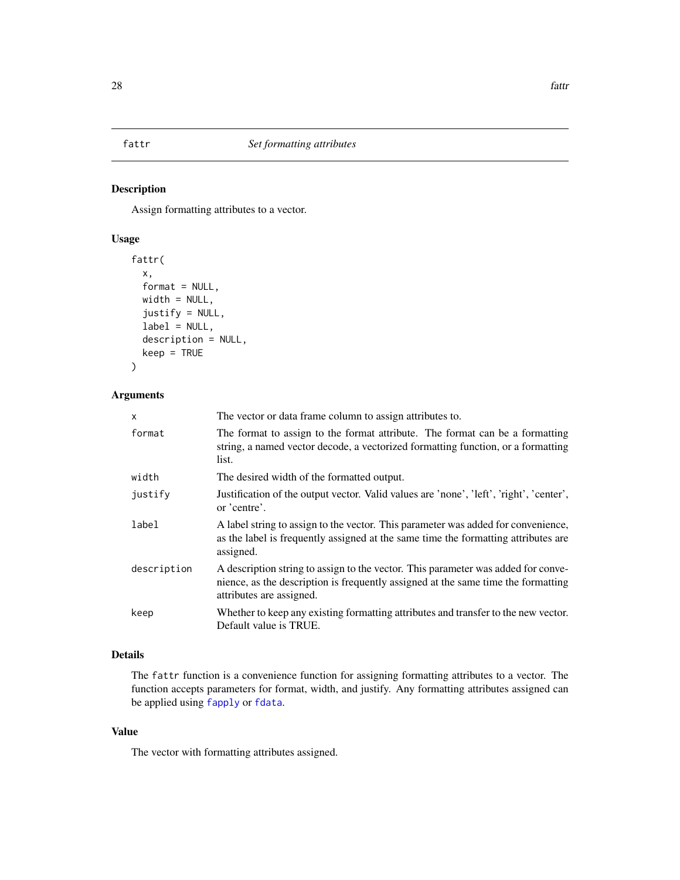## fattr — *Set formatting attributes*

### Description

Assign formatting attributes to a vector.

### Usage

```
fattr(
  x,
  format = NULL,
  width = NULL,
  justify = NULL,
  label = NULL,
  description = NULL,
  keep = TRUE
)
```

### Arguments

| | |
|---|---|
| `x` | The vector or data frame column to assign attributes to. |
| `format` | The format to assign to the format attribute. The format can be a formatting string, a named vector decode, a vectorized formatting function, or a formatting list. |
| `width` | The desired width of the formatted output. |
| `justify` | Justification of the output vector. Valid values are 'none', 'left', 'right', 'center', or 'centre'. |
| `label` | A label string to assign to the vector. This parameter was added for convenience, as the label is frequently assigned at the same time the formatting attributes are assigned. |
| `description` | A description string to assign to the vector. This parameter was added for convenience, as the description is frequently assigned at the same time the formatting attributes are assigned. |
| `keep` | Whether to keep any existing formatting attributes and transfer to the new vector. Default value is TRUE. |

### Details

The `fattr` function is a convenience function for assigning formatting attributes to a vector. The function accepts parameters for format, width, and justify. Any formatting attributes assigned can be applied using `fapply` or `fdata`.

### Value

The vector with formatting attributes assigned.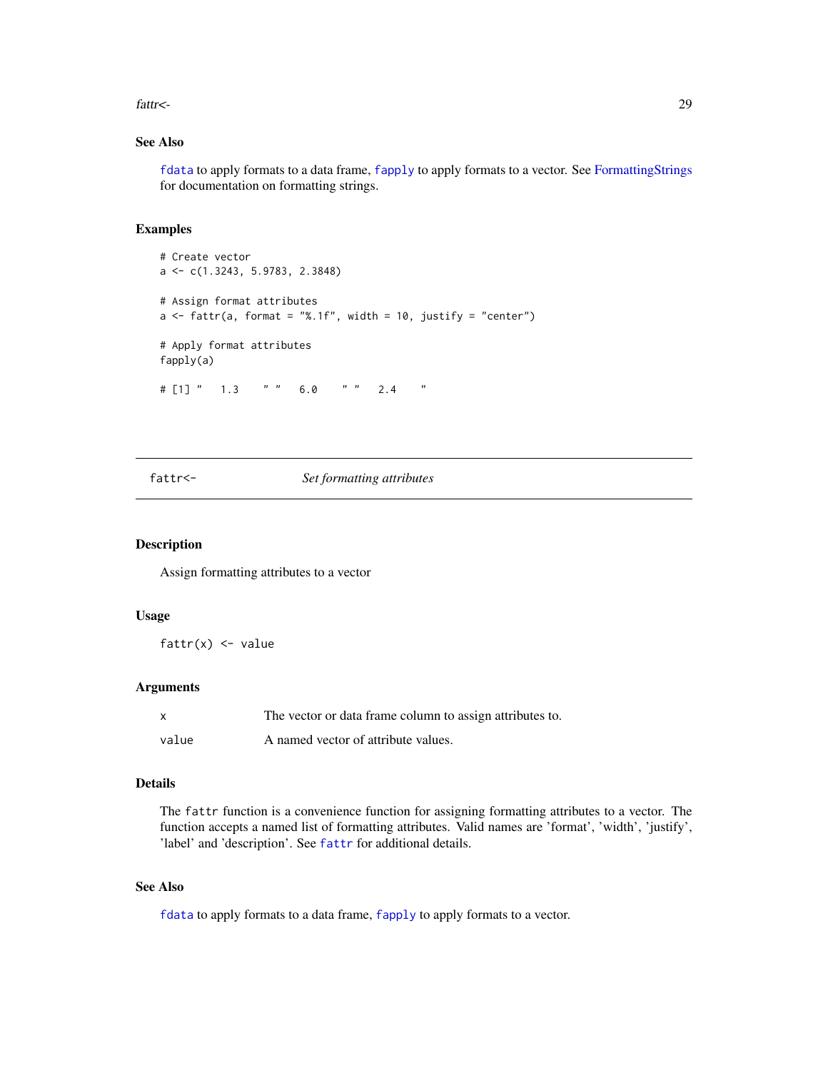### See Also

fdata to apply formats to a data frame, fapply to apply formats to a vector. See FormattingStrings for documentation on formatting strings.

### Examples

```
# Create vector
a <- c(1.3243, 5.9783, 2.3848)

# Assign format attributes
a <- fattr(a, format = "%.1f", width = 10, justify = "center")

# Apply format attributes
fapply(a)

# [1] "   1.3    " "   6.0    " "   2.4    "
```

---

## fattr<-  *Set formatting attributes*

---

### Description

Assign formatting attributes to a vector

### Usage

```
fattr(x) <- value
```

### Arguments

| | |
|---|---|
| x | The vector or data frame column to assign attributes to. |
| value | A named vector of attribute values. |

### Details

The fattr function is a convenience function for assigning formatting attributes to a vector. The function accepts a named list of formatting attributes. Valid names are 'format', 'width', 'justify', 'label' and 'description'. See fattr for additional details.

### See Also

fdata to apply formats to a data frame, fapply to apply formats to a vector.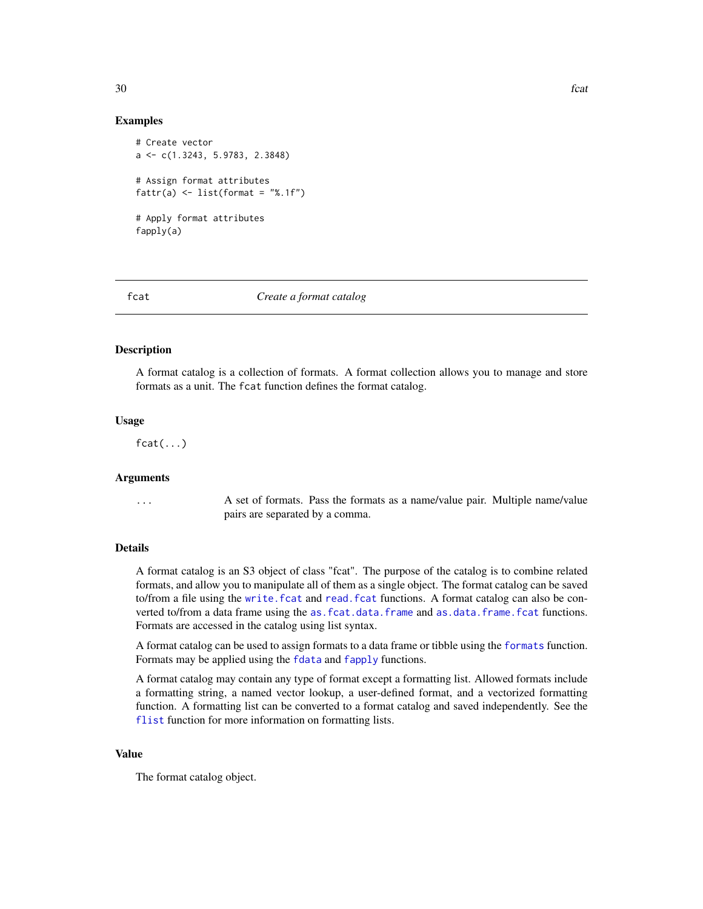## Examples

```
# Create vector
a <- c(1.3243, 5.9783, 2.3848)

# Assign format attributes
fattr(a) <- list(format = "%.1f")

# Apply format attributes
fapply(a)
```

---

# fcat — *Create a format catalog*

---

## Description

A format catalog is a collection of formats. A format collection allows you to manage and store formats as a unit. The `fcat` function defines the format catalog.

## Usage

```
fcat(...)
```

## Arguments

| | |
|---|---|
| `...` | A set of formats. Pass the formats as a name/value pair. Multiple name/value pairs are separated by a comma. |

## Details

A format catalog is an S3 object of class "fcat". The purpose of the catalog is to combine related formats, and allow you to manipulate all of them as a single object. The format catalog can be saved to/from a file using the `write.fcat` and `read.fcat` functions. A format catalog can also be converted to/from a data frame using the `as.fcat.data.frame` and `as.data.frame.fcat` functions. Formats are accessed in the catalog using list syntax.

A format catalog can be used to assign formats to a data frame or tibble using the `formats` function. Formats may be applied using the `fdata` and `fapply` functions.

A format catalog may contain any type of format except a formatting list. Allowed formats include a formatting string, a named vector lookup, a user-defined format, and a vectorized formatting function. A formatting list can be converted to a format catalog and saved independently. See the `flist` function for more information on formatting lists.

## Value

The format catalog object.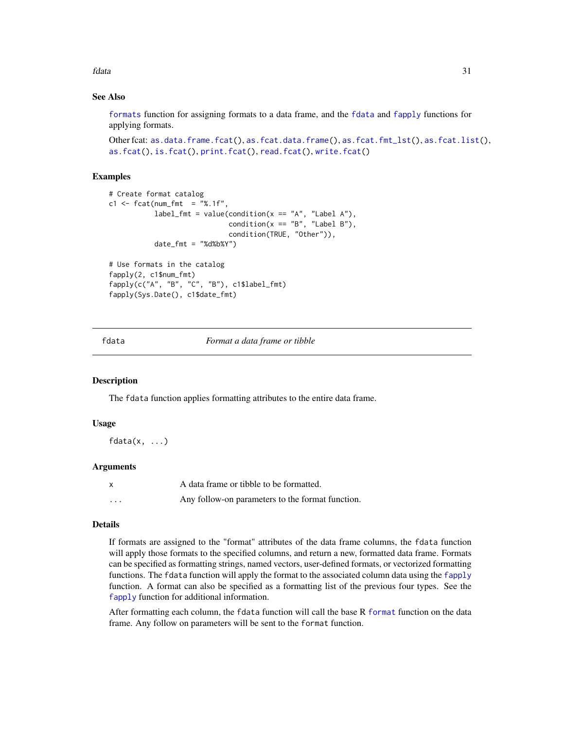### See Also

`formats` function for assigning formats to a data frame, and the `fdata` and `fapply` functions for applying formats.

Other fcat: `as.data.frame.fcat()`, `as.fcat.data.frame()`, `as.fcat.fmt_lst()`, `as.fcat.list()`, `as.fcat()`, `is.fcat()`, `print.fcat()`, `read.fcat()`, `write.fcat()`

### Examples

```
# Create format catalog
c1 <- fcat(num_fmt  = "%.1f",
           label_fmt = value(condition(x == "A", "Label A"),
                             condition(x == "B", "Label B"),
                             condition(TRUE, "Other")),
           date_fmt = "%d%b%Y")

# Use formats in the catalog
fapply(2, c1$num_fmt)
fapply(c("A", "B", "C", "B"), c1$label_fmt)
fapply(Sys.Date(), c1$date_fmt)
```

---

## fdata — *Format a data frame or tibble*

### Description

The `fdata` function applies formatting attributes to the entire data frame.

### Usage

```
fdata(x, ...)
```

### Arguments

| | |
|---|---|
| x | A data frame or tibble to be formatted. |
| ... | Any follow-on parameters to the format function. |

### Details

If formats are assigned to the "format" attributes of the data frame columns, the `fdata` function will apply those formats to the specified columns, and return a new, formatted data frame. Formats can be specified as formatting strings, named vectors, user-defined formats, or vectorized formatting functions. The `fdata` function will apply the format to the associated column data using the `fapply` function. A format can also be specified as a formatting list of the previous four types. See the `fapply` function for additional information.

After formatting each column, the `fdata` function will call the base R `format` function on the data frame. Any follow on parameters will be sent to the `format` function.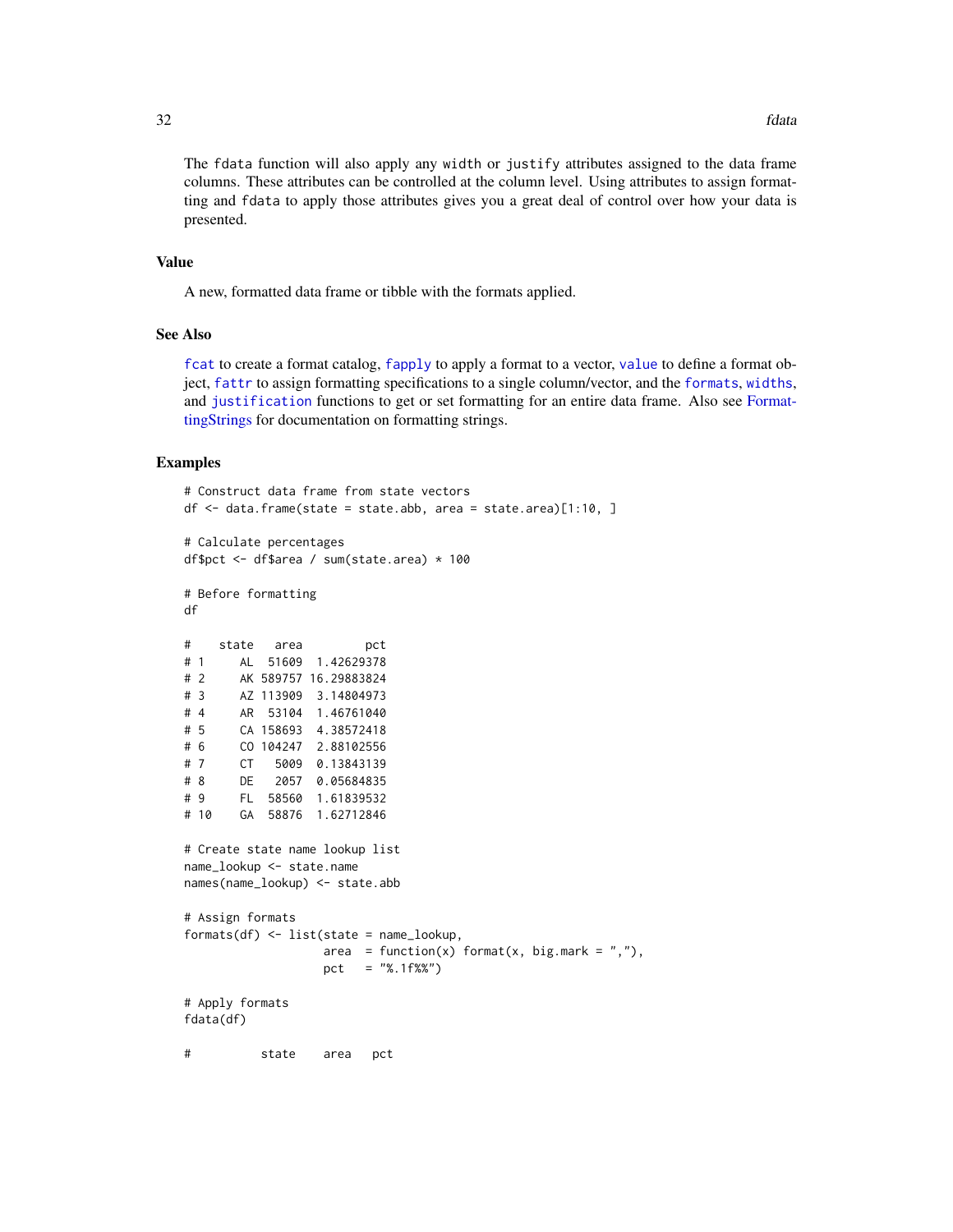The `fdata` function will also apply any `width` or `justify` attributes assigned to the data frame columns. These attributes can be controlled at the column level. Using attributes to assign formatting and `fdata` to apply those attributes gives you a great deal of control over how your data is presented.

## Value

A new, formatted data frame or tibble with the formats applied.

## See Also

`fcat` to create a format catalog, `fapply` to apply a format to a vector, `value` to define a format object, `fattr` to assign formatting specifications to a single column/vector, and the `formats`, `widths`, and `justification` functions to get or set formatting for an entire data frame. Also see FormattingStrings for documentation on formatting strings.

## Examples

```
# Construct data frame from state vectors
df <- data.frame(state = state.abb, area = state.area)[1:10, ]

# Calculate percentages
df$pct <- df$area / sum(state.area) * 100

# Before formatting
df

#    state   area         pct
# 1     AL  51609  1.42629378
# 2     AK 589757 16.29883824
# 3     AZ 113909  3.14804973
# 4     AR  53104  1.46761040
# 5     CA 158693  4.38572418
# 6     CO 104247  2.88102556
# 7     CT   5009  0.13843139
# 8     DE   2057  0.05684835
# 9     FL  58560  1.61839532
# 10    GA  58876  1.62712846

# Create state name lookup list
name_lookup <- state.name
names(name_lookup) <- state.abb

# Assign formats
formats(df) <- list(state = name_lookup,
                    area  = function(x) format(x, big.mark = ","),
                    pct   = "%.1f%%")

# Apply formats
fdata(df)

#          state    area   pct
```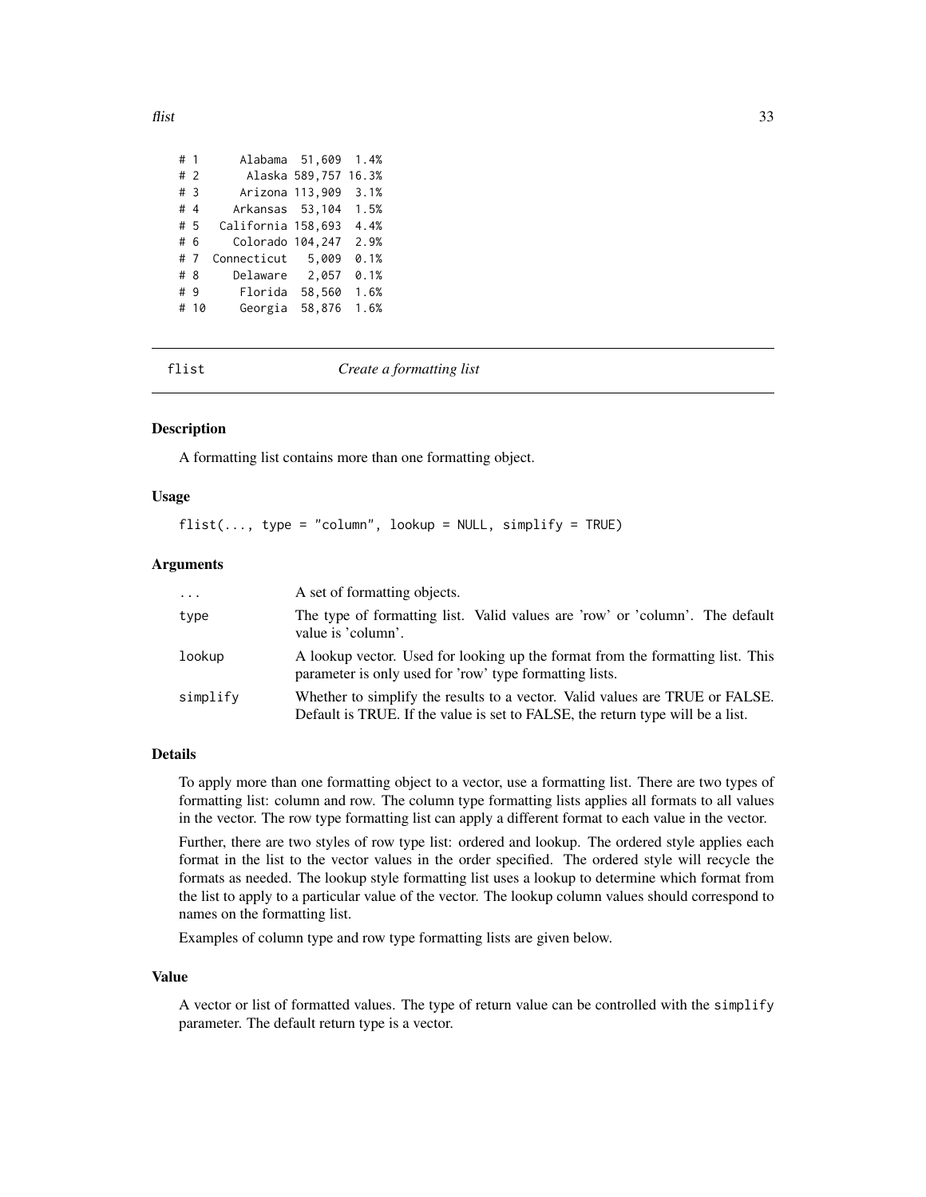```
# 1      Alabama  51,609  1.4%
# 2       Alaska 589,757 16.3%
# 3      Arizona 113,909  3.1%
# 4     Arkansas  53,104  1.5%
# 5   California 158,693  4.4%
# 6     Colorado 104,247  2.9%
# 7  Connecticut   5,009  0.1%
# 8     Delaware   2,057  0.1%
# 9      Florida  58,560  1.6%
# 10     Georgia  58,876  1.6%
```

## flist — *Create a formatting list*

### Description

A formatting list contains more than one formatting object.

### Usage

```
flist(..., type = "column", lookup = NULL, simplify = TRUE)
```

### Arguments

| | |
|---|---|
| `...` | A set of formatting objects. |
| `type` | The type of formatting list. Valid values are 'row' or 'column'. The default value is 'column'. |
| `lookup` | A lookup vector. Used for looking up the format from the formatting list. This parameter is only used for 'row' type formatting lists. |
| `simplify` | Whether to simplify the results to a vector. Valid values are TRUE or FALSE. Default is TRUE. If the value is set to FALSE, the return type will be a list. |

### Details

To apply more than one formatting object to a vector, use a formatting list. There are two types of formatting list: column and row. The column type formatting lists applies all formats to all values in the vector. The row type formatting list can apply a different format to each value in the vector.

Further, there are two styles of row type list: ordered and lookup. The ordered style applies each format in the list to the vector values in the order specified. The ordered style will recycle the formats as needed. The lookup style formatting list uses a lookup to determine which format from the list to apply to a particular value of the vector. The lookup column values should correspond to names on the formatting list.

Examples of column type and row type formatting lists are given below.

### Value

A vector or list of formatted values. The type of return value can be controlled with the `simplify` parameter. The default return type is a vector.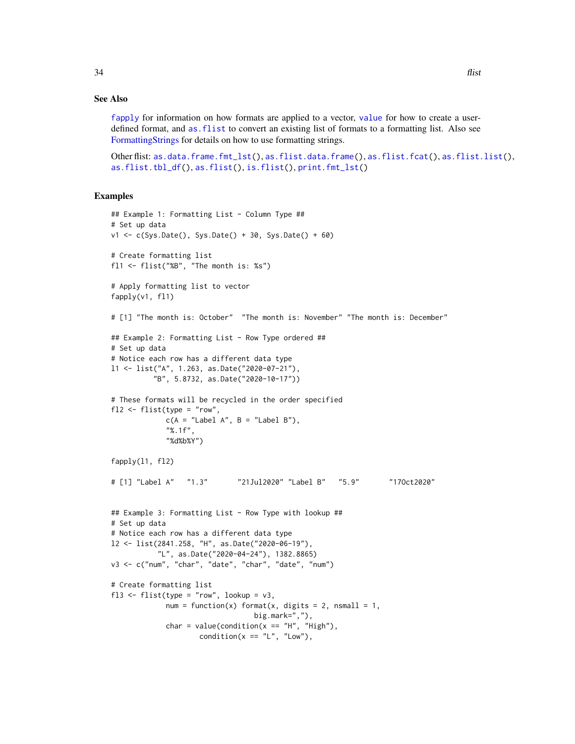## See Also

`fapply` for information on how formats are applied to a vector, `value` for how to create a user-defined format, and `as.flist` to convert an existing list of formats to a formatting list. Also see FormattingStrings for details on how to use formatting strings.

Other flist: `as.data.frame.fmt_lst()`, `as.flist.data.frame()`, `as.flist.fcat()`, `as.flist.list()`, `as.flist.tbl_df()`, `as.flist()`, `is.flist()`, `print.fmt_lst()`

## Examples

```
## Example 1: Formatting List - Column Type ##
# Set up data
v1 <- c(Sys.Date(), Sys.Date() + 30, Sys.Date() + 60)

# Create formatting list
fl1 <- flist("%B", "The month is: %s")

# Apply formatting list to vector
fapply(v1, fl1)

# [1] "The month is: October"  "The month is: November" "The month is: December"

## Example 2: Formatting List - Row Type ordered ##
# Set up data
# Notice each row has a different data type
l1 <- list("A", 1.263, as.Date("2020-07-21"),
          "B", 5.8732, as.Date("2020-10-17"))

# These formats will be recycled in the order specified
fl2 <- flist(type = "row",
             c(A = "Label A", B = "Label B"),
             "%.1f",
             "%d%b%Y")

fapply(l1, fl2)

# [1] "Label A"   "1.3"       "21Jul2020" "Label B"   "5.9"       "17Oct2020"


## Example 3: Formatting List - Row Type with lookup ##
# Set up data
# Notice each row has a different data type
l2 <- list(2841.258, "H", as.Date("2020-06-19"),
           "L", as.Date("2020-04-24"), 1382.8865)
v3 <- c("num", "char", "date", "char", "date", "num")

# Create formatting list
fl3 <- flist(type = "row", lookup = v3,
             num = function(x) format(x, digits = 2, nsmall = 1,
                                  big.mark=","),
             char = value(condition(x == "H", "High"),
                     condition(x == "L", "Low"),
```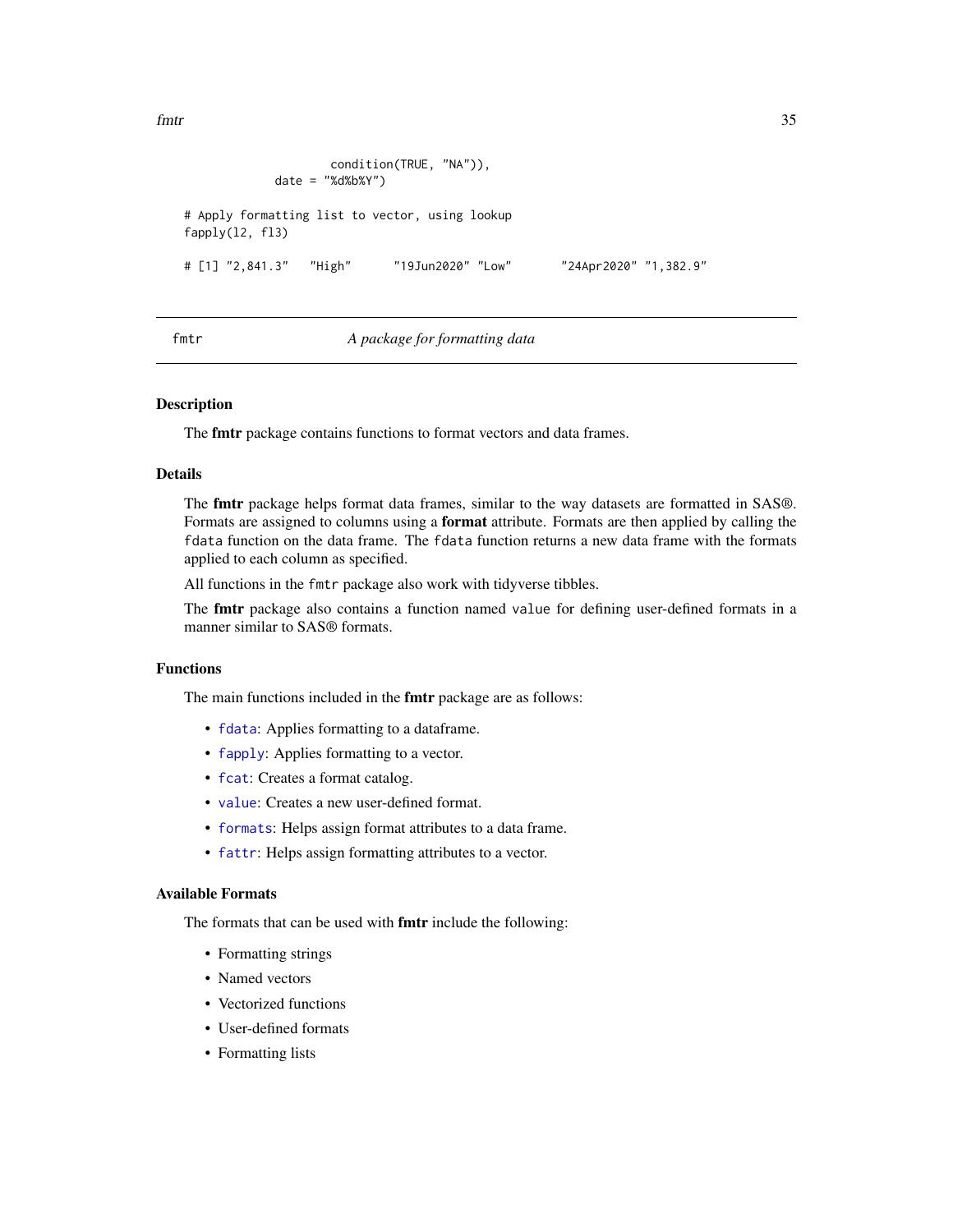```
                   condition(TRUE, "NA")),
           date = "%d%b%Y")

# Apply formatting list to vector, using lookup
fapply(l2, fl3)

# [1] "2,841.3"   "High"      "19Jun2020" "Low"       "24Apr2020" "1,382.9"
```

## fmtr *A package for formatting data*

### Description

The **fmtr** package contains functions to format vectors and data frames.

### Details

The **fmtr** package helps format data frames, similar to the way datasets are formatted in SAS®. Formats are assigned to columns using a **format** attribute. Formats are then applied by calling the `fdata` function on the data frame. The `fdata` function returns a new data frame with the formats applied to each column as specified.

All functions in the `fmtr` package also work with tidyverse tibbles.

The **fmtr** package also contains a function named `value` for defining user-defined formats in a manner similar to SAS® formats.

### Functions

The main functions included in the **fmtr** package are as follows:

- `fdata`: Applies formatting to a dataframe.
- `fapply`: Applies formatting to a vector.
- `fcat`: Creates a format catalog.
- `value`: Creates a new user-defined format.
- `formats`: Helps assign format attributes to a data frame.
- `fattr`: Helps assign formatting attributes to a vector.

### Available Formats

The formats that can be used with **fmtr** include the following:

- Formatting strings
- Named vectors
- Vectorized functions
- User-defined formats
- Formatting lists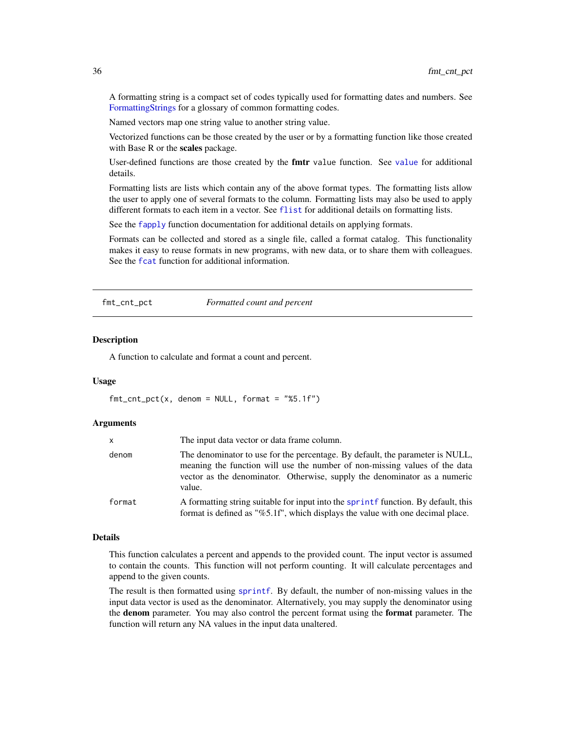A formatting string is a compact set of codes typically used for formatting dates and numbers. See FormattingStrings for a glossary of common formatting codes.

Named vectors map one string value to another string value.

Vectorized functions can be those created by the user or by a formatting function like those created with Base R or the **scales** package.

User-defined functions are those created by the **fmtr** `value` function. See `value` for additional details.

Formatting lists are lists which contain any of the above format types. The formatting lists allow the user to apply one of several formats to the column. Formatting lists may also be used to apply different formats to each item in a vector. See `flist` for additional details on formatting lists.

See the `fapply` function documentation for additional details on applying formats.

Formats can be collected and stored as a single file, called a format catalog. This functionality makes it easy to reuse formats in new programs, with new data, or to share them with colleagues. See the `fcat` function for additional information.

---

## fmt_cnt_pct — *Formatted count and percent*

---

### Description

A function to calculate and format a count and percent.

### Usage

```
fmt_cnt_pct(x, denom = NULL, format = "%5.1f")
```

### Arguments

| | |
|---|---|
| `x` | The input data vector or data frame column. |
| `denom` | The denominator to use for the percentage. By default, the parameter is NULL, meaning the function will use the number of non-missing values of the data vector as the denominator. Otherwise, supply the denominator as a numeric value. |
| `format` | A formatting string suitable for input into the `sprintf` function. By default, this format is defined as "%5.1f", which displays the value with one decimal place. |

### Details

This function calculates a percent and appends to the provided count. The input vector is assumed to contain the counts. This function will not perform counting. It will calculate percentages and append to the given counts.

The result is then formatted using `sprintf`. By default, the number of non-missing values in the input data vector is used as the denominator. Alternatively, you may supply the denominator using the **denom** parameter. You may also control the percent format using the **format** parameter. The function will return any NA values in the input data unaltered.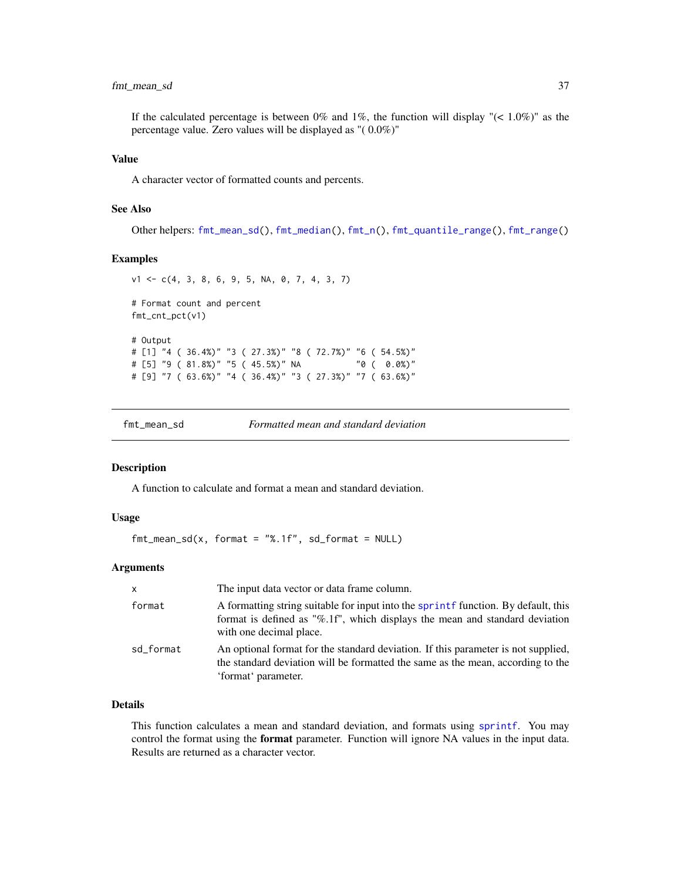If the calculated percentage is between 0% and 1%, the function will display "(< 1.0%)" as the percentage value. Zero values will be displayed as "( 0.0%)"

### Value

A character vector of formatted counts and percents.

### See Also

Other helpers: fmt_mean_sd(), fmt_median(), fmt_n(), fmt_quantile_range(), fmt_range()

### Examples

```
v1 <- c(4, 3, 8, 6, 9, 5, NA, 0, 7, 4, 3, 7)

# Format count and percent
fmt_cnt_pct(v1)

# Output
# [1] "4 ( 36.4%)" "3 ( 27.3%)" "8 ( 72.7%)" "6 ( 54.5%)"
# [5] "9 ( 81.8%)" "5 ( 45.5%)" NA           "0 (  0.0%)"
# [9] "7 ( 63.6%)" "4 ( 36.4%)" "3 ( 27.3%)" "7 ( 63.6%)"
```

---

## fmt_mean_sd    *Formatted mean and standard deviation*

### Description

A function to calculate and format a mean and standard deviation.

### Usage

```
fmt_mean_sd(x, format = "%.1f", sd_format = NULL)
```

### Arguments

| | |
|---|---|
| x | The input data vector or data frame column. |
| format | A formatting string suitable for input into the sprintf function. By default, this format is defined as "%.1f", which displays the mean and standard deviation with one decimal place. |
| sd_format | An optional format for the standard deviation. If this parameter is not supplied, the standard deviation will be formatted the same as the mean, according to the 'format' parameter. |

### Details

This function calculates a mean and standard deviation, and formats using sprintf. You may control the format using the **format** parameter. Function will ignore NA values in the input data. Results are returned as a character vector.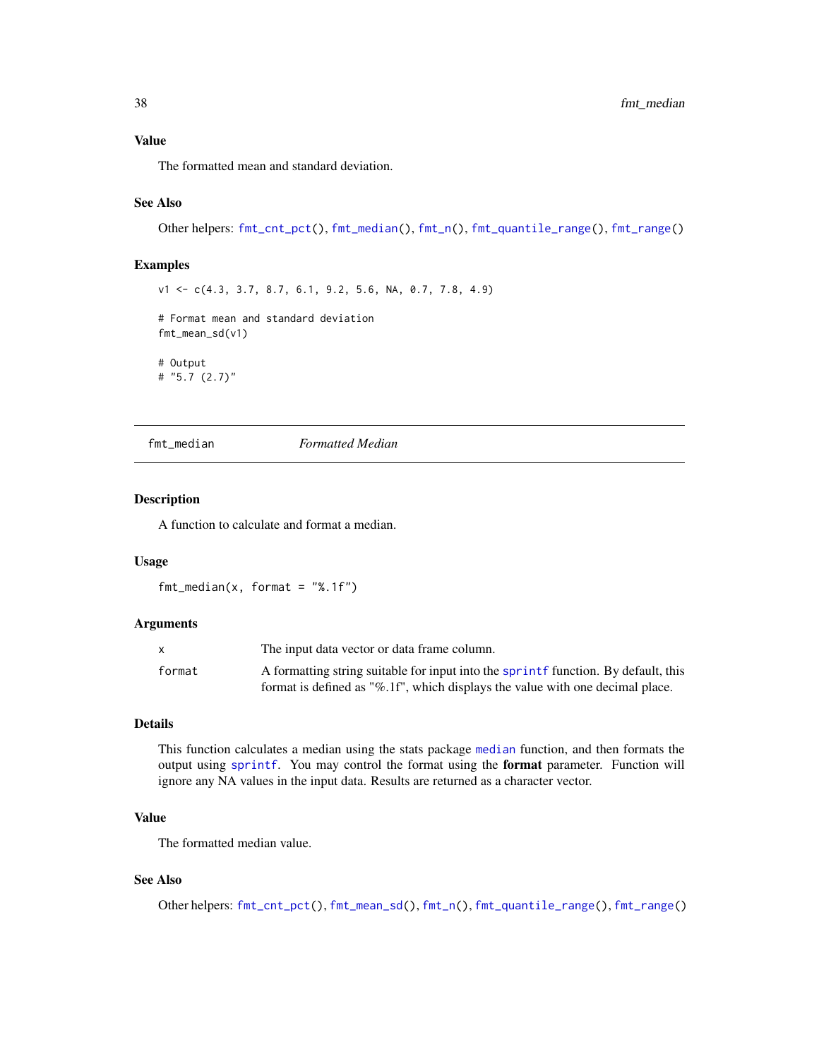### Value

The formatted mean and standard deviation.

### See Also

Other helpers: fmt_cnt_pct(), fmt_median(), fmt_n(), fmt_quantile_range(), fmt_range()

### Examples

```
v1 <- c(4.3, 3.7, 8.7, 6.1, 9.2, 5.6, NA, 0.7, 7.8, 4.9)

# Format mean and standard deviation
fmt_mean_sd(v1)

# Output
# "5.7 (2.7)"
```

---

## fmt_median    *Formatted Median*

---

### Description

A function to calculate and format a median.

### Usage

```
fmt_median(x, format = "%.1f")
```

### Arguments

| | |
|---|---|
| x | The input data vector or data frame column. |
| format | A formatting string suitable for input into the sprintf function. By default, this format is defined as "%.1f", which displays the value with one decimal place. |

### Details

This function calculates a median using the stats package median function, and then formats the output using sprintf. You may control the format using the **format** parameter. Function will ignore any NA values in the input data. Results are returned as a character vector.

### Value

The formatted median value.

### See Also

Other helpers: fmt_cnt_pct(), fmt_mean_sd(), fmt_n(), fmt_quantile_range(), fmt_range()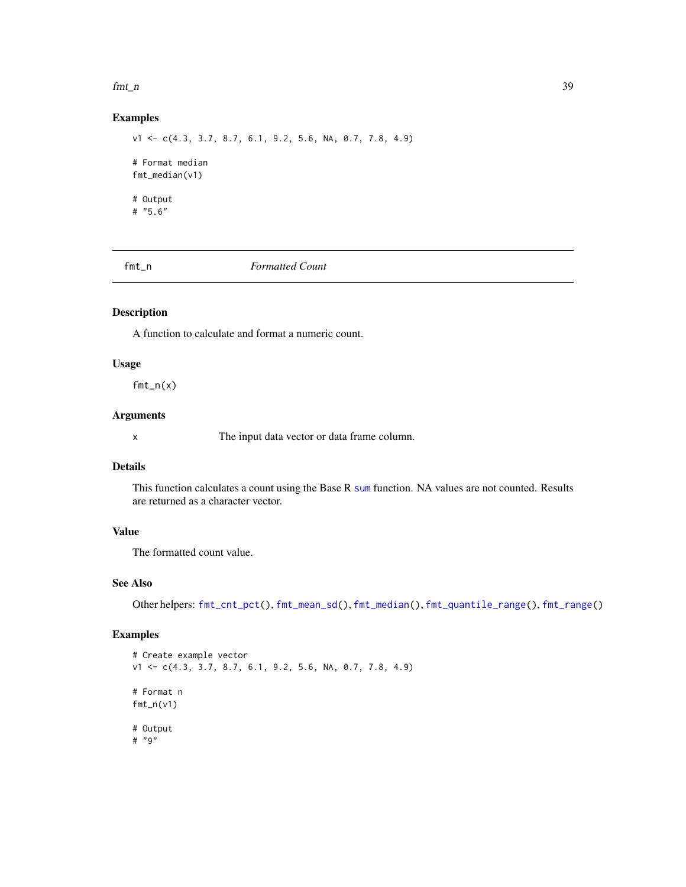## Examples

```
v1 <- c(4.3, 3.7, 8.7, 6.1, 9.2, 5.6, NA, 0.7, 7.8, 4.9)

# Format median
fmt_median(v1)

# Output
# "5.6"
```

---

## fmt_n — *Formatted Count*

### Description

A function to calculate and format a numeric count.

### Usage

```
fmt_n(x)
```

### Arguments

| | |
|---|---|
| x | The input data vector or data frame column. |

### Details

This function calculates a count using the Base R `sum` function. NA values are not counted. Results are returned as a character vector.

### Value

The formatted count value.

### See Also

Other helpers: `fmt_cnt_pct()`, `fmt_mean_sd()`, `fmt_median()`, `fmt_quantile_range()`, `fmt_range()`

### Examples

```
# Create example vector
v1 <- c(4.3, 3.7, 8.7, 6.1, 9.2, 5.6, NA, 0.7, 7.8, 4.9)

# Format n
fmt_n(v1)

# Output
# "9"
```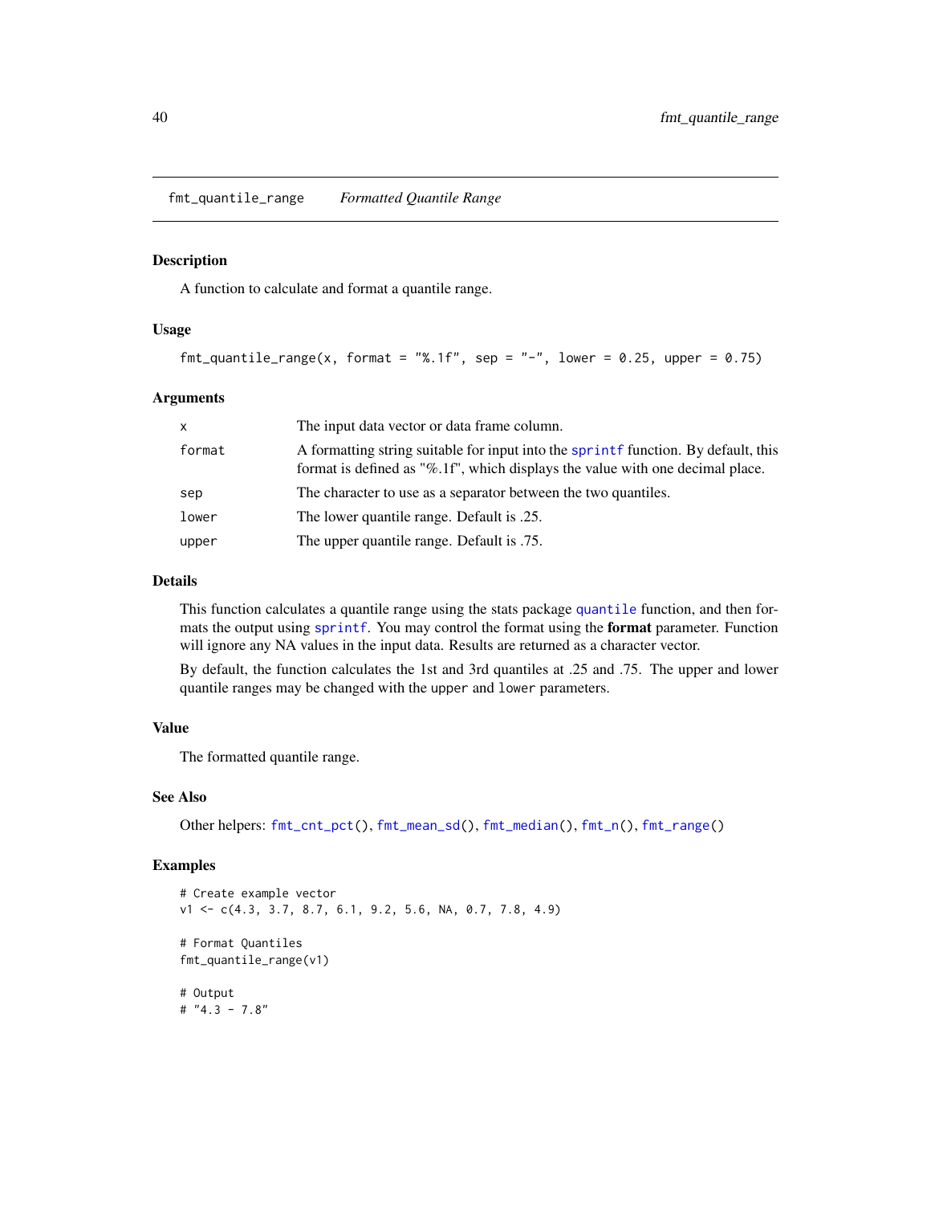## fmt_quantile_range — *Formatted Quantile Range*

### Description

A function to calculate and format a quantile range.

### Usage

```
fmt_quantile_range(x, format = "%.1f", sep = "-", lower = 0.25, upper = 0.75)
```

### Arguments

| | |
|---|---|
| `x` | The input data vector or data frame column. |
| `format` | A formatting string suitable for input into the `sprintf` function. By default, this format is defined as "%.1f", which displays the value with one decimal place. |
| `sep` | The character to use as a separator between the two quantiles. |
| `lower` | The lower quantile range. Default is .25. |
| `upper` | The upper quantile range. Default is .75. |

### Details

This function calculates a quantile range using the stats package `quantile` function, and then formats the output using `sprintf`. You may control the format using the **format** parameter. Function will ignore any NA values in the input data. Results are returned as a character vector.

By default, the function calculates the 1st and 3rd quantiles at .25 and .75. The upper and lower quantile ranges may be changed with the `upper` and `lower` parameters.

### Value

The formatted quantile range.

### See Also

Other helpers: `fmt_cnt_pct()`, `fmt_mean_sd()`, `fmt_median()`, `fmt_n()`, `fmt_range()`

### Examples

```
# Create example vector
v1 <- c(4.3, 3.7, 8.7, 6.1, 9.2, 5.6, NA, 0.7, 7.8, 4.9)

# Format Quantiles
fmt_quantile_range(v1)

# Output
# "4.3 - 7.8"
```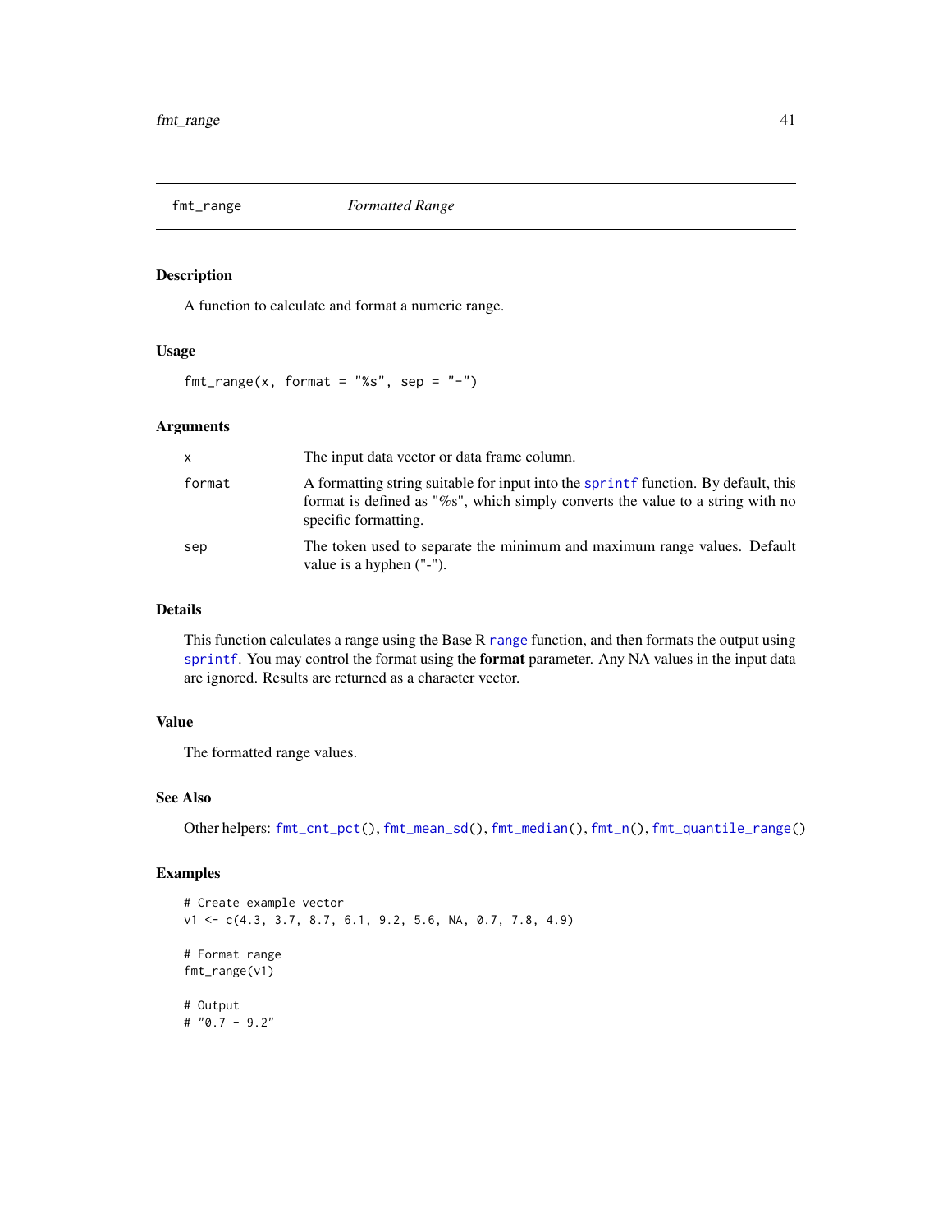## fmt_range — *Formatted Range*

### Description

A function to calculate and format a numeric range.

### Usage

```
fmt_range(x, format = "%s", sep = "-")
```

### Arguments

| | |
|---|---|
| `x` | The input data vector or data frame column. |
| `format` | A formatting string suitable for input into the `sprintf` function. By default, this format is defined as "%s", which simply converts the value to a string with no specific formatting. |
| `sep` | The token used to separate the minimum and maximum range values. Default value is a hyphen ("-"). |

### Details

This function calculates a range using the Base R `range` function, and then formats the output using `sprintf`. You may control the format using the **format** parameter. Any NA values in the input data are ignored. Results are returned as a character vector.

### Value

The formatted range values.

### See Also

Other helpers: `fmt_cnt_pct()`, `fmt_mean_sd()`, `fmt_median()`, `fmt_n()`, `fmt_quantile_range()`

### Examples

```
# Create example vector
v1 <- c(4.3, 3.7, 8.7, 6.1, 9.2, 5.6, NA, 0.7, 7.8, 4.9)

# Format range
fmt_range(v1)

# Output
# "0.7 - 9.2"
```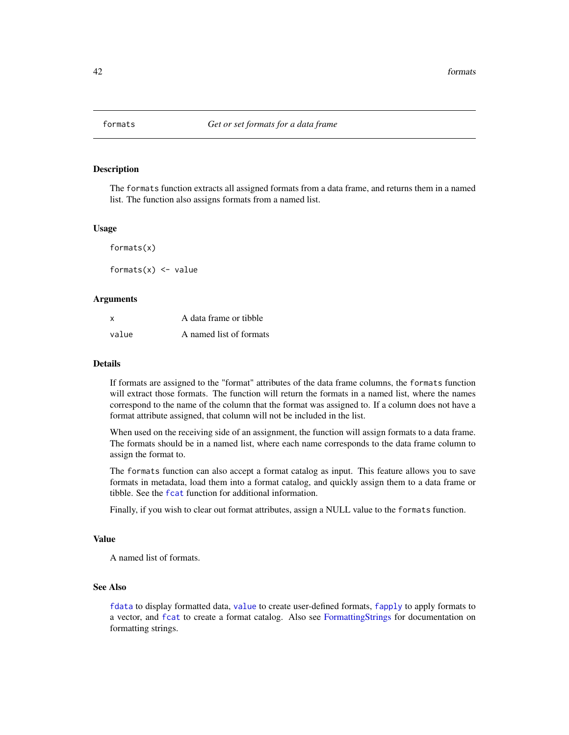## formats — *Get or set formats for a data frame*

### Description

The `formats` function extracts all assigned formats from a data frame, and returns them in a named list. The function also assigns formats from a named list.

### Usage

```
formats(x)

formats(x) <- value
```

### Arguments

| | |
|---|---|
| `x` | A data frame or tibble |
| `value` | A named list of formats |

### Details

If formats are assigned to the "format" attributes of the data frame columns, the `formats` function will extract those formats. The function will return the formats in a named list, where the names correspond to the name of the column that the format was assigned to. If a column does not have a format attribute assigned, that column will not be included in the list.

When used on the receiving side of an assignment, the function will assign formats to a data frame. The formats should be in a named list, where each name corresponds to the data frame column to assign the format to.

The `formats` function can also accept a format catalog as input. This feature allows you to save formats in metadata, load them into a format catalog, and quickly assign them to a data frame or tibble. See the `fcat` function for additional information.

Finally, if you wish to clear out format attributes, assign a NULL value to the `formats` function.

### Value

A named list of formats.

### See Also

`fdata` to display formatted data, `value` to create user-defined formats, `fapply` to apply formats to a vector, and `fcat` to create a format catalog. Also see FormattingStrings for documentation on formatting strings.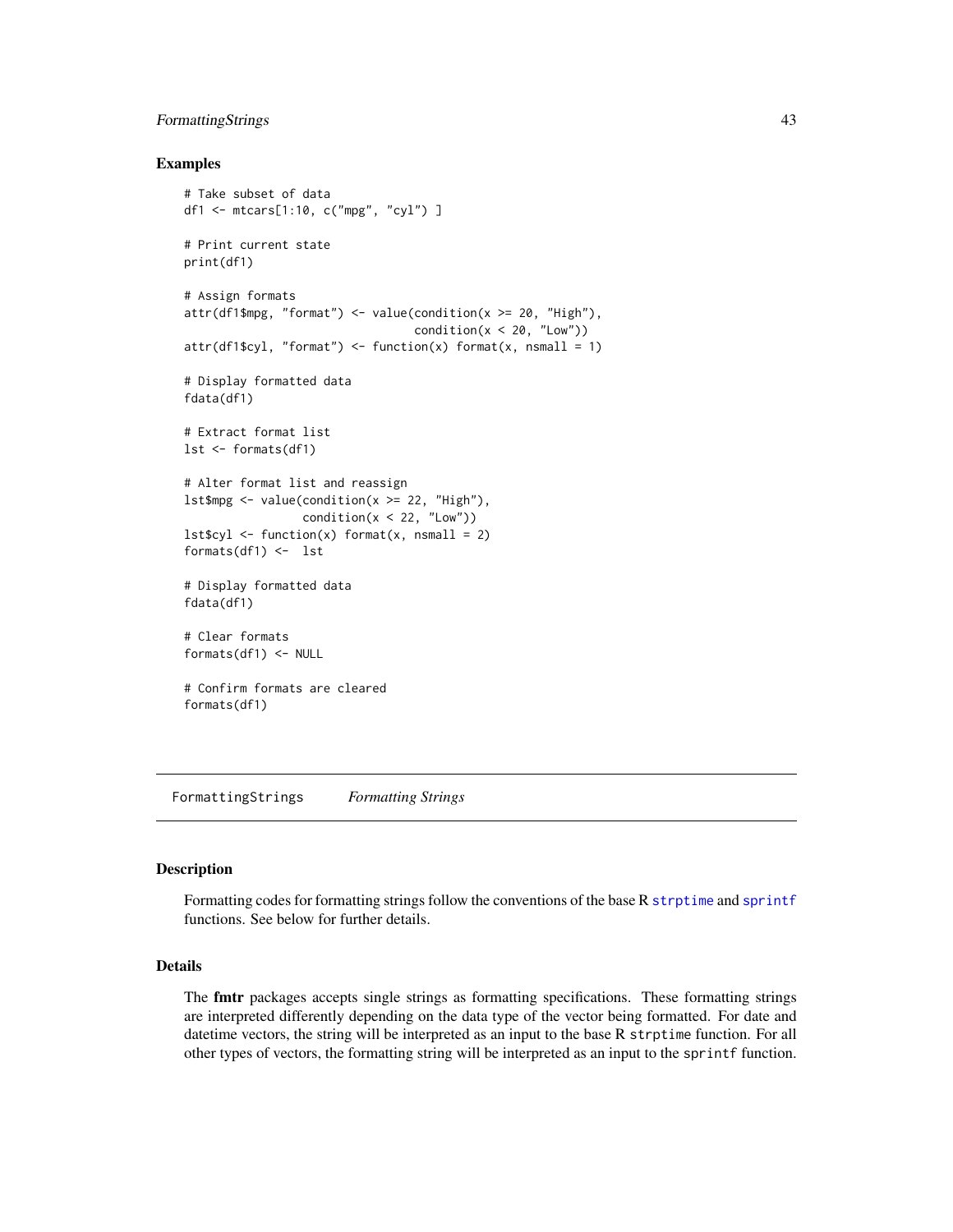## Examples

```
# Take subset of data
df1 <- mtcars[1:10, c("mpg", "cyl") ]

# Print current state
print(df1)

# Assign formats
attr(df1$mpg, "format") <- value(condition(x >= 20, "High"),
                                 condition(x < 20, "Low"))
attr(df1$cyl, "format") <- function(x) format(x, nsmall = 1)

# Display formatted data
fdata(df1)

# Extract format list
lst <- formats(df1)

# Alter format list and reassign
lst$mpg <- value(condition(x >= 22, "High"),
                 condition(x < 22, "Low"))
lst$cyl <- function(x) format(x, nsmall = 2)
formats(df1) <-  lst

# Display formatted data
fdata(df1)

# Clear formats
formats(df1) <- NULL

# Confirm formats are cleared
formats(df1)
```

---

`FormattingStrings` *Formatting Strings*

---

## Description

Formatting codes for formatting strings follow the conventions of the base R `strptime` and `sprintf` functions. See below for further details.

## Details

The **fmtr** packages accepts single strings as formatting specifications. These formatting strings are interpreted differently depending on the data type of the vector being formatted. For date and datetime vectors, the string will be interpreted as an input to the base R `strptime` function. For all other types of vectors, the formatting string will be interpreted as an input to the `sprintf` function.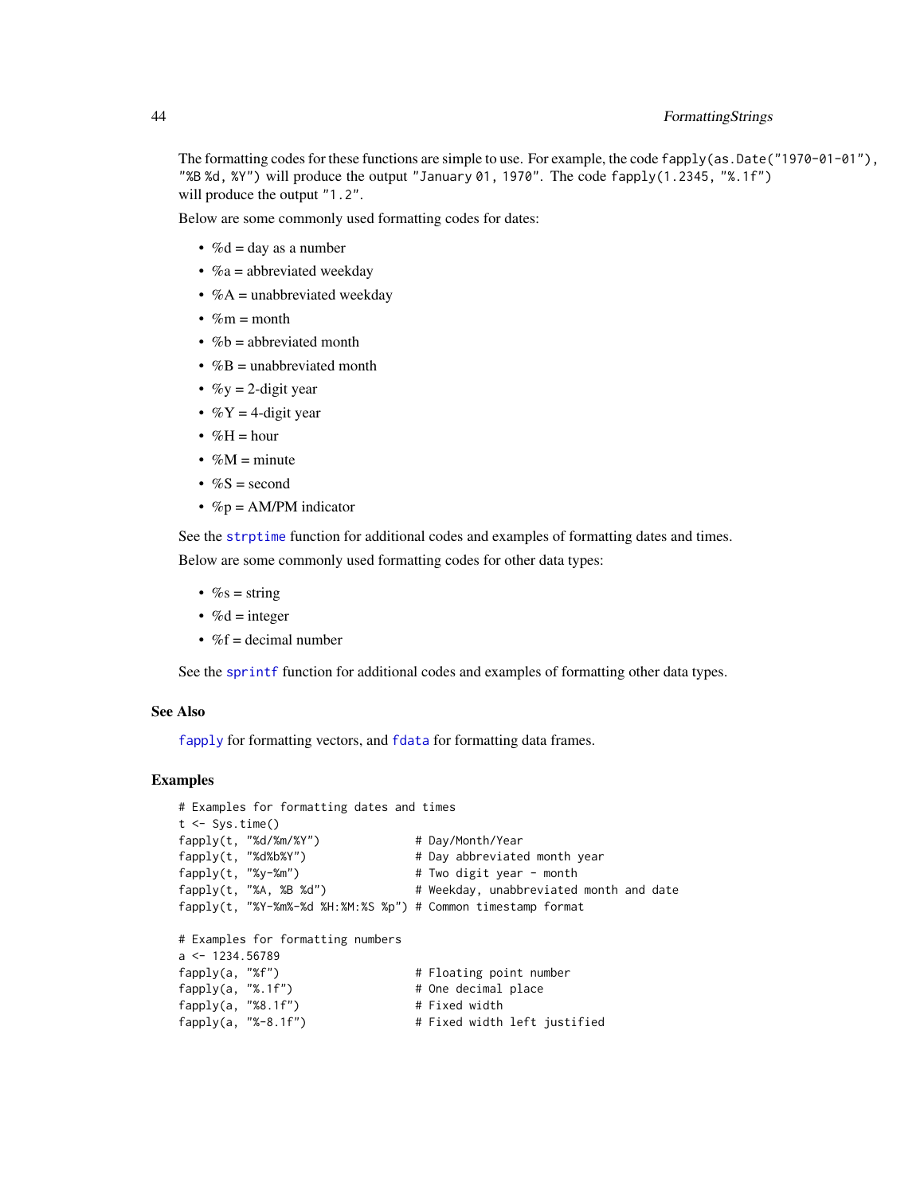The formatting codes for these functions are simple to use. For example, the code `fapply(as.Date("1970-01-01"), "%B %d, %Y")` will produce the output `"January 01, 1970"`. The code `fapply(1.2345, "%.1f")` will produce the output `"1.2"`.

Below are some commonly used formatting codes for dates:

- %d = day as a number
- %a = abbreviated weekday
- %A = unabbreviated weekday
- %m = month
- %b = abbreviated month
- %B = unabbreviated month
- %y = 2-digit year
- %Y = 4-digit year
- %H = hour
- %M = minute
- %S = second
- %p = AM/PM indicator

See the `strptime` function for additional codes and examples of formatting dates and times.

Below are some commonly used formatting codes for other data types:

- %s = string
- %d = integer
- %f = decimal number

See the `sprintf` function for additional codes and examples of formatting other data types.

## See Also

`fapply` for formatting vectors, and `fdata` for formatting data frames.

## Examples

```
# Examples for formatting dates and times
t <- Sys.time()
fapply(t, "%d/%m/%Y")              # Day/Month/Year
fapply(t, "%d%b%Y")                # Day abbreviated month year
fapply(t, "%y-%m")                 # Two digit year - month
fapply(t, "%A, %B %d")             # Weekday, unabbreviated month and date
fapply(t, "%Y-%m%-%d %H:%M:%S %p") # Common timestamp format

# Examples for formatting numbers
a <- 1234.56789
fapply(a, "%f")                    # Floating point number
fapply(a, "%.1f")                  # One decimal place
fapply(a, "%8.1f")                 # Fixed width
fapply(a, "%-8.1f")                # Fixed width left justified
```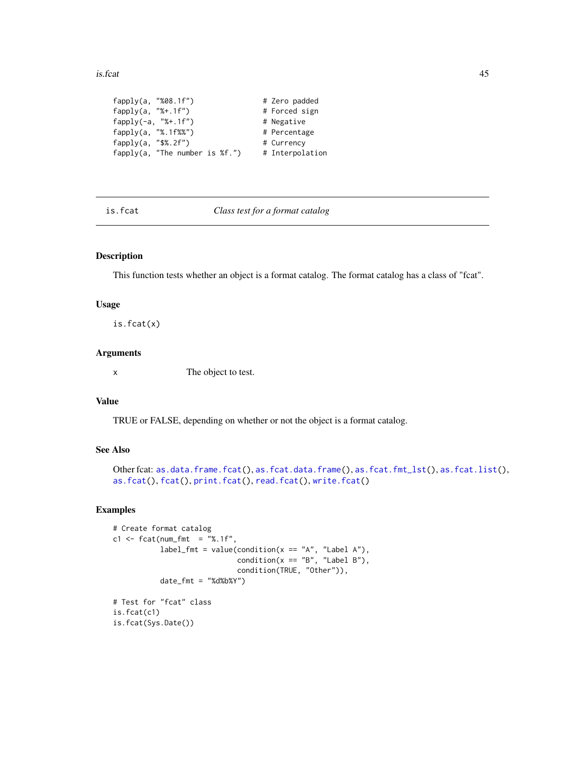```
fapply(a, "%08.1f")              # Zero padded
fapply(a, "%+.1f")               # Forced sign
fapply(-a, "%+.1f")              # Negative
fapply(a, "%.1f%%")              # Percentage
fapply(a, "$%.2f")               # Currency
fapply(a, "The number is %f.")   # Interpolation
```

## is.fcat    *Class test for a format catalog*

### Description

This function tests whether an object is a format catalog. The format catalog has a class of "fcat".

### Usage

```
is.fcat(x)
```

### Arguments

| | |
|---|---|
| x | The object to test. |

### Value

TRUE or FALSE, depending on whether or not the object is a format catalog.

### See Also

Other fcat: as.data.frame.fcat(), as.fcat.data.frame(), as.fcat.fmt_lst(), as.fcat.list(), as.fcat(), fcat(), print.fcat(), read.fcat(), write.fcat()

### Examples

```
# Create format catalog
c1 <- fcat(num_fmt  = "%.1f",
           label_fmt = value(condition(x == "A", "Label A"),
                             condition(x == "B", "Label B"),
                             condition(TRUE, "Other")),
           date_fmt = "%d%b%Y")

# Test for "fcat" class
is.fcat(c1)
is.fcat(Sys.Date())
```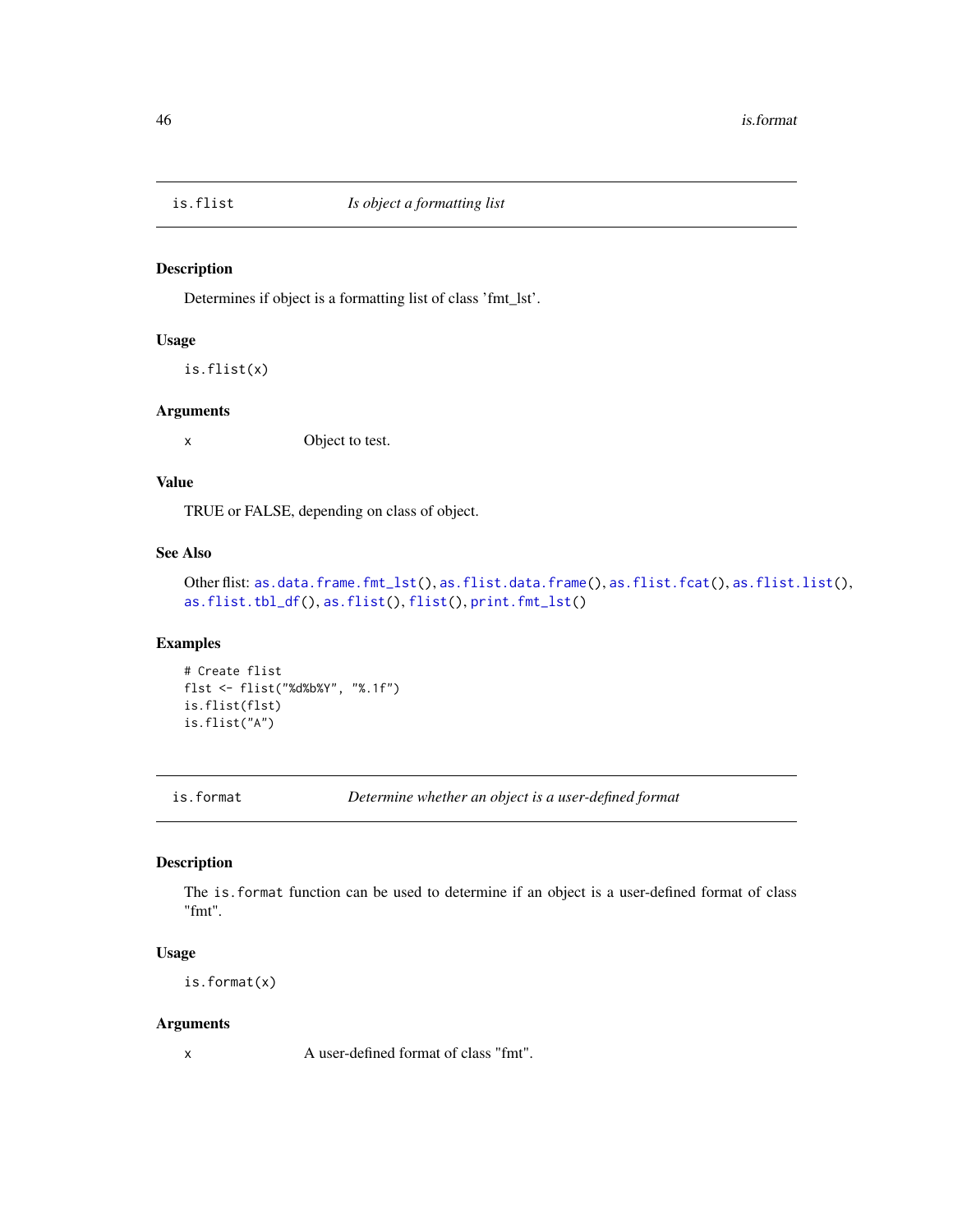## is.flist — *Is object a formatting list*

### Description

Determines if object is a formatting list of class 'fmt_lst'.

### Usage

```
is.flist(x)
```

### Arguments

| | |
|---|---|
| x | Object to test. |

### Value

TRUE or FALSE, depending on class of object.

### See Also

Other flist: as.data.frame.fmt_lst(), as.flist.data.frame(), as.flist.fcat(), as.flist.list(), as.flist.tbl_df(), as.flist(), flist(), print.fmt_lst()

### Examples

```
# Create flist
flst <- flist("%d%b%Y", "%.1f")
is.flist(flst)
is.flist("A")
```

## is.format — *Determine whether an object is a user-defined format*

### Description

The `is.format` function can be used to determine if an object is a user-defined format of class "fmt".

### Usage

```
is.format(x)
```

### Arguments

| | |
|---|---|
| x | A user-defined format of class "fmt". |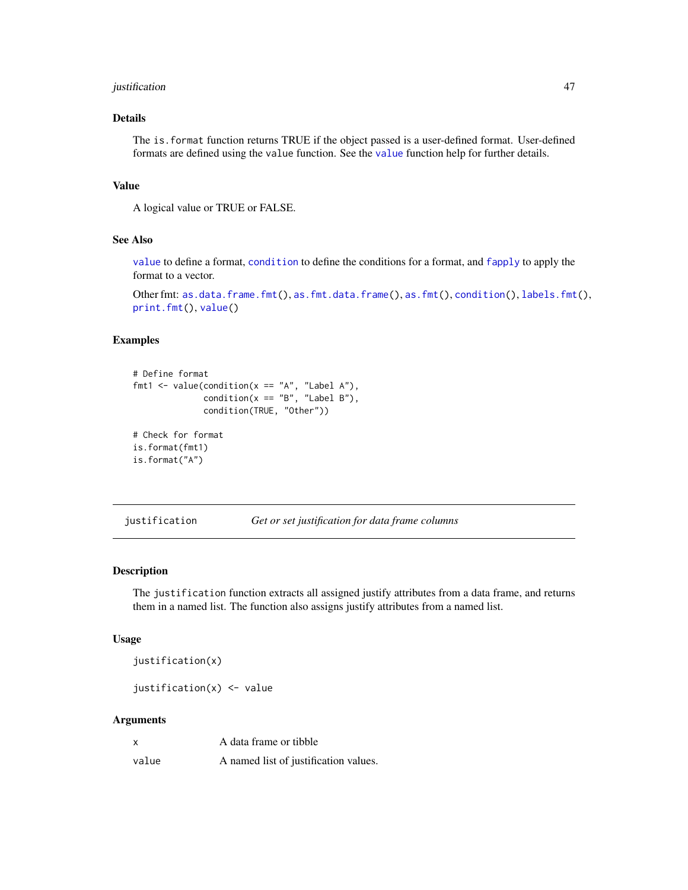### Details

The `is.format` function returns TRUE if the object passed is a user-defined format. User-defined formats are defined using the `value` function. See the `value` function help for further details.

### Value

A logical value or TRUE or FALSE.

### See Also

`value` to define a format, `condition` to define the conditions for a format, and `fapply` to apply the format to a vector.

Other fmt: `as.data.frame.fmt()`, `as.fmt.data.frame()`, `as.fmt()`, `condition()`, `labels.fmt()`, `print.fmt()`, `value()`

### Examples

```
# Define format
fmt1 <- value(condition(x == "A", "Label A"),
              condition(x == "B", "Label B"),
              condition(TRUE, "Other"))

# Check for format
is.format(fmt1)
is.format("A")
```

---

## `justification` *Get or set justification for data frame columns*

---

### Description

The `justification` function extracts all assigned justify attributes from a data frame, and returns them in a named list. The function also assigns justify attributes from a named list.

### Usage

```
justification(x)

justification(x) <- value
```

### Arguments

| | |
|---|---|
| `x` | A data frame or tibble |
| `value` | A named list of justification values. |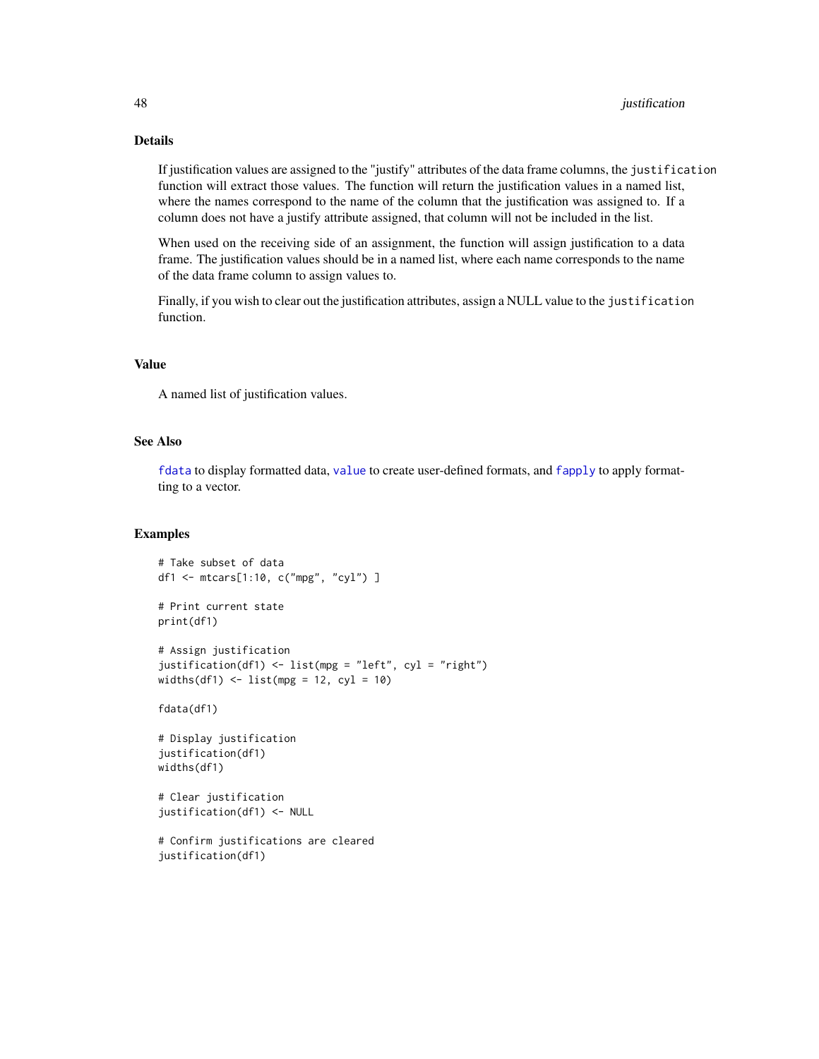## Details

If justification values are assigned to the "justify" attributes of the data frame columns, the `justification` function will extract those values. The function will return the justification values in a named list, where the names correspond to the name of the column that the justification was assigned to. If a column does not have a justify attribute assigned, that column will not be included in the list.

When used on the receiving side of an assignment, the function will assign justification to a data frame. The justification values should be in a named list, where each name corresponds to the name of the data frame column to assign values to.

Finally, if you wish to clear out the justification attributes, assign a NULL value to the `justification` function.

## Value

A named list of justification values.

## See Also

`fdata` to display formatted data, `value` to create user-defined formats, and `fapply` to apply formatting to a vector.

## Examples

```
# Take subset of data
df1 <- mtcars[1:10, c("mpg", "cyl") ]

# Print current state
print(df1)

# Assign justification
justification(df1) <- list(mpg = "left", cyl = "right")
widths(df1) <- list(mpg = 12, cyl = 10)

fdata(df1)

# Display justification
justification(df1)
widths(df1)

# Clear justification
justification(df1) <- NULL

# Confirm justifications are cleared
justification(df1)
```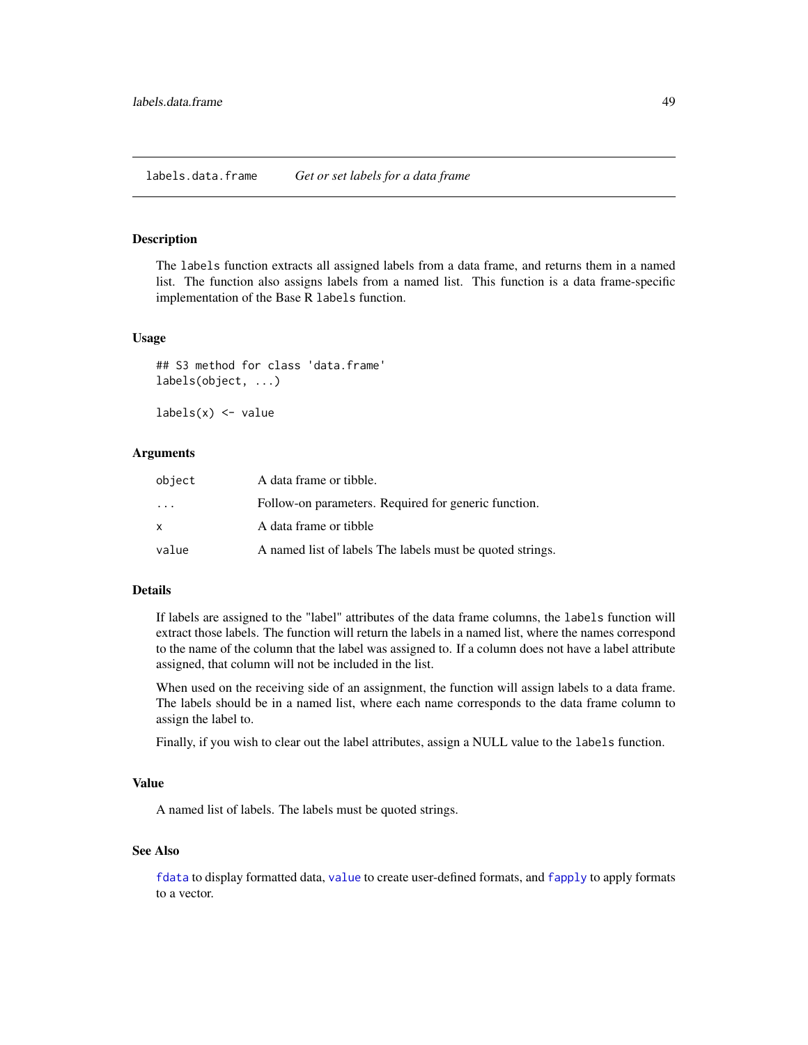## labels.data.frame — *Get or set labels for a data frame*

### Description

The `labels` function extracts all assigned labels from a data frame, and returns them in a named list. The function also assigns labels from a named list. This function is a data frame-specific implementation of the Base R `labels` function.

### Usage

```
## S3 method for class 'data.frame'
labels(object, ...)

labels(x) <- value
```

### Arguments

| | |
|---|---|
| object | A data frame or tibble. |
| ... | Follow-on parameters. Required for generic function. |
| x | A data frame or tibble |
| value | A named list of labels The labels must be quoted strings. |

### Details

If labels are assigned to the "label" attributes of the data frame columns, the `labels` function will extract those labels. The function will return the labels in a named list, where the names correspond to the name of the column that the label was assigned to. If a column does not have a label attribute assigned, that column will not be included in the list.

When used on the receiving side of an assignment, the function will assign labels to a data frame. The labels should be in a named list, where each name corresponds to the data frame column to assign the label to.

Finally, if you wish to clear out the label attributes, assign a NULL value to the `labels` function.

### Value

A named list of labels. The labels must be quoted strings.

### See Also

`fdata` to display formatted data, `value` to create user-defined formats, and `fapply` to apply formats to a vector.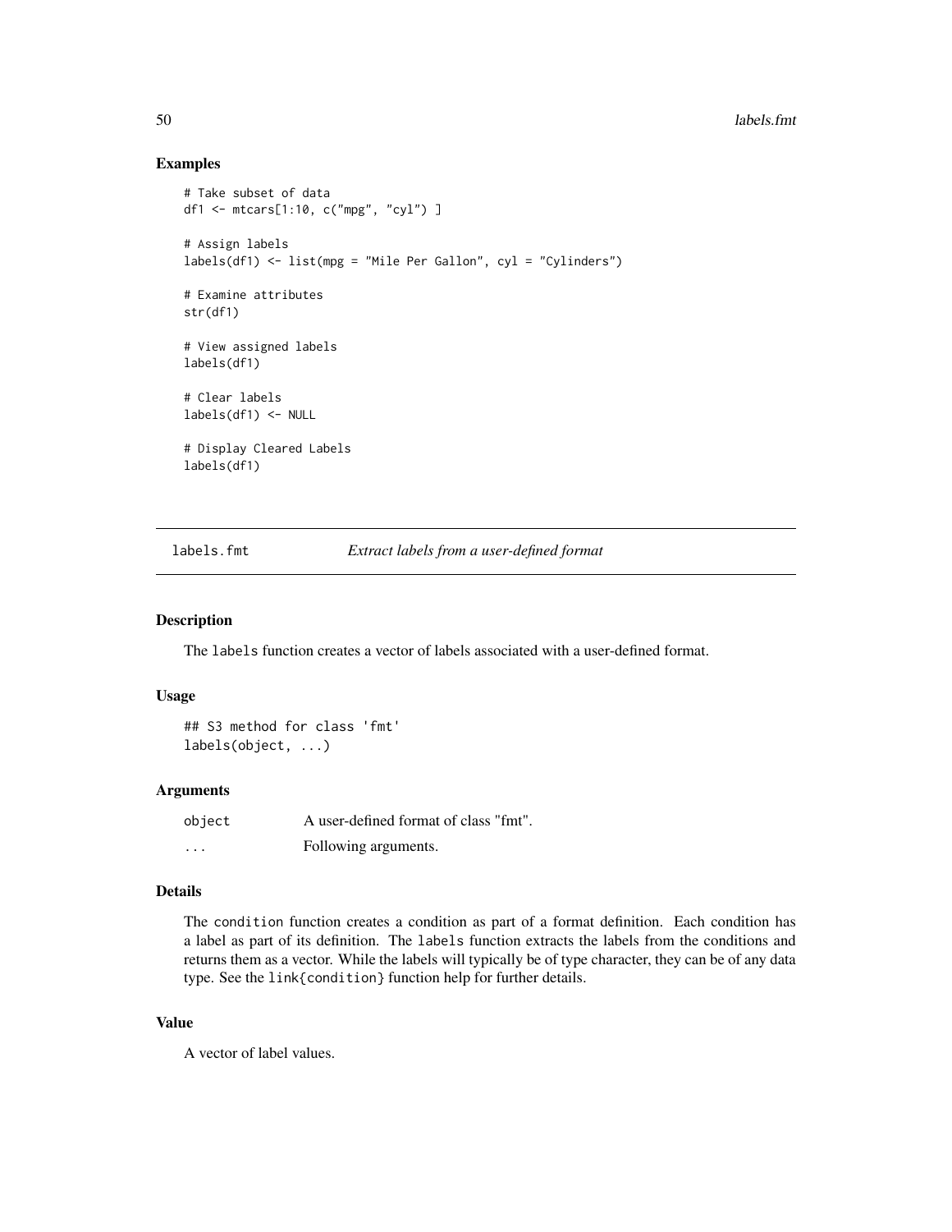### Examples

```
# Take subset of data
df1 <- mtcars[1:10, c("mpg", "cyl") ]

# Assign labels
labels(df1) <- list(mpg = "Mile Per Gallon", cyl = "Cylinders")

# Examine attributes
str(df1)

# View assigned labels
labels(df1)

# Clear labels
labels(df1) <- NULL

# Display Cleared Labels
labels(df1)
```

---

## labels.fmt — *Extract labels from a user-defined format*

---

### Description

The `labels` function creates a vector of labels associated with a user-defined format.

### Usage

```
## S3 method for class 'fmt'
labels(object, ...)
```

### Arguments

| | |
|---|---|
| `object` | A user-defined format of class "fmt". |
| `...` | Following arguments. |

### Details

The `condition` function creates a condition as part of a format definition. Each condition has a label as part of its definition. The `labels` function extracts the labels from the conditions and returns them as a vector. While the labels will typically be of type character, they can be of any data type. See the `link{condition}` function help for further details.

### Value

A vector of label values.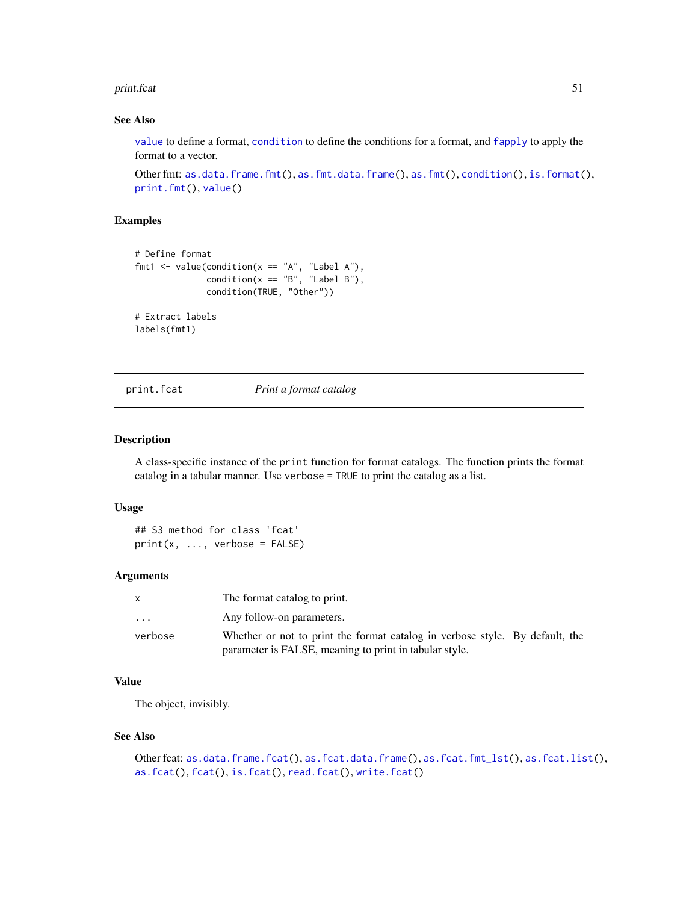## See Also

`value` to define a format, `condition` to define the conditions for a format, and `fapply` to apply the format to a vector.

Other fmt: `as.data.frame.fmt()`, `as.fmt.data.frame()`, `as.fmt()`, `condition()`, `is.format()`, `print.fmt()`, `value()`

## Examples

```
# Define format
fmt1 <- value(condition(x == "A", "Label A"),
              condition(x == "B", "Label B"),
              condition(TRUE, "Other"))

# Extract labels
labels(fmt1)
```

---

# print.fcat — *Print a format catalog*

---

## Description

A class-specific instance of the `print` function for format catalogs. The function prints the format catalog in a tabular manner. Use `verbose = TRUE` to print the catalog as a list.

## Usage

```
## S3 method for class 'fcat'
print(x, ..., verbose = FALSE)
```

## Arguments

| | |
|---|---|
| `x` | The format catalog to print. |
| `...` | Any follow-on parameters. |
| `verbose` | Whether or not to print the format catalog in verbose style. By default, the parameter is FALSE, meaning to print in tabular style. |

## Value

The object, invisibly.

## See Also

Other fcat: `as.data.frame.fcat()`, `as.fcat.data.frame()`, `as.fcat.fmt_lst()`, `as.fcat.list()`, `as.fcat()`, `fcat()`, `is.fcat()`, `read.fcat()`, `write.fcat()`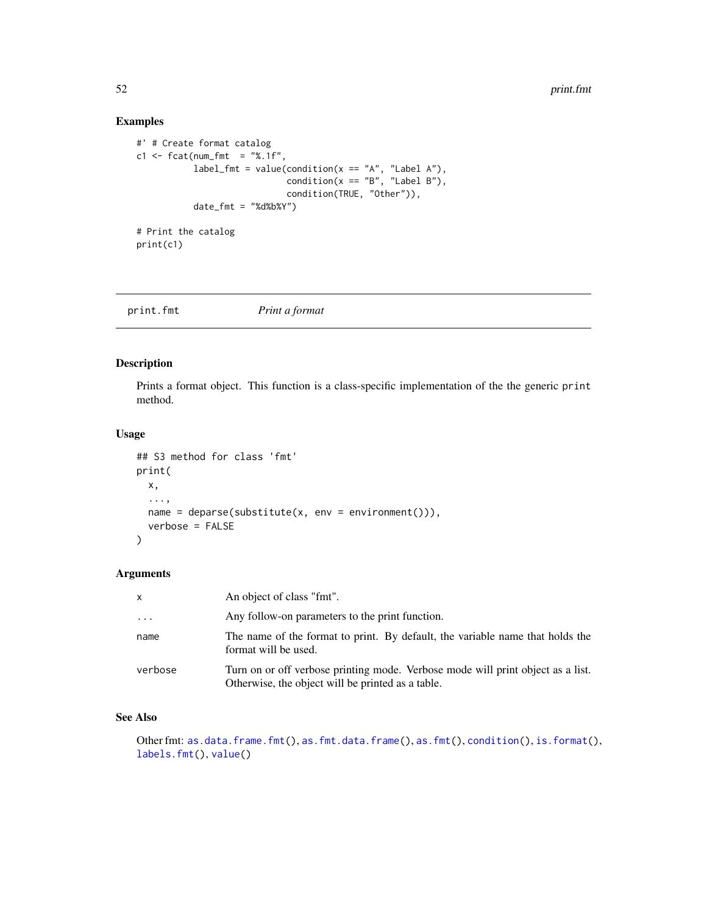## Examples

```
#' # Create format catalog
c1 <- fcat(num_fmt  = "%.1f",
           label_fmt = value(condition(x == "A", "Label A"),
                             condition(x == "B", "Label B"),
                             condition(TRUE, "Other")),
           date_fmt = "%d%b%Y")

# Print the catalog
print(c1)
```

---

# print.fmt *Print a format*

---

## Description

Prints a format object. This function is a class-specific implementation of the the generic `print` method.

## Usage

```
## S3 method for class 'fmt'
print(
  x,
  ...,
  name = deparse(substitute(x, env = environment())),
  verbose = FALSE
)
```

## Arguments

| | |
|---|---|
| `x` | An object of class "fmt". |
| `...` | Any follow-on parameters to the print function. |
| `name` | The name of the format to print. By default, the variable name that holds the format will be used. |
| `verbose` | Turn on or off verbose printing mode. Verbose mode will print object as a list. Otherwise, the object will be printed as a table. |

## See Also

Other fmt: `as.data.frame.fmt()`, `as.fmt.data.frame()`, `as.fmt()`, `condition()`, `is.format()`, `labels.fmt()`, `value()`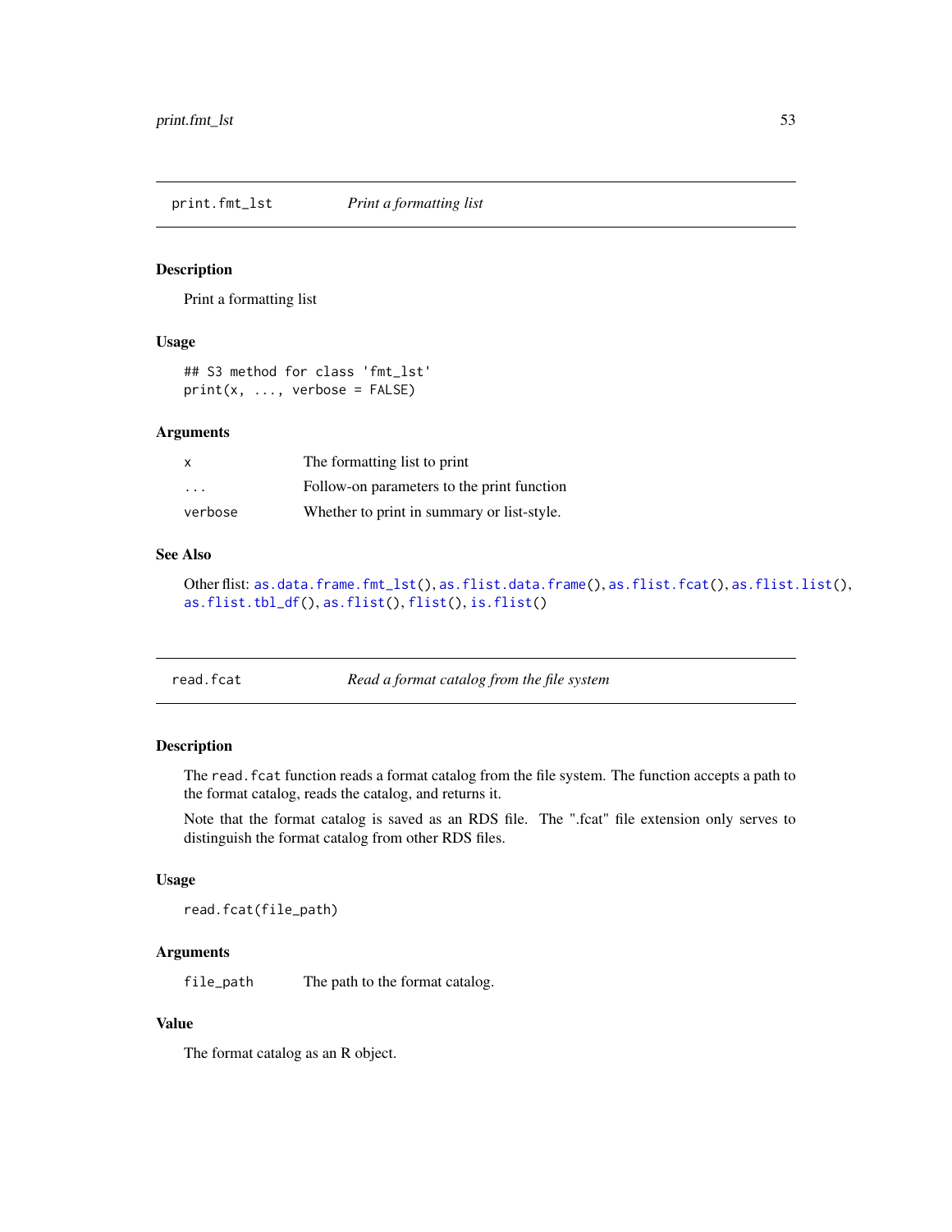## print.fmt_lst — *Print a formatting list*

### Description

Print a formatting list

### Usage

```
## S3 method for class 'fmt_lst'
print(x, ..., verbose = FALSE)
```

### Arguments

| | |
|---|---|
| x | The formatting list to print |
| ... | Follow-on parameters to the print function |
| verbose | Whether to print in summary or list-style. |

### See Also

Other flist: `as.data.frame.fmt_lst()`, `as.flist.data.frame()`, `as.flist.fcat()`, `as.flist.list()`, `as.flist.tbl_df()`, `as.flist()`, `flist()`, `is.flist()`

## read.fcat — *Read a format catalog from the file system*

### Description

The `read.fcat` function reads a format catalog from the file system. The function accepts a path to the format catalog, reads the catalog, and returns it.

Note that the format catalog is saved as an RDS file. The ".fcat" file extension only serves to distinguish the format catalog from other RDS files.

### Usage

```
read.fcat(file_path)
```

### Arguments

| | |
|---|---|
| file_path | The path to the format catalog. |

### Value

The format catalog as an R object.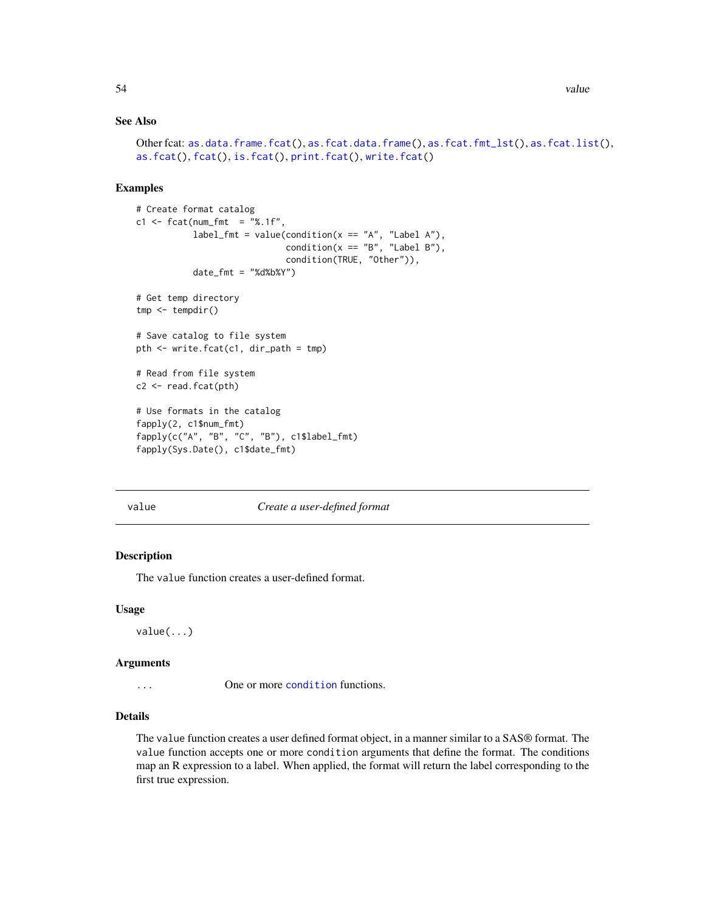### See Also

Other fcat: as.data.frame.fcat(), as.fcat.data.frame(), as.fcat.fmt_lst(), as.fcat.list(), as.fcat(), fcat(), is.fcat(), print.fcat(), write.fcat()

### Examples

```
# Create format catalog
c1 <- fcat(num_fmt  = "%.1f",
           label_fmt = value(condition(x == "A", "Label A"),
                             condition(x == "B", "Label B"),
                             condition(TRUE, "Other")),
           date_fmt = "%d%b%Y")

# Get temp directory
tmp <- tempdir()

# Save catalog to file system
pth <- write.fcat(c1, dir_path = tmp)

# Read from file system
c2 <- read.fcat(pth)

# Use formats in the catalog
fapply(2, c1$num_fmt)
fapply(c("A", "B", "C", "B"), c1$label_fmt)
fapply(Sys.Date(), c1$date_fmt)
```

---

## value — *Create a user-defined format*

---

### Description

The `value` function creates a user-defined format.

### Usage

```
value(...)
```

### Arguments

| | |
|---|---|
| `...` | One or more `condition` functions. |

### Details

The `value` function creates a user defined format object, in a manner similar to a SAS® format. The `value` function accepts one or more `condition` arguments that define the format. The conditions map an R expression to a label. When applied, the format will return the label corresponding to the first true expression.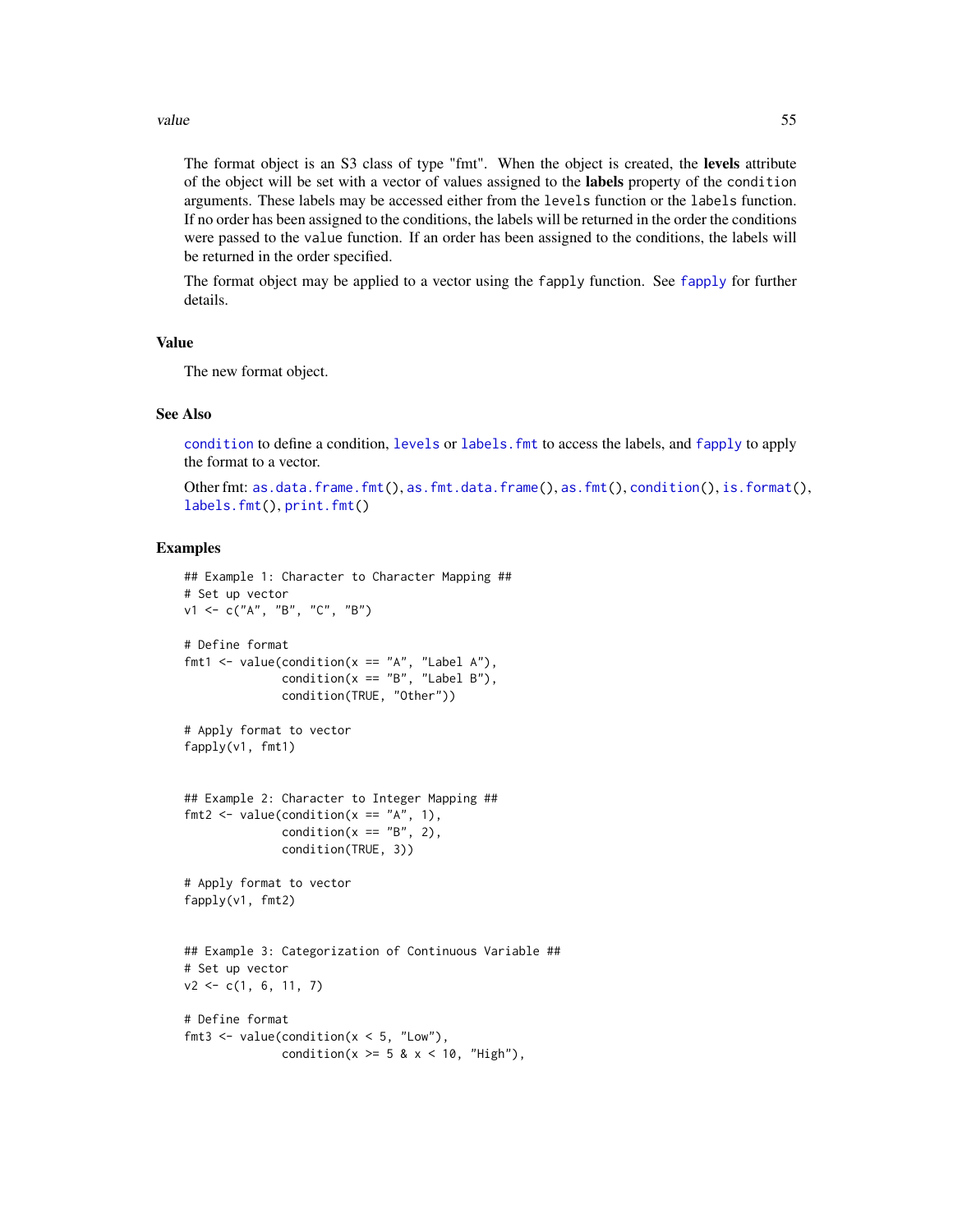The format object is an S3 class of type "fmt". When the object is created, the **levels** attribute of the object will be set with a vector of values assigned to the **labels** property of the `condition` arguments. These labels may be accessed either from the `levels` function or the `labels` function. If no order has been assigned to the conditions, the labels will be returned in the order the conditions were passed to the `value` function. If an order has been assigned to the conditions, the labels will be returned in the order specified.

The format object may be applied to a vector using the `fapply` function. See `fapply` for further details.

## Value

The new format object.

## See Also

`condition` to define a condition, `levels` or `labels.fmt` to access the labels, and `fapply` to apply the format to a vector.

Other fmt: `as.data.frame.fmt()`, `as.fmt.data.frame()`, `as.fmt()`, `condition()`, `is.format()`, `labels.fmt()`, `print.fmt()`

## Examples

```
## Example 1: Character to Character Mapping ##
# Set up vector
v1 <- c("A", "B", "C", "B")

# Define format
fmt1 <- value(condition(x == "A", "Label A"),
              condition(x == "B", "Label B"),
              condition(TRUE, "Other"))

# Apply format to vector
fapply(v1, fmt1)


## Example 2: Character to Integer Mapping ##
fmt2 <- value(condition(x == "A", 1),
              condition(x == "B", 2),
              condition(TRUE, 3))

# Apply format to vector
fapply(v1, fmt2)


## Example 3: Categorization of Continuous Variable ##
# Set up vector
v2 <- c(1, 6, 11, 7)

# Define format
fmt3 <- value(condition(x < 5, "Low"),
              condition(x >= 5 & x < 10, "High"),
```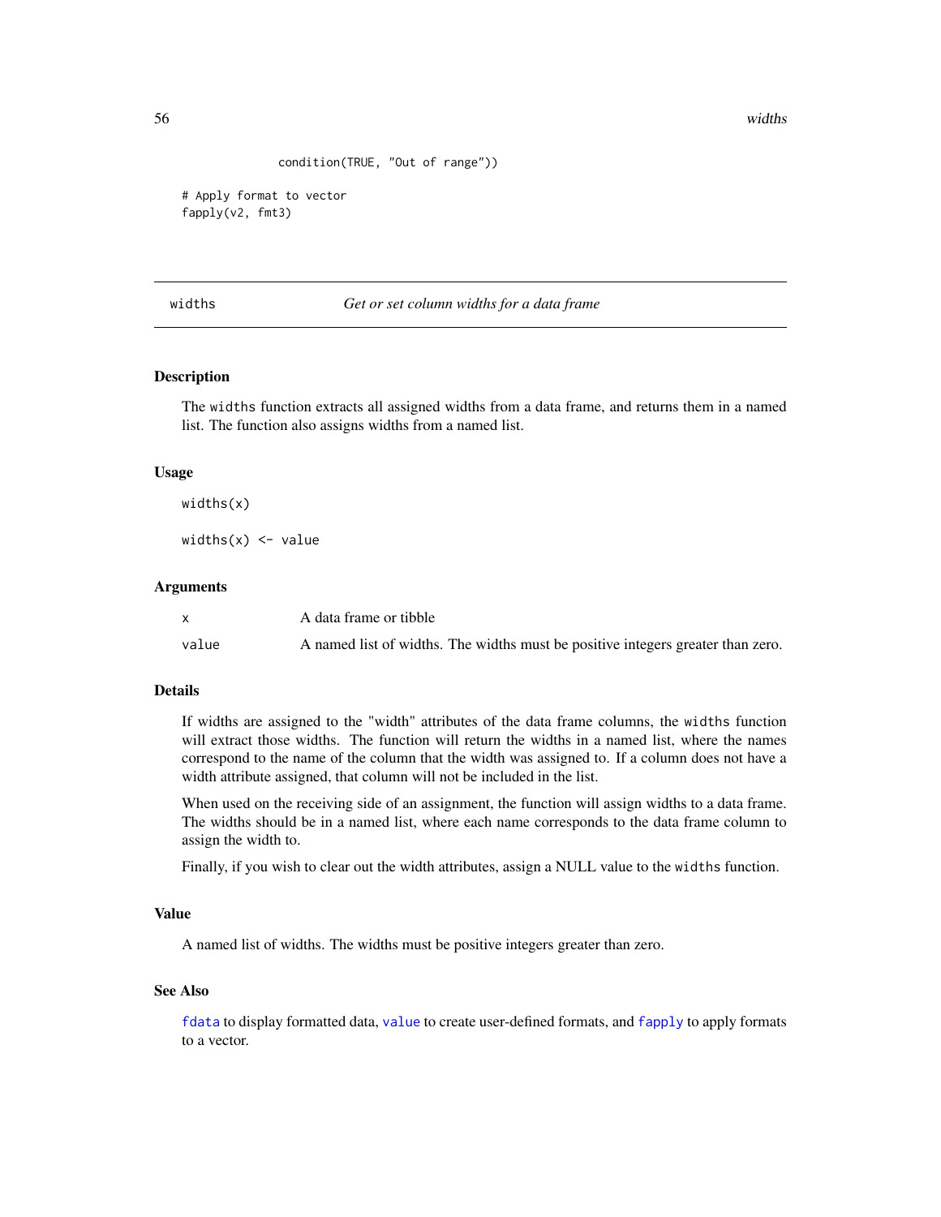```
            condition(TRUE, "Out of range"))

# Apply format to vector
fapply(v2, fmt3)
```

## widths — *Get or set column widths for a data frame*

### Description

The `widths` function extracts all assigned widths from a data frame, and returns them in a named list. The function also assigns widths from a named list.

### Usage

```
widths(x)

widths(x) <- value
```

### Arguments

| | |
|---|---|
| `x` | A data frame or tibble |
| `value` | A named list of widths. The widths must be positive integers greater than zero. |

### Details

If widths are assigned to the "width" attributes of the data frame columns, the `widths` function will extract those widths. The function will return the widths in a named list, where the names correspond to the name of the column that the width was assigned to. If a column does not have a width attribute assigned, that column will not be included in the list.

When used on the receiving side of an assignment, the function will assign widths to a data frame. The widths should be in a named list, where each name corresponds to the data frame column to assign the width to.

Finally, if you wish to clear out the width attributes, assign a NULL value to the `widths` function.

### Value

A named list of widths. The widths must be positive integers greater than zero.

### See Also

`fdata` to display formatted data, `value` to create user-defined formats, and `fapply` to apply formats to a vector.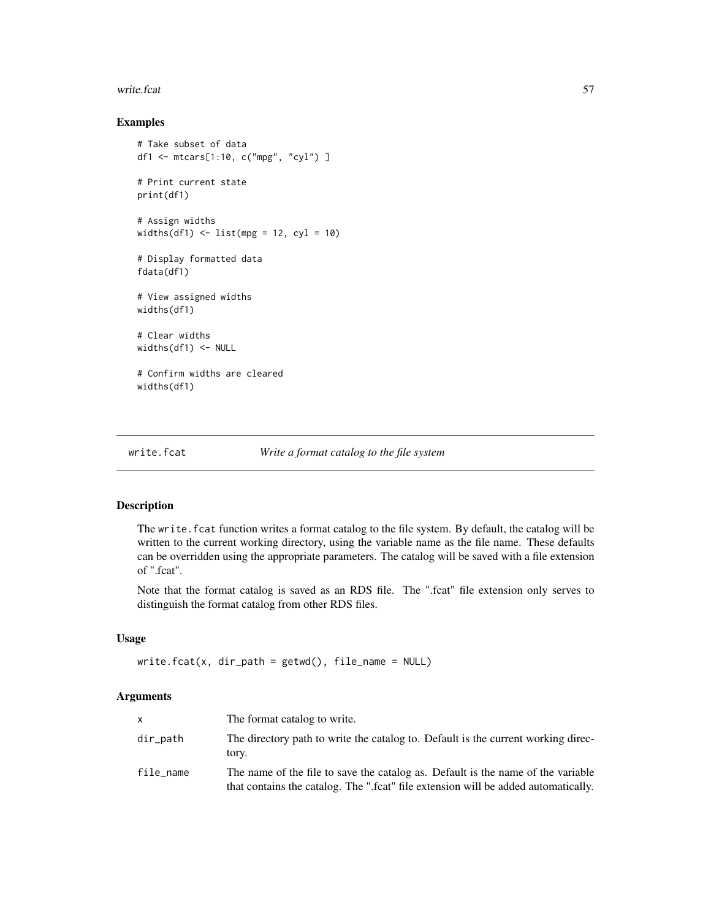### Examples

```
# Take subset of data
df1 <- mtcars[1:10, c("mpg", "cyl") ]

# Print current state
print(df1)

# Assign widths
widths(df1) <- list(mpg = 12, cyl = 10)

# Display formatted data
fdata(df1)

# View assigned widths
widths(df1)

# Clear widths
widths(df1) <- NULL

# Confirm widths are cleared
widths(df1)
```

## write.fcat *Write a format catalog to the file system*

### Description

The `write.fcat` function writes a format catalog to the file system. By default, the catalog will be written to the current working directory, using the variable name as the file name. These defaults can be overridden using the appropriate parameters. The catalog will be saved with a file extension of ".fcat".

Note that the format catalog is saved as an RDS file. The ".fcat" file extension only serves to distinguish the format catalog from other RDS files.

### Usage

```
write.fcat(x, dir_path = getwd(), file_name = NULL)
```

### Arguments

| | |
|---|---|
| x | The format catalog to write. |
| dir_path | The directory path to write the catalog to. Default is the current working directory. |
| file_name | The name of the file to save the catalog as. Default is the name of the variable that contains the catalog. The ".fcat" file extension will be added automatically. |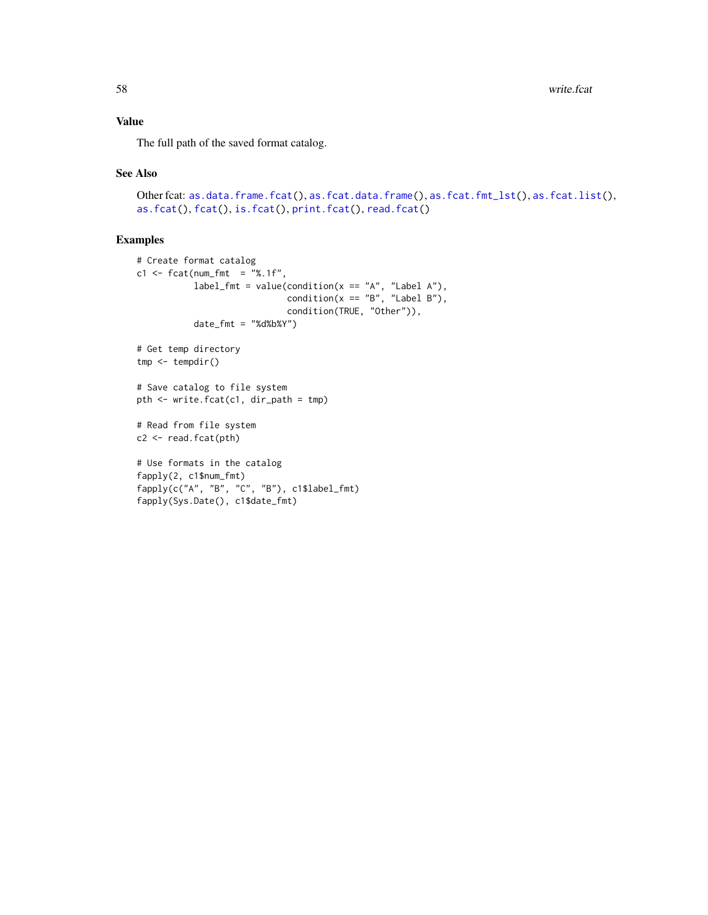## Value

The full path of the saved format catalog.

## See Also

Other fcat: `as.data.frame.fcat()`, `as.fcat.data.frame()`, `as.fcat.fmt_lst()`, `as.fcat.list()`, `as.fcat()`, `fcat()`, `is.fcat()`, `print.fcat()`, `read.fcat()`

## Examples

```
# Create format catalog
c1 <- fcat(num_fmt  = "%.1f",
           label_fmt = value(condition(x == "A", "Label A"),
                             condition(x == "B", "Label B"),
                             condition(TRUE, "Other")),
           date_fmt = "%d%b%Y")

# Get temp directory
tmp <- tempdir()

# Save catalog to file system
pth <- write.fcat(c1, dir_path = tmp)

# Read from file system
c2 <- read.fcat(pth)

# Use formats in the catalog
fapply(2, c1$num_fmt)
fapply(c("A", "B", "C", "B"), c1$label_fmt)
fapply(Sys.Date(), c1$date_fmt)
```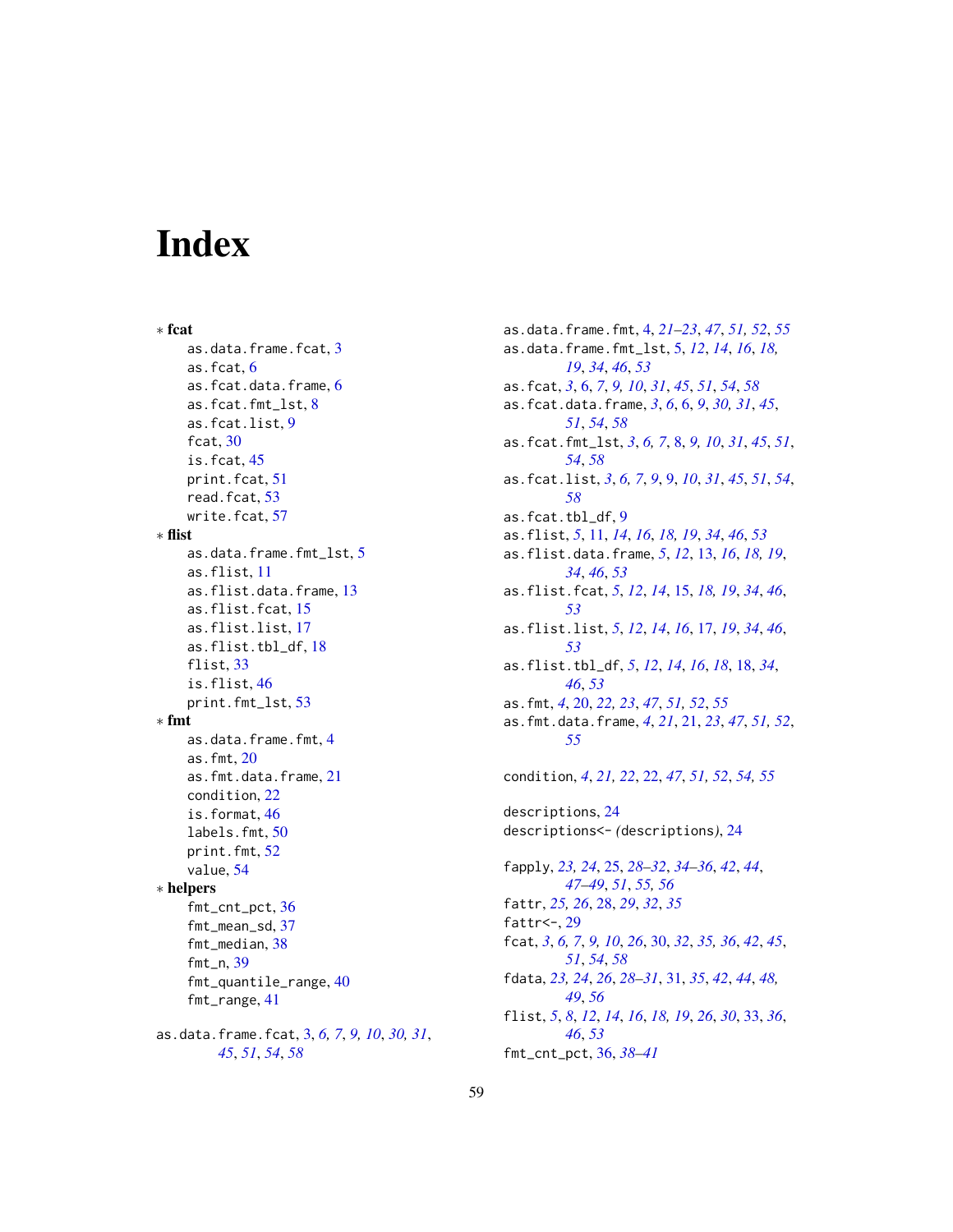# Index

∗ **fcat**
- as.data.frame.fcat, 3
- as.fcat, 6
- as.fcat.data.frame, 6
- as.fcat.fmt_lst, 8
- as.fcat.list, 9
- fcat, 30
- is.fcat, 45
- print.fcat, 51
- read.fcat, 53
- write.fcat, 57

∗ **flist**
- as.data.frame.fmt_lst, 5
- as.flist, 11
- as.flist.data.frame, 13
- as.flist.fcat, 15
- as.flist.list, 17
- as.flist.tbl_df, 18
- flist, 33
- is.flist, 46
- print.fmt_lst, 53

∗ **fmt**
- as.data.frame.fmt, 4
- as.fmt, 20
- as.fmt.data.frame, 21
- condition, 22
- is.format, 46
- labels.fmt, 50
- print.fmt, 52
- value, 54

∗ **helpers**
- fmt_cnt_pct, 36
- fmt_mean_sd, 37
- fmt_median, 38
- fmt_n, 39
- fmt_quantile_range, 40
- fmt_range, 41

as.data.frame.fcat, 3, *6*, *7*, *9*, *10*, *30*, *31*, *45*, *51*, *54*, *58*
as.data.frame.fmt, 4, *21–23*, *47*, *51*, *52*, *55*
as.data.frame.fmt_lst, 5, *12*, *14*, *16*, *18*, *19*, *34*, *46*, *53*
as.fcat, *3*, 6, *7*, *9*, *10*, *31*, *45*, *51*, *54*, *58*
as.fcat.data.frame, *3*, *6*, 6, *9*, *30*, *31*, *45*, *51*, *54*, *58*
as.fcat.fmt_lst, *3*, *6*, *7*, 8, *9*, *10*, *31*, *45*, *51*, *54*, *58*
as.fcat.list, *3*, *6*, *7*, *9*, 9, *10*, *31*, *45*, *51*, *54*, *58*
as.fcat.tbl_df, 9
as.flist, *5*, 11, *14*, *16*, *18*, *19*, *34*, *46*, *53*
as.flist.data.frame, *5*, *12*, 13, *16*, *18*, *19*, *34*, *46*, *53*
as.flist.fcat, *5*, *12*, *14*, 15, *18*, *19*, *34*, *46*, *53*
as.flist.list, *5*, *12*, *14*, *16*, 17, *19*, *34*, *46*, *53*
as.flist.tbl_df, *5*, *12*, *14*, *16*, *18*, 18, *34*, *46*, *53*
as.fmt, *4*, 20, *22*, *23*, *47*, *51*, *52*, *55*
as.fmt.data.frame, *4*, *21*, 21, *23*, *47*, *51*, *52*, *55*

condition, *4*, *21*, *22*, 22, *47*, *51*, *52*, *54*, *55*

descriptions, 24
descriptions<- (descriptions), 24

fapply, *23*, *24*, 25, *28–32*, *34–36*, *42*, *44*, *47–49*, *51*, *55*, *56*
fattr, *25*, *26*, 28, *29*, *32*, *35*
fattr<-, 29
fcat, *3*, *6*, *7*, *9*, *10*, *26*, 30, *32*, *35*, *36*, *42*, *45*, *51*, *54*, *58*
fdata, *23*, *24*, *26*, *28–31*, 31, *35*, *42*, *44*, *48*, *49*, *56*
flist, *5*, *8*, *12*, *14*, *16*, *18*, *19*, *26*, *30*, 33, *36*, *46*, *53*
fmt_cnt_pct, 36, *38–41*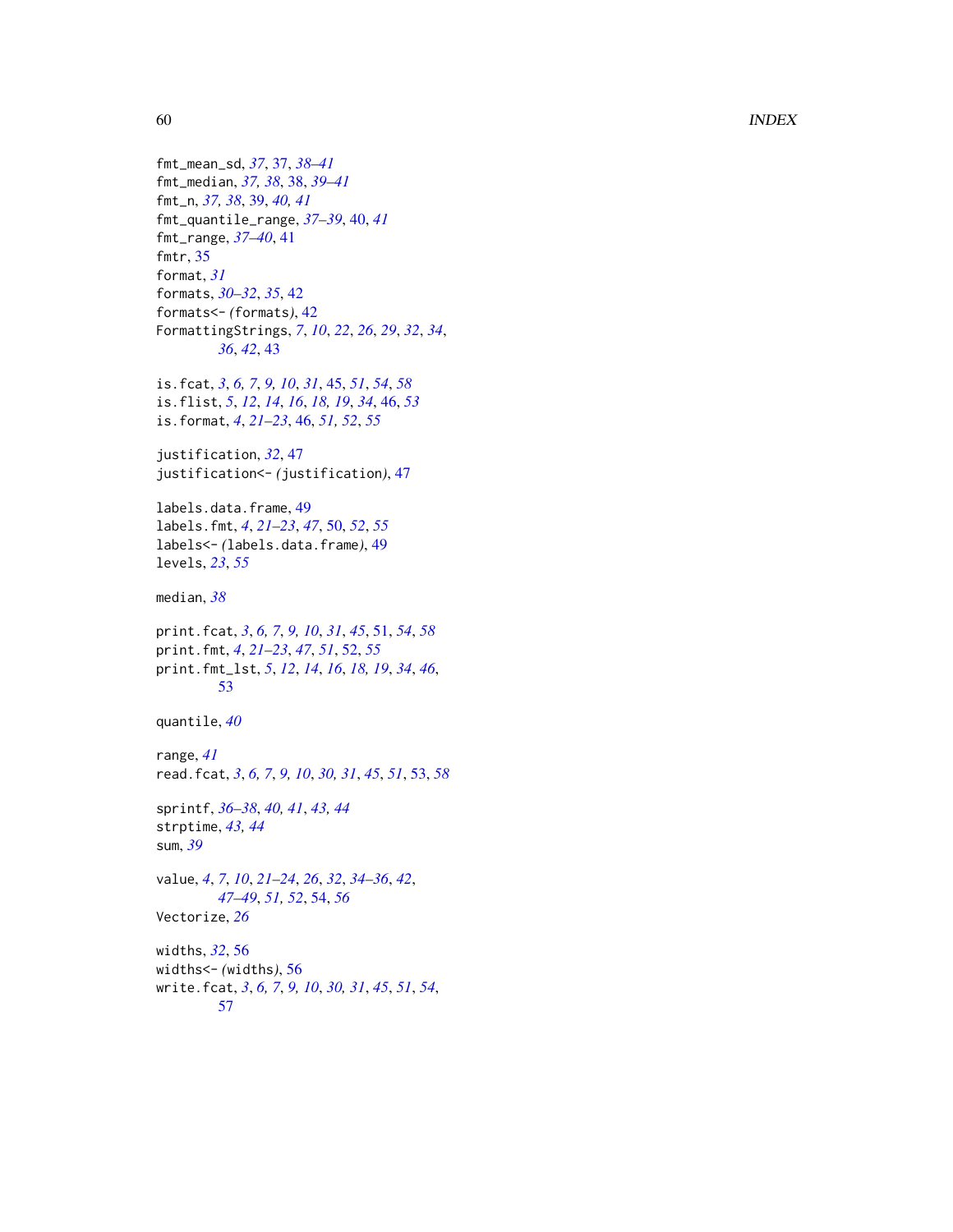fmt_mean_sd, *37*, 37, *38–41*
fmt_median, *37, 38*, 38, *39–41*
fmt_n, *37, 38*, 39, *40, 41*
fmt_quantile_range, *37–39*, 40, *41*
fmt_range, *37–40*, 41
fmtr, 35
format, *31*
formats, *30–32*, *35*, 42
formats<- *(*formats*)*, 42
FormattingStrings, *7*, *10*, *22*, *26*, *29*, *32*, *34*, *36*, *42*, 43

is.fcat, *3*, *6, 7*, *9, 10*, *31*, 45, *51*, *54*, *58*
is.flist, *5*, *12*, *14*, *16*, *18, 19*, *34*, 46, *53*
is.format, *4*, *21–23*, 46, *51, 52*, *55*

justification, *32*, 47
justification<- *(*justification*)*, 47

labels.data.frame, 49
labels.fmt, *4*, *21–23*, *47*, 50, *52*, *55*
labels<- *(*labels.data.frame*)*, 49
levels, *23*, *55*

median, *38*

print.fcat, *3*, *6, 7*, *9, 10*, *31*, *45*, 51, *54*, *58*
print.fmt, *4*, *21–23*, *47*, *51*, 52, *55*
print.fmt_lst, *5*, *12*, *14*, *16*, *18, 19*, *34*, *46*, 53

quantile, *40*

range, *41*
read.fcat, *3*, *6, 7*, *9, 10*, *30, 31*, *45*, *51*, 53, *58*

sprintf, *36–38*, *40, 41*, *43, 44*
strptime, *43, 44*
sum, *39*

value, *4*, *7*, *10*, *21–24*, *26*, *32*, *34–36*, *42*, *47–49*, *51, 52*, 54, *56*
Vectorize, *26*

widths, *32*, 56
widths<- *(*widths*)*, 56
write.fcat, *3*, *6, 7*, *9, 10*, *30, 31*, *45*, *51*, *54*, 57